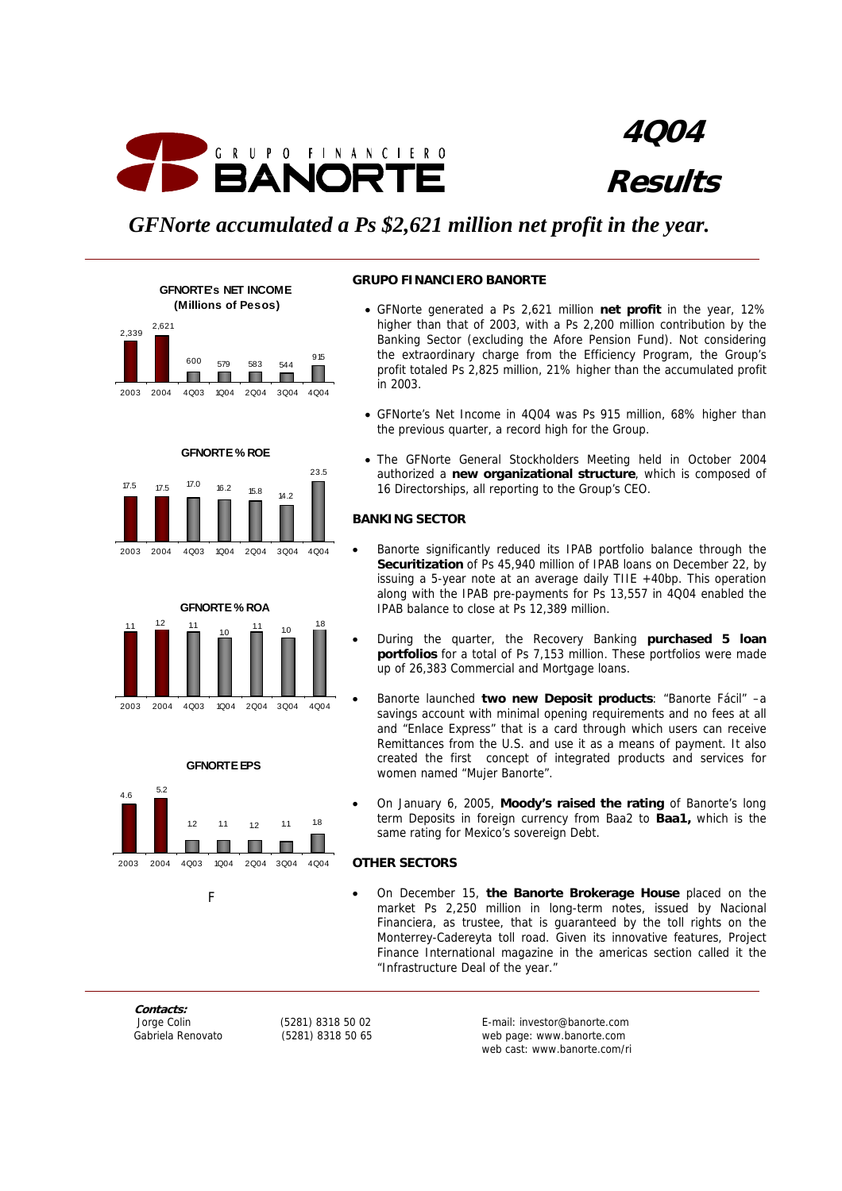# 4Q04 Results

## GRUPO FINANCIERO BANORTE

*GFNorte accumulated a Ps $2,621 million net profit in the year.*

**GFNORTE's NET INCOME (Millions of Pesos)**

| 2003 | 2004 | 4Q03 | 1Q04 | 2Q04 | 3Q04 | 4Q04 |
|---|---|---|---|---|---|---|
| 2,339 | 2,621 | 600 | 579 | 583 | 544 | 915 |

**GFNORTE % ROE**

| 2003 | 2004 | 4Q03 | 1Q04 | 2Q04 | 3Q04 | 4Q04 |
|---|---|---|---|---|---|---|
| 17.5 | 17.5 | 17.0 | 16.2 | 15.8 | 14.2 | 23.5 |

**GFNORTE % ROA**

| 2003 | 2004 | 4Q03 | 1Q04 | 2Q04 | 3Q04 | 4Q04 |
|---|---|---|---|---|---|---|
| 1.1 | 1.2 | 1.1 | 1.0 | 1.1 | 1.0 | 1.8 |

**GFNORTE EPS**

| 2003 | 2004 | 4Q03 | 1Q04 | 2Q04 | 3Q04 | 4Q04 |
|---|---|---|---|---|---|---|
| 4.6 | 5.2 | 1.2 | 1.1 | 1.2 | 1.1 | 1.8 |

F

### GRUPO FINANCIERO BANORTE

- GFNorte generated a Ps 2,621 million **net profit** in the year, 12% higher than that of 2003, with a Ps 2,200 million contribution by the Banking Sector (excluding the Afore Pension Fund). Not considering the extraordinary charge from the Efficiency Program, the Group's profit totaled Ps 2,825 million, 21% higher than the accumulated profit in 2003.
- GFNorte's Net Income in 4Q04 was Ps 915 million, 68% higher than the previous quarter, a record high for the Group.
- The GFNorte General Stockholders Meeting held in October 2004 authorized a **new organizational structure**, which is composed of 16 Directorships, all reporting to the Group's CEO.

### BANKING SECTOR

- Banorte significantly reduced its IPAB portfolio balance through the **Securitization** of Ps 45,940 million of IPAB loans on December 22, by issuing a 5-year note at an average daily TIIE +40bp. This operation along with the IPAB pre-payments for Ps 13,557 in 4Q04 enabled the IPAB balance to close at Ps 12,389 million.
- During the quarter, the Recovery Banking **purchased 5 loan portfolios** for a total of Ps 7,153 million. These portfolios were made up of 26,383 Commercial and Mortgage loans.
- Banorte launched **two new Deposit products**: "Banorte Fácil" –a savings account with minimal opening requirements and no fees at all and "Enlace Express" that is a card through which users can receive Remittances from the U.S. and use it as a means of payment. It also created the first concept of integrated products and services for women named "Mujer Banorte".
- On January 6, 2005, **Moody's raised the rating** of Banorte's long term Deposits in foreign currency from Baa2 to **Baa1,** which is the same rating for Mexico's sovereign Debt.

### OTHER SECTORS

- On December 15, **the Banorte Brokerage House** placed on the market Ps 2,250 million in long-term notes, issued by Nacional Financiera, as trustee, that is guaranteed by the toll rights on the Monterrey-Cadereyta toll road. Given its innovative features, Project Finance International magazine in the americas section called it the "Infrastructure Deal of the year."

**Contacts:**

| | | |
|---|---|---|
| Jorge Colin | (5281) 8318 50 02 | E-mail: investor@banorte.com |
| Gabriela Renovato | (5281) 8318 50 65 | web page: www.banorte.com |
| | | web cast: www.banorte.com/ri |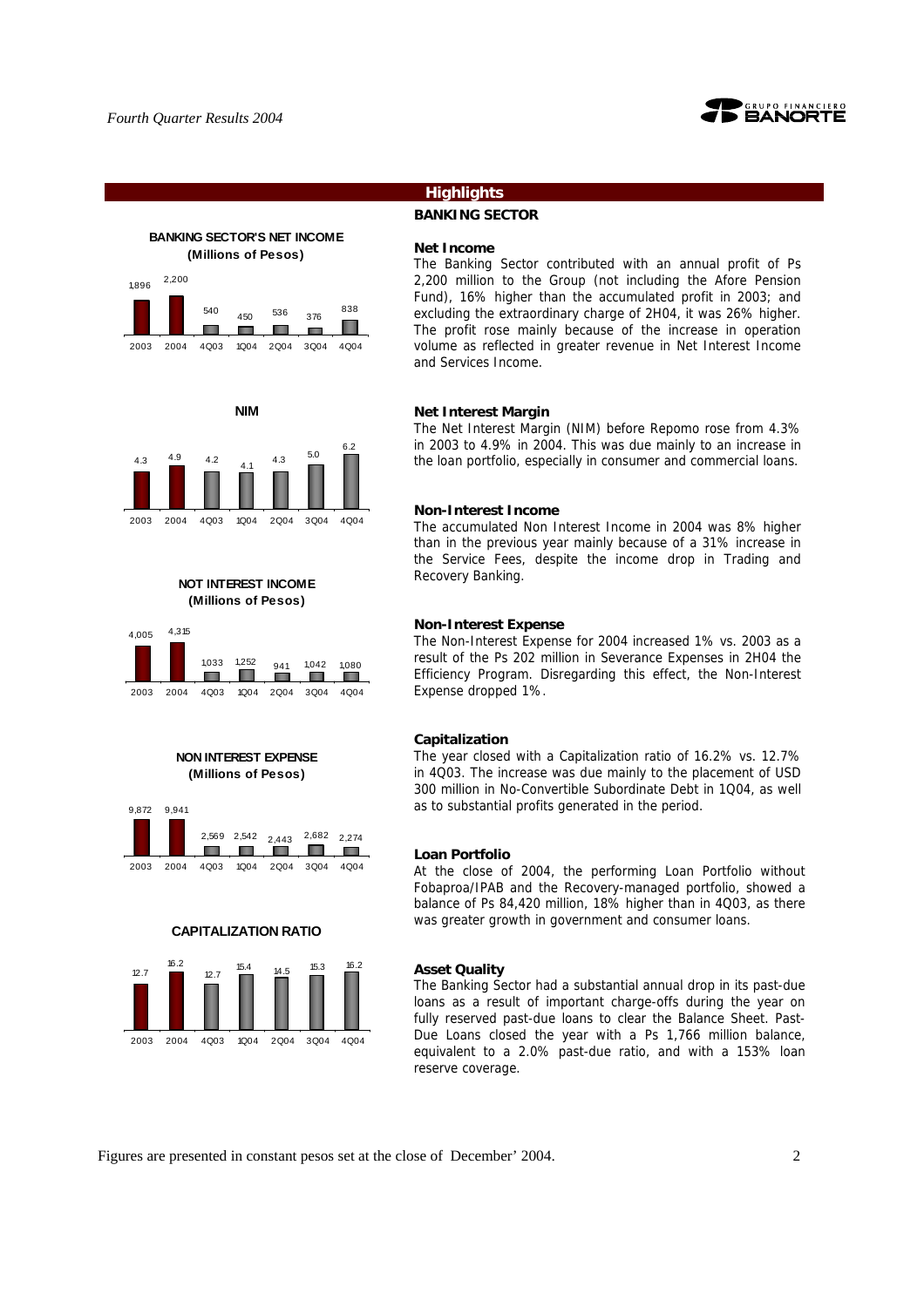## Highlights

### BANKING SECTOR

**BANKING SECTOR'S NET INCOME (Millions of Pesos)**

| 2003 | 2004 | 4Q03 | 1Q04 | 2Q04 | 3Q04 | 4Q04 |
|---|---|---|---|---|---|---|
| 1,896 | 2,200 | 540 | 450 | 536 | 376 | 838 |

**Net Income**

The Banking Sector contributed with an annual profit of Ps 2,200 million to the Group (not including the Afore Pension Fund), 16% higher than the accumulated profit in 2003; and excluding the extraordinary charge of 2H04, it was 26% higher. The profit rose mainly because of the increase in operation volume as reflected in greater revenue in Net Interest Income and Services Income.

**NIM**

| 2003 | 2004 | 4Q03 | 1Q04 | 2Q04 | 3Q04 | 4Q04 |
|---|---|---|---|---|---|---|
| 4.3 | 4.9 | 4.2 | 4.1 | 4.3 | 5.0 | 6.2 |

**Net Interest Margin**

The Net Interest Margin (NIM) before Repomo rose from 4.3% in 2003 to 4.9% in 2004. This was due mainly to an increase in the loan portfolio, especially in consumer and commercial loans.

**NOT INTEREST INCOME (Millions of Pesos)**

| 2003 | 2004 | 4Q03 | 1Q04 | 2Q04 | 3Q04 | 4Q04 |
|---|---|---|---|---|---|---|
| 4,005 | 4,315 | 1,033 | 1,252 | 941 | 1,042 | 1,080 |

**Non-Interest Income**

The accumulated Non Interest Income in 2004 was 8% higher than in the previous year mainly because of a 31% increase in the Service Fees, despite the income drop in Trading and Recovery Banking.

**NON INTEREST EXPENSE (Millions of Pesos)**

| 2003 | 2004 | 4Q03 | 1Q04 | 2Q04 | 3Q04 | 4Q04 |
|---|---|---|---|---|---|---|
| 9,872 | 9,941 | 2,569 | 2,542 | 2,443 | 2,682 | 2,274 |

**Non-Interest Expense**

The Non-Interest Expense for 2004 increased 1% vs. 2003 as a result of the Ps 202 million in Severance Expenses in 2H04 the Efficiency Program. Disregarding this effect, the Non-Interest Expense dropped 1%.

**CAPITALIZATION RATIO**

| 2003 | 2004 | 4Q03 | 1Q04 | 2Q04 | 3Q04 | 4Q04 |
|---|---|---|---|---|---|---|
| 12.7 | 16.2 | 12.7 | 15.4 | 14.5 | 15.3 | 16.2 |

**Capitalization**

The year closed with a Capitalization ratio of 16.2% vs. 12.7% in 4Q03. The increase was due mainly to the placement of USD 300 million in No-Convertible Subordinate Debt in 1Q04, as well as to substantial profits generated in the period.

**Loan Portfolio**

At the close of 2004, the performing Loan Portfolio without Fobaproa/IPAB and the Recovery-managed portfolio, showed a balance of Ps 84,420 million, 18% higher than in 4Q03, as there was greater growth in government and consumer loans.

**Asset Quality**

The Banking Sector had a substantial annual drop in its past-due loans as a result of important charge-offs during the year on fully reserved past-due loans to clear the Balance Sheet. Past-Due Loans closed the year with a Ps 1,766 million balance, equivalent to a 2.0% past-due ratio, and with a 153% loan reserve coverage.

Figures are presented in constant pesos set at the close of December' 2004.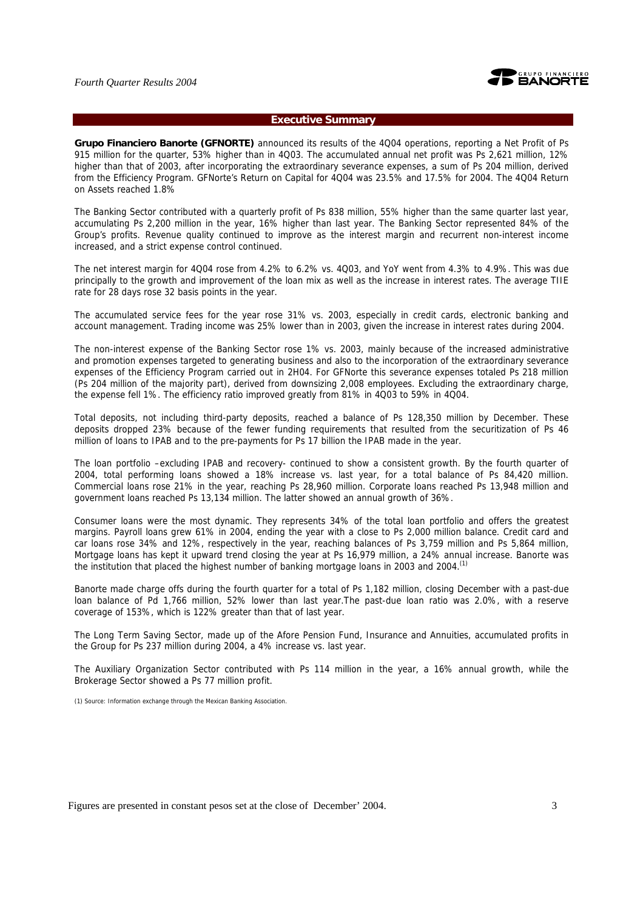## Executive Summary

**Grupo Financiero Banorte (GFNORTE)** announced its results of the 4Q04 operations, reporting a Net Profit of Ps 915 million for the quarter, 53% higher than in 4Q03. The accumulated annual net profit was Ps 2,621 million, 12% higher than that of 2003, after incorporating the extraordinary severance expenses, a sum of Ps 204 million, derived from the Efficiency Program. GFNorte's Return on Capital for 4Q04 was 23.5% and 17.5% for 2004. The 4Q04 Return on Assets reached 1.8%

The Banking Sector contributed with a quarterly profit of Ps 838 million, 55% higher than the same quarter last year, accumulating Ps 2,200 million in the year, 16% higher than last year. The Banking Sector represented 84% of the Group's profits. Revenue quality continued to improve as the interest margin and recurrent non-interest income increased, and a strict expense control continued.

The net interest margin for 4Q04 rose from 4.2% to 6.2% vs. 4Q03, and YoY went from 4.3% to 4.9%. This was due principally to the growth and improvement of the loan mix as well as the increase in interest rates. The average TIIE rate for 28 days rose 32 basis points in the year.

The accumulated service fees for the year rose 31% vs. 2003, especially in credit cards, electronic banking and account management. Trading income was 25% lower than in 2003, given the increase in interest rates during 2004.

The non-interest expense of the Banking Sector rose 1% vs. 2003, mainly because of the increased administrative and promotion expenses targeted to generating business and also to the incorporation of the extraordinary severance expenses of the Efficiency Program carried out in 2H04. For GFNorte this severance expenses totaled Ps 218 million (Ps 204 million of the majority part), derived from downsizing 2,008 employees. Excluding the extraordinary charge, the expense fell 1%. The efficiency ratio improved greatly from 81% in 4Q03 to 59% in 4Q04.

Total deposits, not including third-party deposits, reached a balance of Ps 128,350 million by December. These deposits dropped 23% because of the fewer funding requirements that resulted from the securitization of Ps 46 million of loans to IPAB and to the pre-payments for Ps 17 billion the IPAB made in the year.

The loan portfolio –excluding IPAB and recovery- continued to show a consistent growth. By the fourth quarter of 2004, total performing loans showed a 18% increase vs. last year, for a total balance of Ps 84,420 million. Commercial loans rose 21% in the year, reaching Ps 28,960 million. Corporate loans reached Ps 13,948 million and government loans reached Ps 13,134 million. The latter showed an annual growth of 36%.

Consumer loans were the most dynamic. They represents 34% of the total loan portfolio and offers the greatest margins. Payroll loans grew 61% in 2004, ending the year with a close to Ps 2,000 million balance. Credit card and car loans rose 34% and 12%, respectively in the year, reaching balances of Ps 3,759 million and Ps 5,864 million, Mortgage loans has kept it upward trend closing the year at Ps 16,979 million, a 24% annual increase. Banorte was the institution that placed the highest number of banking mortgage loans in 2003 and 2004.[1]

Banorte made charge offs during the fourth quarter for a total of Ps 1,182 million, closing December with a past-due loan balance of Pd 1,766 million, 52% lower than last year.The past-due loan ratio was 2.0%, with a reserve coverage of 153%, which is 122% greater than that of last year.

The Long Term Saving Sector, made up of the Afore Pension Fund, Insurance and Annuities, accumulated profits in the Group for Ps 237 million during 2004, a 4% increase vs. last year.

The Auxiliary Organization Sector contributed with Ps 114 million in the year, a 16% annual growth, while the Brokerage Sector showed a Ps 77 million profit.

(1) Source: Information exchange through the Mexican Banking Association.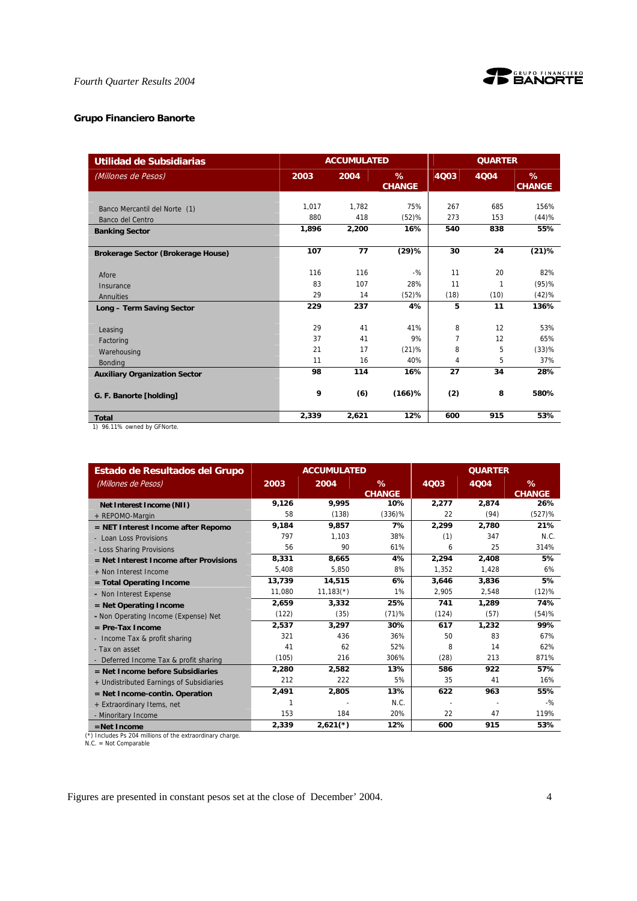## Grupo Financiero Banorte

| Utilidad de Subsidiarias | ACCUMULATED | | | QUARTER | | |
|---|---|---|---|---|---|---|
| *(Millones de Pesos)* | 2003 | 2004 | % CHANGE | 4Q03 | 4Q04 | % CHANGE |
| Banco Mercantil del Norte (1) | 1,017 | 1,782 | 75% | 267 | 685 | 156% |
| Banco del Centro | 880 | 418 | (52)% | 273 | 153 | (44)% |
| **Banking Sector** | **1,896** | **2,200** | **16%** | **540** | **838** | **55%** |
| **Brokerage Sector (Brokerage House)** | **107** | **77** | **(29)%** | **30** | **24** | **(21)%** |
| Afore | 116 | 116 | -% | 11 | 20 | 82% |
| Insurance | 83 | 107 | 28% | 11 | 1 | (95)% |
| Annuities | 29 | 14 | (52)% | (18) | (10) | (42)% |
| **Long – Term Saving Sector** | **229** | **237** | **4%** | **5** | **11** | **136%** |
| Leasing | 29 | 41 | 41% | 8 | 12 | 53% |
| Factoring | 37 | 41 | 9% | 7 | 12 | 65% |
| Warehousing | 21 | 17 | (21)% | 8 | 5 | (33)% |
| Bonding | 11 | 16 | 40% | 4 | 5 | 37% |
| **Auxiliary Organization Sector** | **98** | **114** | **16%** | **27** | **34** | **28%** |
| **G. F. Banorte [holding]** | **9** | **(6)** | **(166)%** | **(2)** | **8** | **580%** |
| **Total** | **2,339** | **2,621** | **12%** | **600** | **915** | **53%** |

1) 96.11% owned by GFNorte.

| Estado de Resultados del Grupo | ACCUMULATED | | | QUARTER | | |
|---|---|---|---|---|---|---|
| *(Millones de Pesos)* | 2003 | 2004 | % CHANGE | 4Q03 | 4Q04 | % CHANGE |
| **Net Interest Income (NII)** | **9,126** | **9,995** | **10%** | **2,277** | **2,874** | **26%** |
| + REPOMO-Margin | 58 | (138) | (336)% | 22 | (94) | (527)% |
| **= NET Interest Income after Repomo** | **9,184** | **9,857** | **7%** | **2,299** | **2,780** | **21%** |
| - Loan Loss Provisions | 797 | 1,103 | 38% | (1) | 347 | N.C. |
| - Loss Sharing Provisions | 56 | 90 | 61% | 6 | 25 | 314% |
| **= Net Interest Income after Provisions** | **8,331** | **8,665** | **4%** | **2,294** | **2,408** | **5%** |
| + Non Interest Income | 5,408 | 5,850 | 8% | 1,352 | 1,428 | 6% |
| **= Total Operating Income** | **13,739** | **14,515** | **6%** | **3,646** | **3,836** | **5%** |
| - Non Interest Expense | 11,080 | 11,183(*) | 1% | 2,905 | 2,548 | (12)% |
| **= Net Operating Income** | **2,659** | **3,332** | **25%** | **741** | **1,289** | **74%** |
| - Non Operating Income (Expense) Net | (122) | (35) | (71)% | (124) | (57) | (54)% |
| **= Pre-Tax Income** | **2,537** | **3,297** | **30%** | **617** | **1,232** | **99%** |
| - Income Tax & profit sharing | 321 | 436 | 36% | 50 | 83 | 67% |
| - Tax on asset | 41 | 62 | 52% | 8 | 14 | 62% |
| - Deferred Income Tax & profit sharing | (105) | 216 | 306% | (28) | 213 | 871% |
| **= Net Income before Subsidiaries** | **2,280** | **2,582** | **13%** | **586** | **922** | **57%** |
| + Undistributed Earnings of Subsidiaries | 212 | 222 | 5% | 35 | 41 | 16% |
| **= Net Income-contin. Operation** | **2,491** | **2,805** | **13%** | **622** | **963** | **55%** |
| + Extraordinary Items, net | 1 | - | N.C. | - | - | -% |
| - Minoritary Income | 153 | 184 | 20% | 22 | 47 | 119% |
| **=Net Income** | **2,339** | **2,621(*)** | **12%** | **600** | **915** | **53%** |

(*) Includes Ps 204 millions of the extraordinary charge.
N.C. = Not Comparable

Figures are presented in constant pesos set at the close of December' 2004.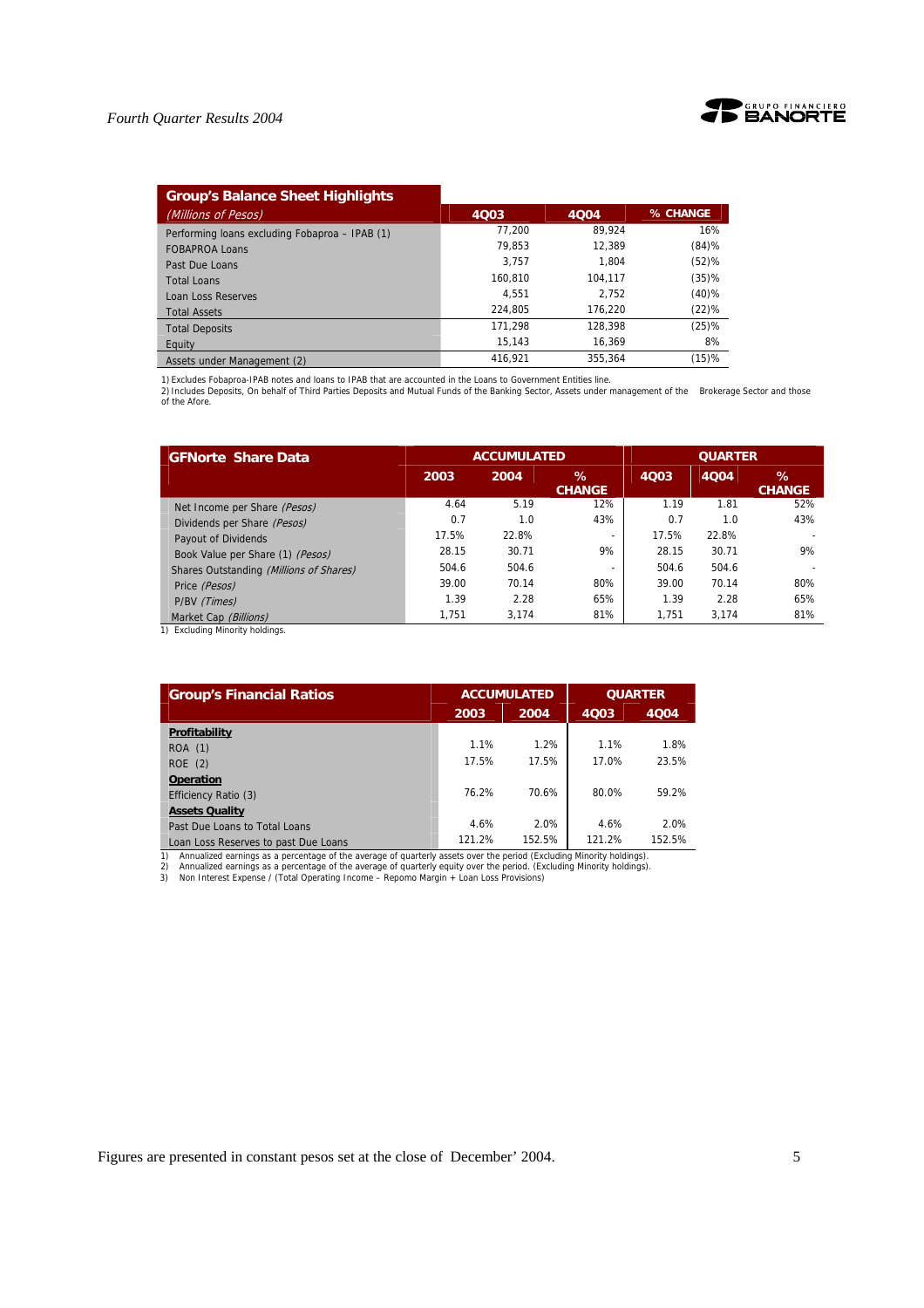| Group's Balance Sheet Highlights *(Millions of Pesos)* | 4Q03 | 4Q04 | % CHANGE |
|---|---|---|---|
| Performing loans excluding Fobaproa – IPAB (1) | 77,200 | 89,924 | 16% |
| FOBAPROA Loans | 79,853 | 12,389 | (84)% |
| Past Due Loans | 3,757 | 1,804 | (52)% |
| Total Loans | 160,810 | 104,117 | (35)% |
| Loan Loss Reserves | 4,551 | 2,752 | (40)% |
| Total Assets | 224,805 | 176,220 | (22)% |
| Total Deposits | 171,298 | 128,398 | (25)% |
| Equity | 15,143 | 16,369 | 8% |
| Assets under Management (2) | 416,921 | 355,364 | (15)% |

1) Excludes Fobaproa-IPAB notes and loans to IPAB that are accounted in the Loans to Government Entities line.
2) Includes Deposits, On behalf of Third Parties Deposits and Mutual Funds of the Banking Sector, Assets under management of the Brokerage Sector and those of the Afore.

| GFNorte Share Data | ACCUMULATED | | | QUARTER | | |
|---|---|---|---|---|---|---|
| | 2003 | 2004 | % CHANGE | 4Q03 | 4Q04 | % CHANGE |
| Net Income per Share *(Pesos)* | 4.64 | 5.19 | 12% | 1.19 | 1.81 | 52% |
| Dividends per Share *(Pesos)* | 0.7 | 1.0 | 43% | 0.7 | 1.0 | 43% |
| Payout of Dividends | 17.5% | 22.8% | - | 17.5% | 22.8% | - |
| Book Value per Share (1) *(Pesos)* | 28.15 | 30.71 | 9% | 28.15 | 30.71 | 9% |
| Shares Outstanding *(Millions of Shares)* | 504.6 | 504.6 | - | 504.6 | 504.6 | - |
| Price *(Pesos)* | 39.00 | 70.14 | 80% | 39.00 | 70.14 | 80% |
| P/BV *(Times)* | 1.39 | 2.28 | 65% | 1.39 | 2.28 | 65% |
| Market Cap *(Billions)* | 1,751 | 3,174 | 81% | 1,751 | 3,174 | 81% |

1) Excluding Minority holdings.

| Group's Financial Ratios | ACCUMULATED | | QUARTER | |
|---|---|---|---|---|
| | 2003 | 2004 | 4Q03 | 4Q04 |
| **Profitability** | | | | |
| ROA (1) | 1.1% | 1.2% | 1.1% | 1.8% |
| ROE (2) | 17.5% | 17.5% | 17.0% | 23.5% |
| **Operation** | | | | |
| Efficiency Ratio (3) | 76.2% | 70.6% | 80.0% | 59.2% |
| **Assets Quality** | | | | |
| Past Due Loans to Total Loans | 4.6% | 2.0% | 4.6% | 2.0% |
| Loan Loss Reserves to past Due Loans | 121.2% | 152.5% | 121.2% | 152.5% |

1) Annualized earnings as a percentage of the average of quarterly assets over the period (Excluding Minority holdings).
2) Annualized earnings as a percentage of the average of quarterly equity over the period. (Excluding Minority holdings).
3) Non Interest Expense / (Total Operating Income – Repomo Margin + Loan Loss Provisions)

Figures are presented in constant pesos set at the close of December' 2004.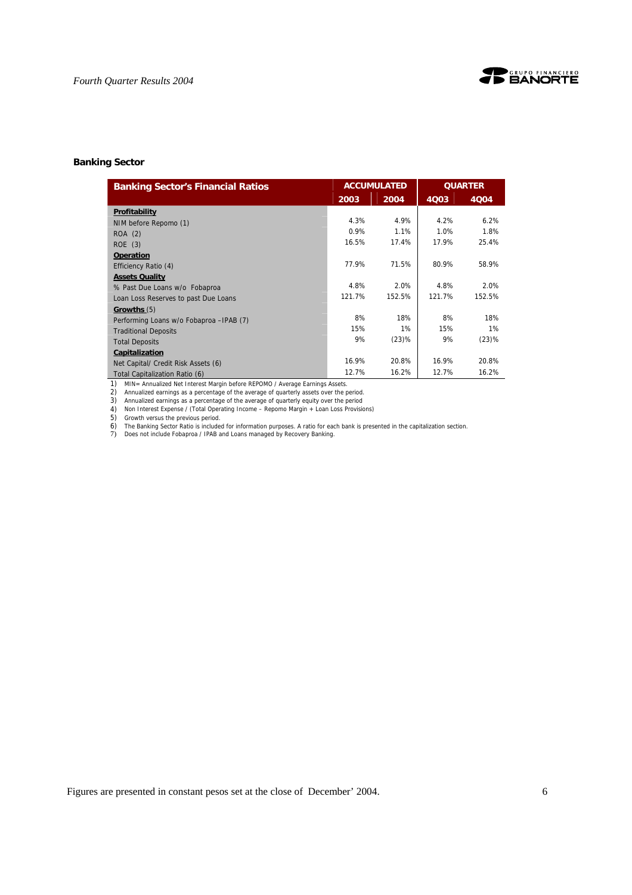## Banking Sector

| Banking Sector's Financial Ratios | ACCUMULATED | | QUARTER | |
|---|---|---|---|---|
| | 2003 | 2004 | 4Q03 | 4Q04 |
| **Profitability** | | | | |
| NIM before Repomo (1) | 4.3% | 4.9% | 4.2% | 6.2% |
| ROA (2) | 0.9% | 1.1% | 1.0% | 1.8% |
| ROE (3) | 16.5% | 17.4% | 17.9% | 25.4% |
| **Operation** | | | | |
| Efficiency Ratio (4) | 77.9% | 71.5% | 80.9% | 58.9% |
| **Assets Quality** | | | | |
| % Past Due Loans w/o Fobaproa | 4.8% | 2.0% | 4.8% | 2.0% |
| Loan Loss Reserves to past Due Loans | 121.7% | 152.5% | 121.7% | 152.5% |
| **Growths** (5) | | | | |
| Performing Loans w/o Fobaproa –IPAB (7) | 8% | 18% | 8% | 18% |
| Traditional Deposits | 15% | 1% | 15% | 1% |
| Total Deposits | 9% | (23)% | 9% | (23)% |
| **Capitalization** | | | | |
| Net Capital/ Credit Risk Assets (6) | 16.9% | 20.8% | 16.9% | 20.8% |
| Total Capitalization Ratio (6) | 12.7% | 16.2% | 12.7% | 16.2% |

1) MIN= Annualized Net Interest Margin before REPOMO / Average Earnings Assets.
2) Annualized earnings as a percentage of the average of quarterly assets over the period.
3) Annualized earnings as a percentage of the average of quarterly equity over the period
4) Non Interest Expense / (Total Operating Income – Repomo Margin + Loan Loss Provisions)
5) Growth versus the previous period.
6) The Banking Sector Ratio is included for information purposes. A ratio for each bank is presented in the capitalization section.
7) Does not include Fobaproa / IPAB and Loans managed by Recovery Banking.

Figures are presented in constant pesos set at the close of December' 2004.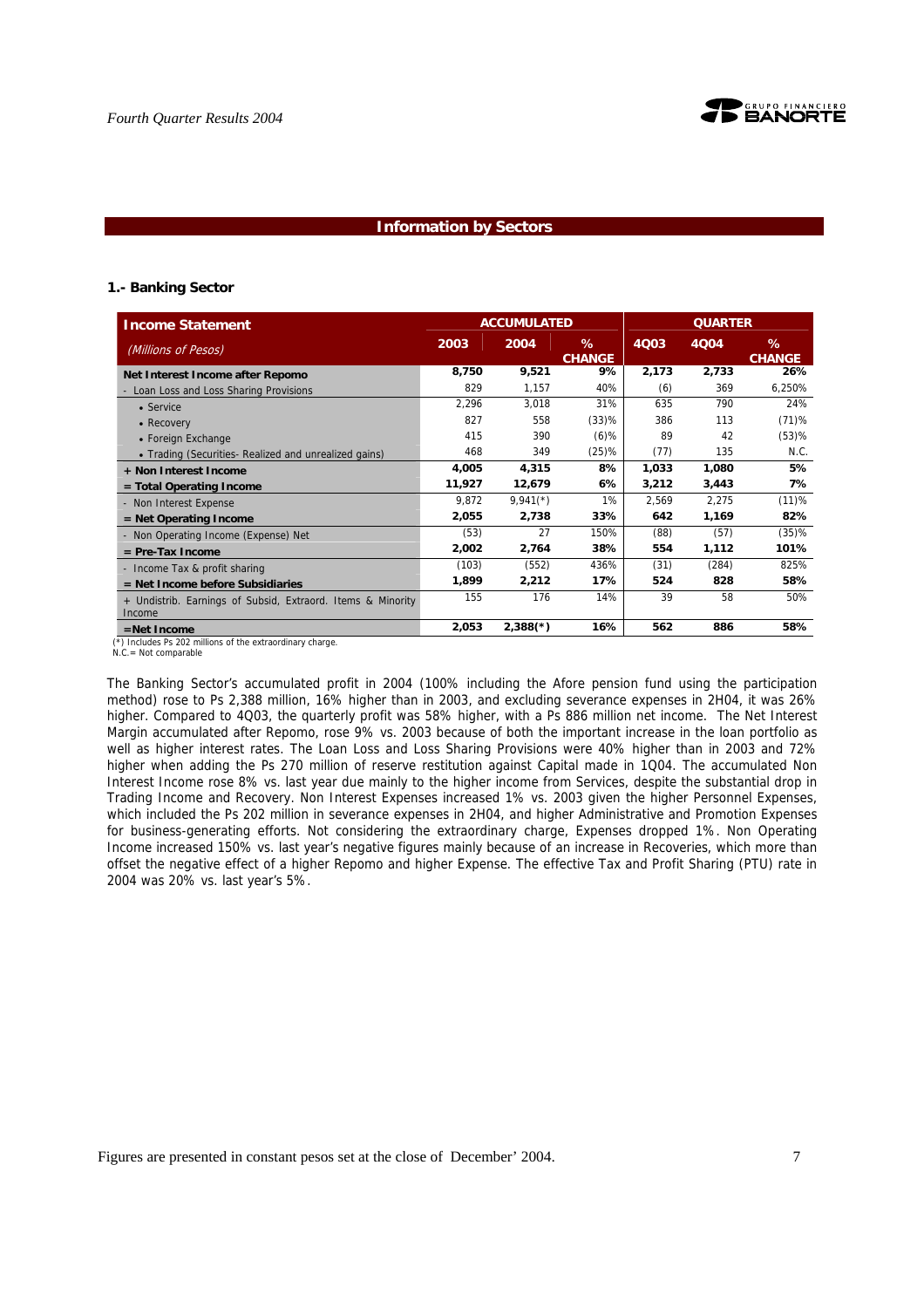## Information by Sectors

### 1.- Banking Sector

| Income Statement (Millions of Pesos) | ACCUMULATED | | | QUARTER | | |
|---|---|---|---|---|---|---|
| | 2003 | 2004 | % CHANGE | 4Q03 | 4Q04 | % CHANGE |
| **Net Interest Income after Repomo** | **8,750** | **9,521** | **9%** | **2,173** | **2,733** | **26%** |
| - Loan Loss and Loss Sharing Provisions | 829 | 1,157 | 40% | (6) | 369 | 6,250% |
| • Service | 2,296 | 3,018 | 31% | 635 | 790 | 24% |
| • Recovery | 827 | 558 | (33)% | 386 | 113 | (71)% |
| • Foreign Exchange | 415 | 390 | (6)% | 89 | 42 | (53)% |
| • Trading (Securities- Realized and unrealized gains) | 468 | 349 | (25)% | (77) | 135 | N.C. |
| **+ Non Interest Income** | **4,005** | **4,315** | **8%** | **1,033** | **1,080** | **5%** |
| **= Total Operating Income** | **11,927** | **12,679** | **6%** | **3,212** | **3,443** | **7%** |
| - Non Interest Expense | 9,872 | 9,941(*) | 1% | 2,569 | 2,275 | (11)% |
| **= Net Operating Income** | **2,055** | **2,738** | **33%** | **642** | **1,169** | **82%** |
| - Non Operating Income (Expense) Net | (53) | 27 | 150% | (88) | (57) | (35)% |
| **= Pre-Tax Income** | **2,002** | **2,764** | **38%** | **554** | **1,112** | **101%** |
| - Income Tax & profit sharing | (103) | (552) | 436% | (31) | (284) | 825% |
| **= Net Income before Subsidiaries** | **1,899** | **2,212** | **17%** | **524** | **828** | **58%** |
| + Undistrib. Earnings of Subsid, Extraord. Items & Minority Income | 155 | 176 | 14% | 39 | 58 | 50% |
| **=Net Income** | **2,053** | **2,388(*)** | **16%** | **562** | **886** | **58%** |

(*) Includes Ps 202 millions of the extraordinary charge.
N.C.= Not comparable

The Banking Sector's accumulated profit in 2004 (100% including the Afore pension fund using the participation method) rose to Ps 2,388 million, 16% higher than in 2003, and excluding severance expenses in 2H04, it was 26% higher. Compared to 4Q03, the quarterly profit was 58% higher, with a Ps 886 million net income. The Net Interest Margin accumulated after Repomo, rose 9% vs. 2003 because of both the important increase in the loan portfolio as well as higher interest rates. The Loan Loss and Loss Sharing Provisions were 40% higher than in 2003 and 72% higher when adding the Ps 270 million of reserve restitution against Capital made in 1Q04. The accumulated Non Interest Income rose 8% vs. last year due mainly to the higher income from Services, despite the substantial drop in Trading Income and Recovery. Non Interest Expenses increased 1% vs. 2003 given the higher Personnel Expenses, which included the Ps 202 million in severance expenses in 2H04, and higher Administrative and Promotion Expenses for business-generating efforts. Not considering the extraordinary charge, Expenses dropped 1%. Non Operating Income increased 150% vs. last year's negative figures mainly because of an increase in Recoveries, which more than offset the negative effect of a higher Repomo and higher Expense. The effective Tax and Profit Sharing (PTU) rate in 2004 was 20% vs. last year's 5%.

Figures are presented in constant pesos set at the close of December' 2004.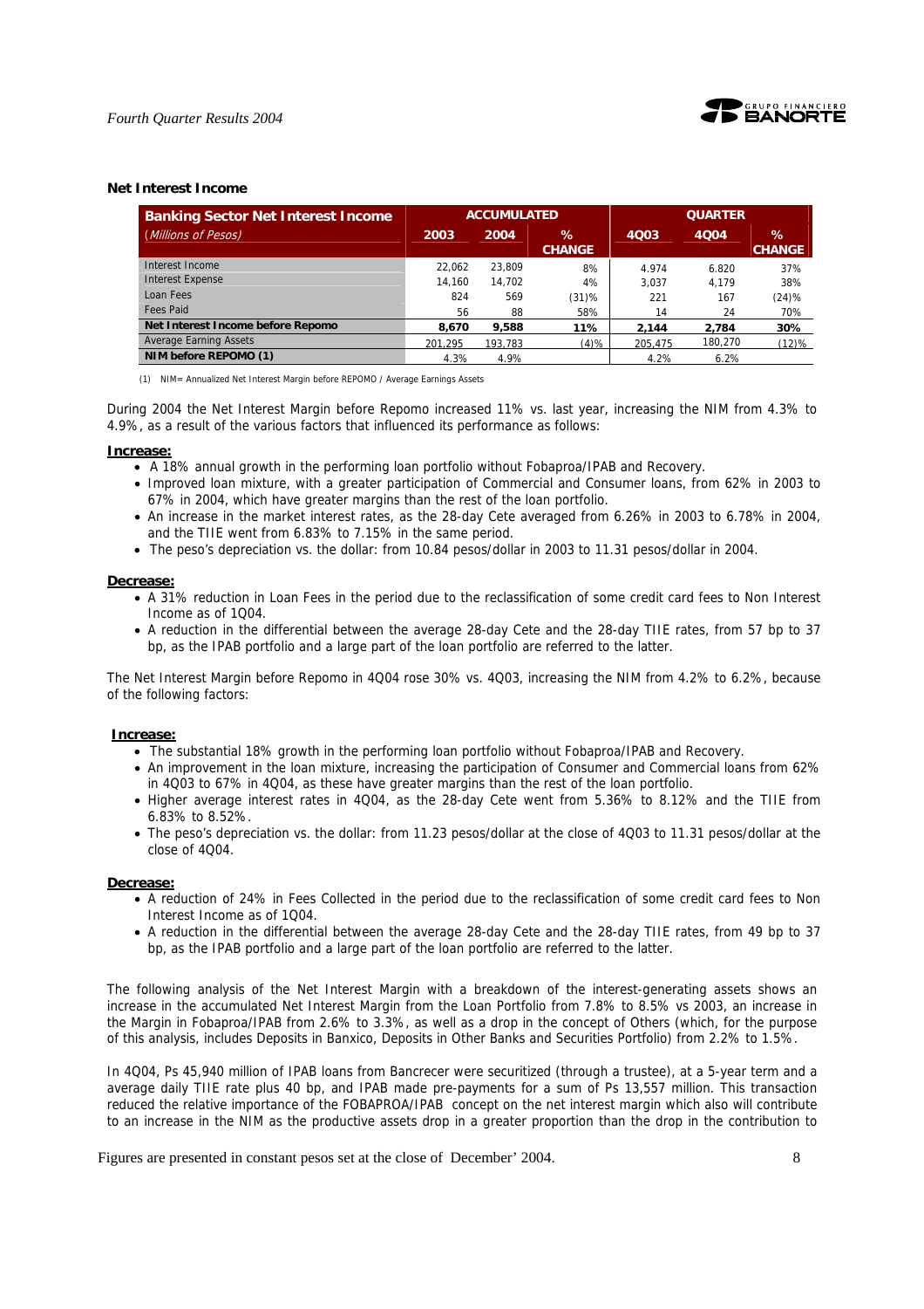### Net Interest Income

| Banking Sector Net Interest Income | ACCUMULATED | | | QUARTER | | |
|---|---|---|---|---|---|---|
| *(Millions of Pesos)* | 2003 | 2004 | % CHANGE | 4Q03 | 4Q04 | % CHANGE |
| Interest Income | 22,062 | 23,809 | 8% | 4,974 | 6,820 | 37% |
| Interest Expense | 14,160 | 14,702 | 4% | 3,037 | 4,179 | 38% |
| Loan Fees | 824 | 569 | (31)% | 221 | 167 | (24)% |
| Fees Paid | 56 | 88 | 58% | 14 | 24 | 70% |
| **Net Interest Income before Repomo** | **8,670** | **9,588** | **11%** | **2,144** | **2,784** | **30%** |
| Average Earning Assets | 201,295 | 193,783 | (4)% | 205,475 | 180,270 | (12)% |
| **NIM before REPOMO (1)** | 4.3% | 4.9% | | 4.2% | 6.2% | |

(1) NIM= Annualized Net Interest Margin before REPOMO / Average Earnings Assets

During 2004 the Net Interest Margin before Repomo increased 11% vs. last year, increasing the NIM from 4.3% to 4.9%, as a result of the various factors that influenced its performance as follows:

**Increase:**

- A 18% annual growth in the performing loan portfolio without Fobaproa/IPAB and Recovery.
- Improved loan mixture, with a greater participation of Commercial and Consumer loans, from 62% in 2003 to 67% in 2004, which have greater margins than the rest of the loan portfolio.
- An increase in the market interest rates, as the 28-day Cete averaged from 6.26% in 2003 to 6.78% in 2004, and the TIIE went from 6.83% to 7.15% in the same period.
- The peso's depreciation vs. the dollar: from 10.84 pesos/dollar in 2003 to 11.31 pesos/dollar in 2004.

**Decrease:**

- A 31% reduction in Loan Fees in the period due to the reclassification of some credit card fees to Non Interest Income as of 1Q04.
- A reduction in the differential between the average 28-day Cete and the 28-day TIIE rates, from 57 bp to 37 bp, as the IPAB portfolio and a large part of the loan portfolio are referred to the latter.

The Net Interest Margin before Repomo in 4Q04 rose 30% vs. 4Q03, increasing the NIM from 4.2% to 6.2%, because of the following factors:

**Increase:**

- The substantial 18% growth in the performing loan portfolio without Fobaproa/IPAB and Recovery.
- An improvement in the loan mixture, increasing the participation of Consumer and Commercial loans from 62% in 4Q03 to 67% in 4Q04, as these have greater margins than the rest of the loan portfolio.
- Higher average interest rates in 4Q04, as the 28-day Cete went from 5.36% to 8.12% and the TIIE from 6.83% to 8.52%.
- The peso's depreciation vs. the dollar: from 11.23 pesos/dollar at the close of 4Q03 to 11.31 pesos/dollar at the close of 4Q04.

**Decrease:**

- A reduction of 24% in Fees Collected in the period due to the reclassification of some credit card fees to Non Interest Income as of 1Q04.
- A reduction in the differential between the average 28-day Cete and the 28-day TIIE rates, from 49 bp to 37 bp, as the IPAB portfolio and a large part of the loan portfolio are referred to the latter.

The following analysis of the Net Interest Margin with a breakdown of the interest-generating assets shows an increase in the accumulated Net Interest Margin from the Loan Portfolio from 7.8% to 8.5% vs 2003, an increase in the Margin in Fobaproa/IPAB from 2.6% to 3.3%, as well as a drop in the concept of Others (which, for the purpose of this analysis, includes Deposits in Banxico, Deposits in Other Banks and Securities Portfolio) from 2.2% to 1.5%.

In 4Q04, Ps 45,940 million of IPAB loans from Bancrecer were securitized (through a trustee), at a 5-year term and a average daily TIIE rate plus 40 bp, and IPAB made pre-payments for a sum of Ps 13,557 million. This transaction reduced the relative importance of the FOBAPROA/IPAB concept on the net interest margin which also will contribute to an increase in the NIM as the productive assets drop in a greater proportion than the drop in the contribution to

Figures are presented in constant pesos set at the close of December' 2004.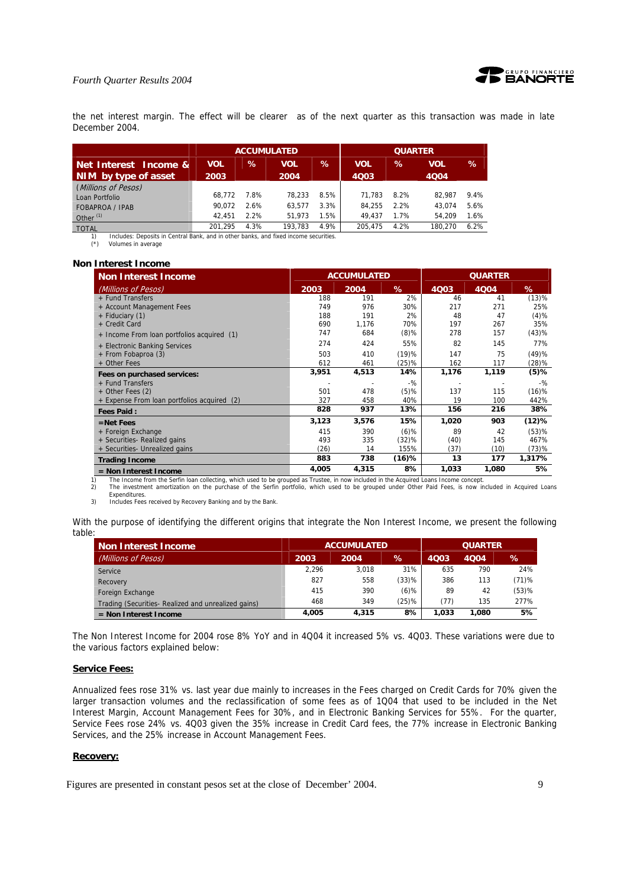the net interest margin. The effect will be clearer as of the next quarter as this transaction was made in late December 2004.

| Net Interest Income & NIM by type of asset | ACCUMULATED | | | | QUARTER | | | |
|---|---|---|---|---|---|---|---|---|
| | VOL 2003 | % | VOL 2004 | % | VOL 4Q03 | % | VOL 4Q04 | % |
| *(Millions of Pesos)* | | | | | | | | |
| Loan Portfolio | 68,772 | 7.8% | 78,233 | 8.5% | 71,783 | 8.2% | 82,987 | 9.4% |
| FOBAPROA / IPAB | 90,072 | 2.6% | 63,577 | 3.3% | 84,255 | 2.2% | 43,074 | 5.6% |
| Other [1] | 42,451 | 2.2% | 51,973 | 1.5% | 49,437 | 1.7% | 54,209 | 1.6% |
| TOTAL | 201,295 | 4.3% | 193,783 | 4.9% | 205,475 | 4.2% | 180,270 | 6.2% |

1) Includes: Deposits in Central Bank, and in other banks, and fixed income securities.
(*) Volumes in average

### Non Interest Income

| Non Interest Income | ACCUMULATED | | | QUARTER | | |
|---|---|---|---|---|---|---|
| *(Millions of Pesos)* | 2003 | 2004 | % | 4Q03 | 4Q04 | % |
| + Fund Transfers | 188 | 191 | 2% | 46 | 41 | (13)% |
| + Account Management Fees | 749 | 976 | 30% | 217 | 271 | 25% |
| + Fiduciary (1) | 188 | 191 | 2% | 48 | 47 | (4)% |
| + Credit Card | 690 | 1,176 | 70% | 197 | 267 | 35% |
| + Income From loan portfolios acquired (1) | 747 | 684 | (8)% | 278 | 157 | (43)% |
| + Electronic Banking Services | 274 | 424 | 55% | 82 | 145 | 77% |
| + From Fobaproa (3) | 503 | 410 | (19)% | 147 | 75 | (49)% |
| + Other Fees | 612 | 461 | (25)% | 162 | 117 | (28)% |
| **Fees on purchased services:** | **3,951** | **4,513** | **14%** | **1,176** | **1,119** | **(5)%** |
| + Fund Transfers | - | - | -% | - | - | -% |
| + Other Fees (2) | 501 | 478 | (5)% | 137 | 115 | (16)% |
| + Expense From loan portfolios acquired (2) | 327 | 458 | 40% | 19 | 100 | 442% |
| **Fees Paid :** | **828** | **937** | **13%** | **156** | **216** | **38%** |
| **=Net Fees** | **3,123** | **3,576** | **15%** | **1,020** | **903** | **(12)%** |
| + Foreign Exchange | 415 | 390 | (6)% | 89 | 42 | (53)% |
| + Securities- Realized gains | 493 | 335 | (32)% | (40) | 145 | 467% |
| + Securities- Unrealized gains | (26) | 14 | 155% | (37) | (10) | (73)% |
| **Trading Income** | **883** | **738** | **(16)%** | **13** | **177** | **1,317%** |
| **= Non Interest Income** | **4,005** | **4,315** | **8%** | **1,033** | **1,080** | **5%** |

1) The Income from the Serfin loan collecting, which used to be grouped as Trustee, in now included in the Acquired Loans Income concept.
2) The investment amortization on the purchase of the Serfin portfolio, which used to be grouped under Other Paid Fees, is now included in Acquired Loans Expenditures.
3) Includes Fees received by Recovery Banking and by the Bank.

With the purpose of identifying the different origins that integrate the Non Interest Income, we present the following table:

| Non Interest Income | ACCUMULATED | | | QUARTER | | |
|---|---|---|---|---|---|---|
| *(Millions of Pesos)* | 2003 | 2004 | % | 4Q03 | 4Q04 | % |
| Service | 2,296 | 3,018 | 31% | 635 | 790 | 24% |
| Recovery | 827 | 558 | (33)% | 386 | 113 | (71)% |
| Foreign Exchange | 415 | 390 | (6)% | 89 | 42 | (53)% |
| Trading (Securities- Realized and unrealized gains) | 468 | 349 | (25)% | (77) | 135 | 277% |
| **= Non Interest Income** | **4,005** | **4,315** | **8%** | **1,033** | **1,080** | **5%** |

The Non Interest Income for 2004 rose 8% YoY and in 4Q04 it increased 5% vs. 4Q03. These variations were due to the various factors explained below:

**Service Fees:**

Annualized fees rose 31% vs. last year due mainly to increases in the Fees charged on Credit Cards for 70% given the larger transaction volumes and the reclassification of some fees as of 1Q04 that used to be included in the Net Interest Margin, Account Management Fees for 30%, and in Electronic Banking Services for 55%. For the quarter, Service Fees rose 24% vs. 4Q03 given the 35% increase in Credit Card fees, the 77% increase in Electronic Banking Services, and the 25% increase in Account Management Fees.

**Recovery:**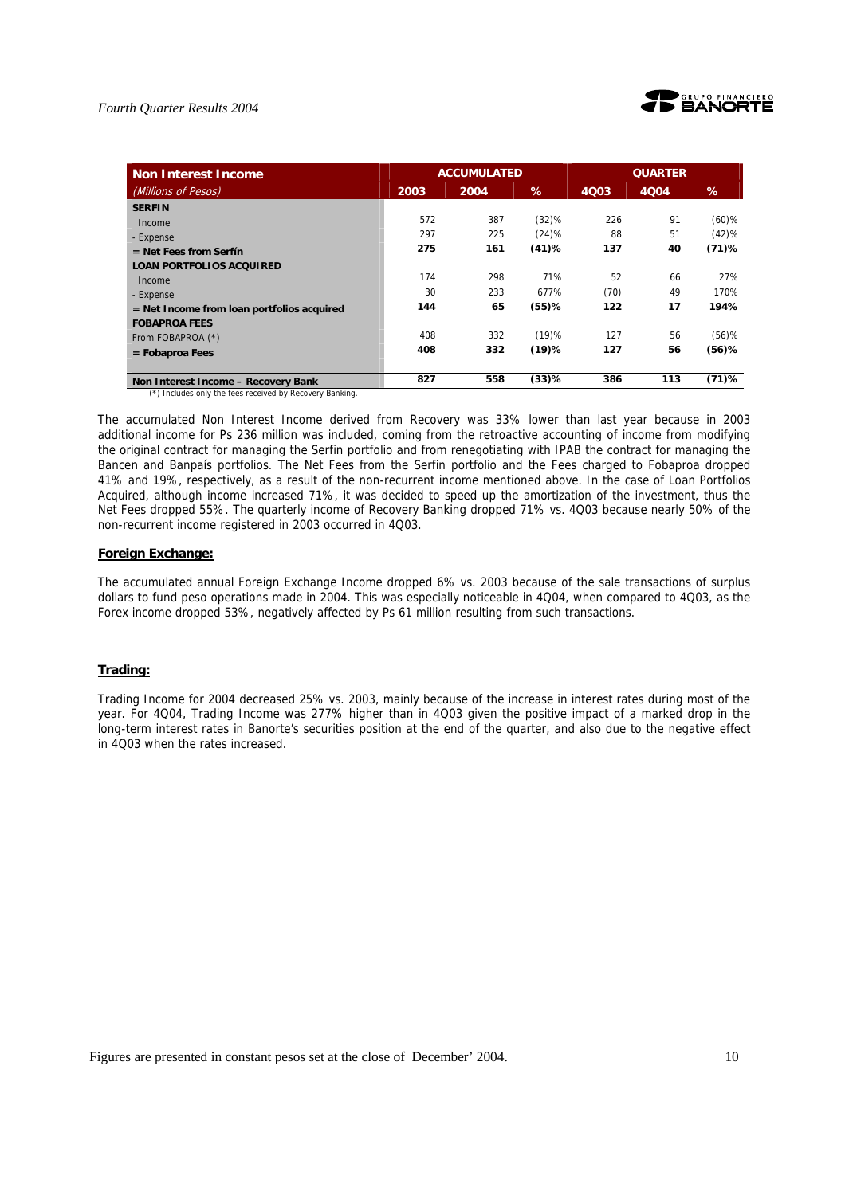| Non Interest Income | ACCUMULATED | | | QUARTER | | |
|---|---|---|---|---|---|---|
| *(Millions of Pesos)* | 2003 | 2004 | % | 4Q03 | 4Q04 | % |
| **SERFIN** | | | | | | |
| Income | 572 | 387 | (32)% | 226 | 91 | (60)% |
| - Expense | 297 | 225 | (24)% | 88 | 51 | (42)% |
| **= Net Fees from Serfín** | **275** | **161** | **(41)%** | **137** | **40** | **(71)%** |
| **LOAN PORTFOLIOS ACQUIRED** | | | | | | |
| Income | 174 | 298 | 71% | 52 | 66 | 27% |
| - Expense | 30 | 233 | 677% | (70) | 49 | 170% |
| **= Net Income from loan portfolios acquired** | **144** | **65** | **(55)%** | **122** | **17** | **194%** |
| **FOBAPROA FEES** | | | | | | |
| From FOBAPROA (*) | 408 | 332 | (19)% | 127 | 56 | (56)% |
| **= Fobaproa Fees** | **408** | **332** | **(19)%** | **127** | **56** | **(56)%** |
| **Non Interest Income – Recovery Bank** | **827** | **558** | **(33)%** | **386** | **113** | **(71)%** |

(*) Includes only the fees received by Recovery Banking.

The accumulated Non Interest Income derived from Recovery was 33% lower than last year because in 2003 additional income for Ps 236 million was included, coming from the retroactive accounting of income from modifying the original contract for managing the Serfin portfolio and from renegotiating with IPAB the contract for managing the Bancen and Banpaís portfolios. The Net Fees from the Serfin portfolio and the Fees charged to Fobaproa dropped 41% and 19%, respectively, as a result of the non-recurrent income mentioned above. In the case of Loan Portfolios Acquired, although income increased 71%, it was decided to speed up the amortization of the investment, thus the Net Fees dropped 55%. The quarterly income of Recovery Banking dropped 71% vs. 4Q03 because nearly 50% of the non-recurrent income registered in 2003 occurred in 4Q03.

**Foreign Exchange:**

The accumulated annual Foreign Exchange Income dropped 6% vs. 2003 because of the sale transactions of surplus dollars to fund peso operations made in 2004. This was especially noticeable in 4Q04, when compared to 4Q03, as the Forex income dropped 53%, negatively affected by Ps 61 million resulting from such transactions.

**Trading:**

Trading Income for 2004 decreased 25% vs. 2003, mainly because of the increase in interest rates during most of the year. For 4Q04, Trading Income was 277% higher than in 4Q03 given the positive impact of a marked drop in the long-term interest rates in Banorte's securities position at the end of the quarter, and also due to the negative effect in 4Q03 when the rates increased.

Figures are presented in constant pesos set at the close of December' 2004.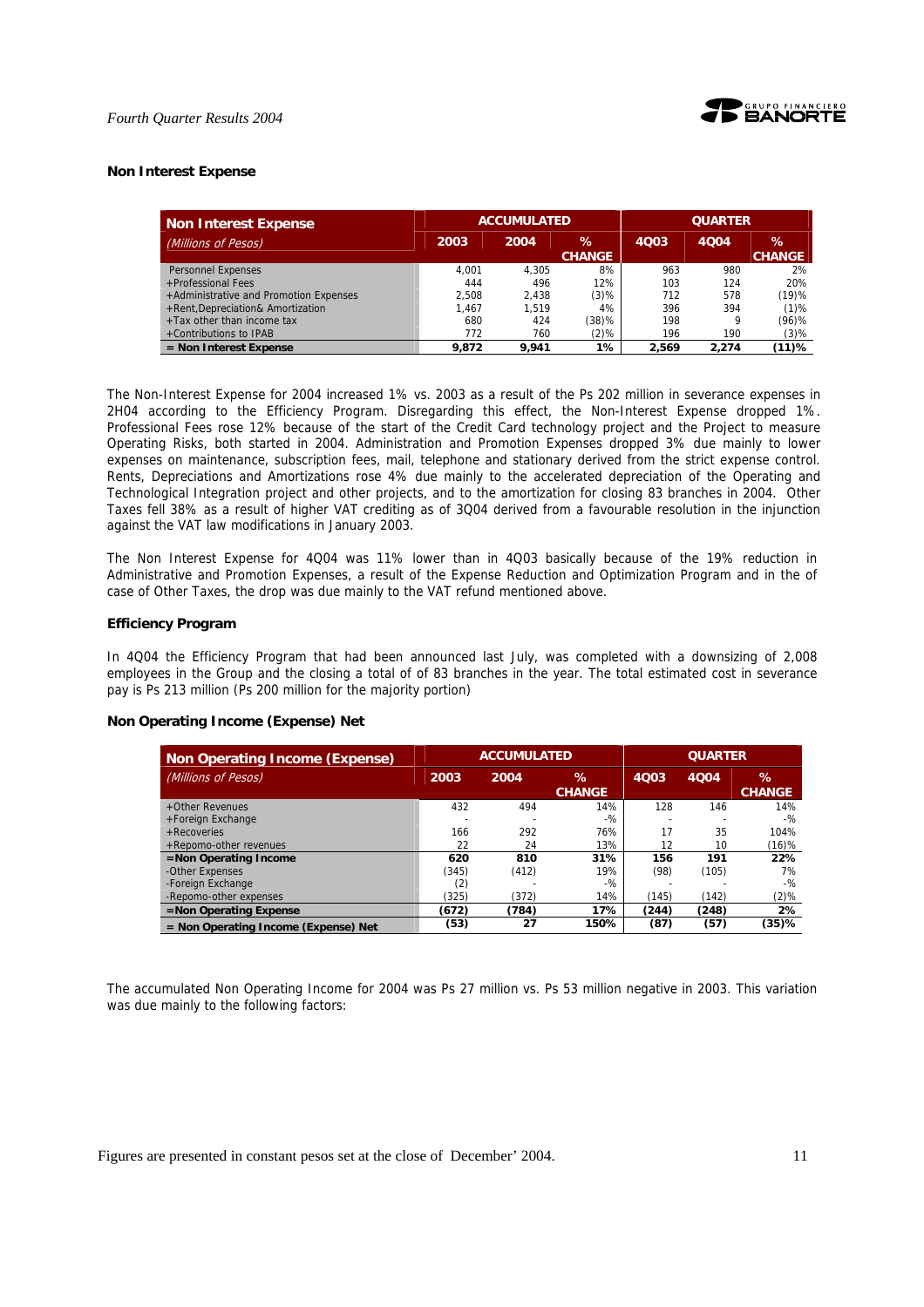### Non Interest Expense

| Non Interest Expense | ACCUMULATED | | | QUARTER | | |
|---|---|---|---|---|---|---|
| *(Millions of Pesos)* | 2003 | 2004 | % CHANGE | 4Q03 | 4Q04 | % CHANGE |
| Personnel Expenses | 4,001 | 4,305 | 8% | 963 | 980 | 2% |
| +Professional Fees | 444 | 496 | 12% | 103 | 124 | 20% |
| +Administrative and Promotion Expenses | 2,508 | 2,438 | (3)% | 712 | 578 | (19)% |
| +Rent,Depreciation& Amortization | 1,467 | 1,519 | 4% | 396 | 394 | (1)% |
| +Tax other than income tax | 680 | 424 | (38)% | 198 | 9 | (96)% |
| +Contributions to IPAB | 772 | 760 | (2)% | 196 | 190 | (3)% |
| **= Non Interest Expense** | **9,872** | **9,941** | **1%** | **2,569** | **2,274** | **(11)%** |

The Non-Interest Expense for 2004 increased 1% vs. 2003 as a result of the Ps 202 million in severance expenses in 2H04 according to the Efficiency Program. Disregarding this effect, the Non-Interest Expense dropped 1%. Professional Fees rose 12% because of the start of the Credit Card technology project and the Project to measure Operating Risks, both started in 2004. Administration and Promotion Expenses dropped 3% due mainly to lower expenses on maintenance, subscription fees, mail, telephone and stationary derived from the strict expense control. Rents, Depreciations and Amortizations rose 4% due mainly to the accelerated depreciation of the Operating and Technological Integration project and other projects, and to the amortization for closing 83 branches in 2004. Other Taxes fell 38% as a result of higher VAT crediting as of 3Q04 derived from a favourable resolution in the injunction against the VAT law modifications in January 2003.

The Non Interest Expense for 4Q04 was 11% lower than in 4Q03 basically because of the 19% reduction in Administrative and Promotion Expenses, a result of the Expense Reduction and Optimization Program and in the of case of Other Taxes, the drop was due mainly to the VAT refund mentioned above.

### Efficiency Program

In 4Q04 the Efficiency Program that had been announced last July, was completed with a downsizing of 2,008 employees in the Group and the closing a total of of 83 branches in the year. The total estimated cost in severance pay is Ps 213 million (Ps 200 million for the majority portion)

### Non Operating Income (Expense) Net

| Non Operating Income (Expense) | ACCUMULATED | | | QUARTER | | |
|---|---|---|---|---|---|---|
| *(Millions of Pesos)* | 2003 | 2004 | % CHANGE | 4Q03 | 4Q04 | % CHANGE |
| +Other Revenues | 432 | 494 | 14% | 128 | 146 | 14% |
| +Foreign Exchange | - | - | -% | - | - | -% |
| +Recoveries | 166 | 292 | 76% | 17 | 35 | 104% |
| +Repomo-other revenues | 22 | 24 | 13% | 12 | 10 | (16)% |
| **=Non Operating Income** | **620** | **810** | **31%** | **156** | **191** | **22%** |
| -Other Expenses | (345) | (412) | 19% | (98) | (105) | 7% |
| -Foreign Exchange | (2) | - | -% | - | - | -% |
| -Repomo-other expenses | (325) | (372) | 14% | (145) | (142) | (2)% |
| **=Non Operating Expense** | **(672)** | **(784)** | **17%** | **(244)** | **(248)** | **2%** |
| **= Non Operating Income (Expense) Net** | **(53)** | **27** | **150%** | **(87)** | **(57)** | **(35)%** |

The accumulated Non Operating Income for 2004 was Ps 27 million vs. Ps 53 million negative in 2003. This variation was due mainly to the following factors:

Figures are presented in constant pesos set at the close of December' 2004.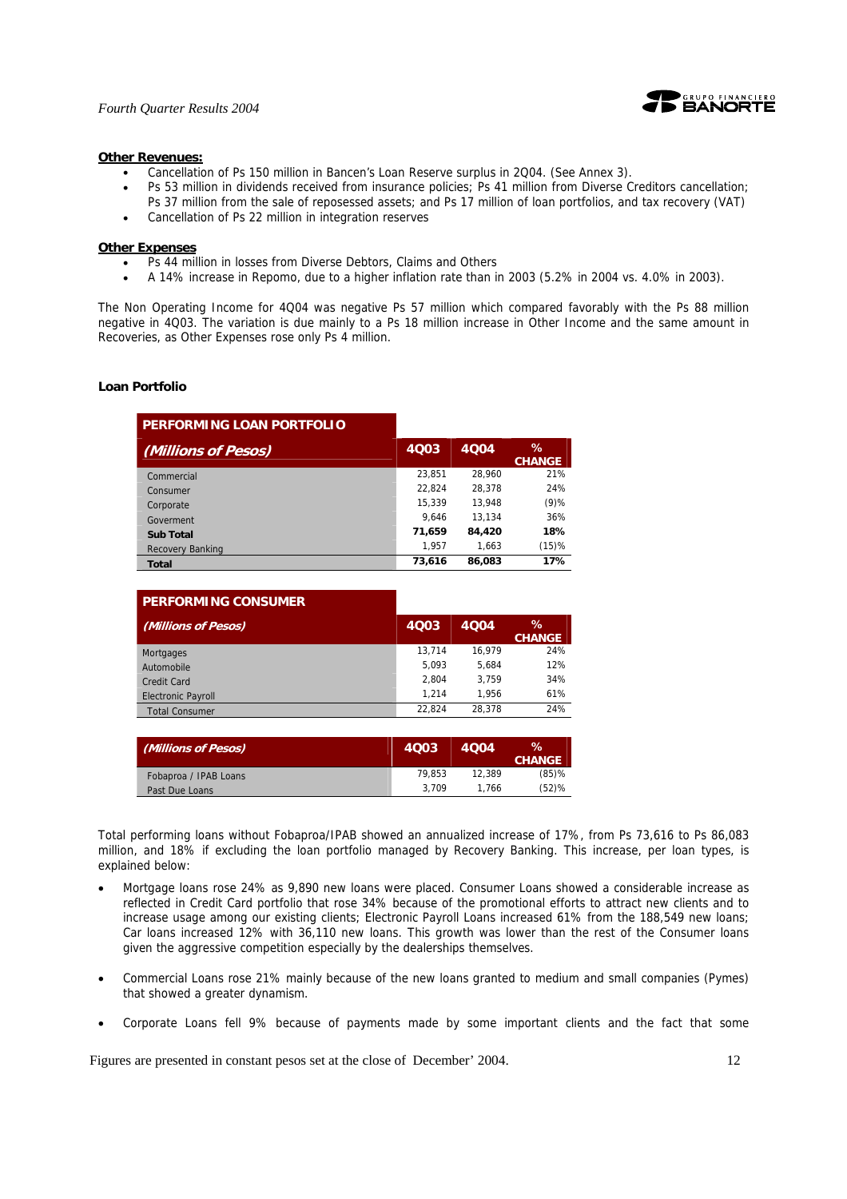**Other Revenues:**

- Cancellation of Ps 150 million in Bancen's Loan Reserve surplus in 2Q04. (See Annex 3).
- Ps 53 million in dividends received from insurance policies; Ps 41 million from Diverse Creditors cancellation; Ps 37 million from the sale of repossessed assets; and Ps 17 million of loan portfolios, and tax recovery (VAT)
- Cancellation of Ps 22 million in integration reserves

**Other Expenses**

- Ps 44 million in losses from Diverse Debtors, Claims and Others
- A 14% increase in Repomo, due to a higher inflation rate than in 2003 (5.2% in 2004 vs. 4.0% in 2003).

The Non Operating Income for 4Q04 was negative Ps 57 million which compared favorably with the Ps 88 million negative in 4Q03. The variation is due mainly to a Ps 18 million increase in Other Income and the same amount in Recoveries, as Other Expenses rose only Ps 4 million.

### Loan Portfolio

| PERFORMING LOAN PORTFOLIO *(Millions of Pesos)* | 4Q03 | 4Q04 | % CHANGE |
|---|---|---|---|
| Commercial | 23,851 | 28,960 | 21% |
| Consumer | 22,824 | 28,378 | 24% |
| Corporate | 15,339 | 13,948 | (9)% |
| Goverment | 9,646 | 13,134 | 36% |
| **Sub Total** | **71,659** | **84,420** | **18%** |
| Recovery Banking | 1,957 | 1,663 | (15)% |
| **Total** | **73,616** | **86,083** | **17%** |

| PERFORMING CONSUMER *(Millions of Pesos)* | 4Q03 | 4Q04 | % CHANGE |
|---|---|---|---|
| Mortgages | 13,714 | 16,979 | 24% |
| Automobile | 5,093 | 5,684 | 12% |
| Credit Card | 2,804 | 3,759 | 34% |
| Electronic Payroll | 1,214 | 1,956 | 61% |
| Total Consumer | 22,824 | 28,378 | 24% |

| *(Millions of Pesos)* | 4Q03 | 4Q04 | % CHANGE |
|---|---|---|---|
| Fobaproa / IPAB Loans | 79,853 | 12,389 | (85)% |
| Past Due Loans | 3,709 | 1,766 | (52)% |

Total performing loans without Fobaproa/IPAB showed an annualized increase of 17%, from Ps 73,616 to Ps 86,083 million, and 18% if excluding the loan portfolio managed by Recovery Banking. This increase, per loan types, is explained below:

- Mortgage loans rose 24% as 9,890 new loans were placed. Consumer Loans showed a considerable increase as reflected in Credit Card portfolio that rose 34% because of the promotional efforts to attract new clients and to increase usage among our existing clients; Electronic Payroll Loans increased 61% from the 188,549 new loans; Car loans increased 12% with 36,110 new loans. This growth was lower than the rest of the Consumer loans given the aggressive competition especially by the dealerships themselves.

- Commercial Loans rose 21% mainly because of the new loans granted to medium and small companies (Pymes) that showed a greater dynamism.

- Corporate Loans fell 9% because of payments made by some important clients and the fact that some

Figures are presented in constant pesos set at the close of December' 2004.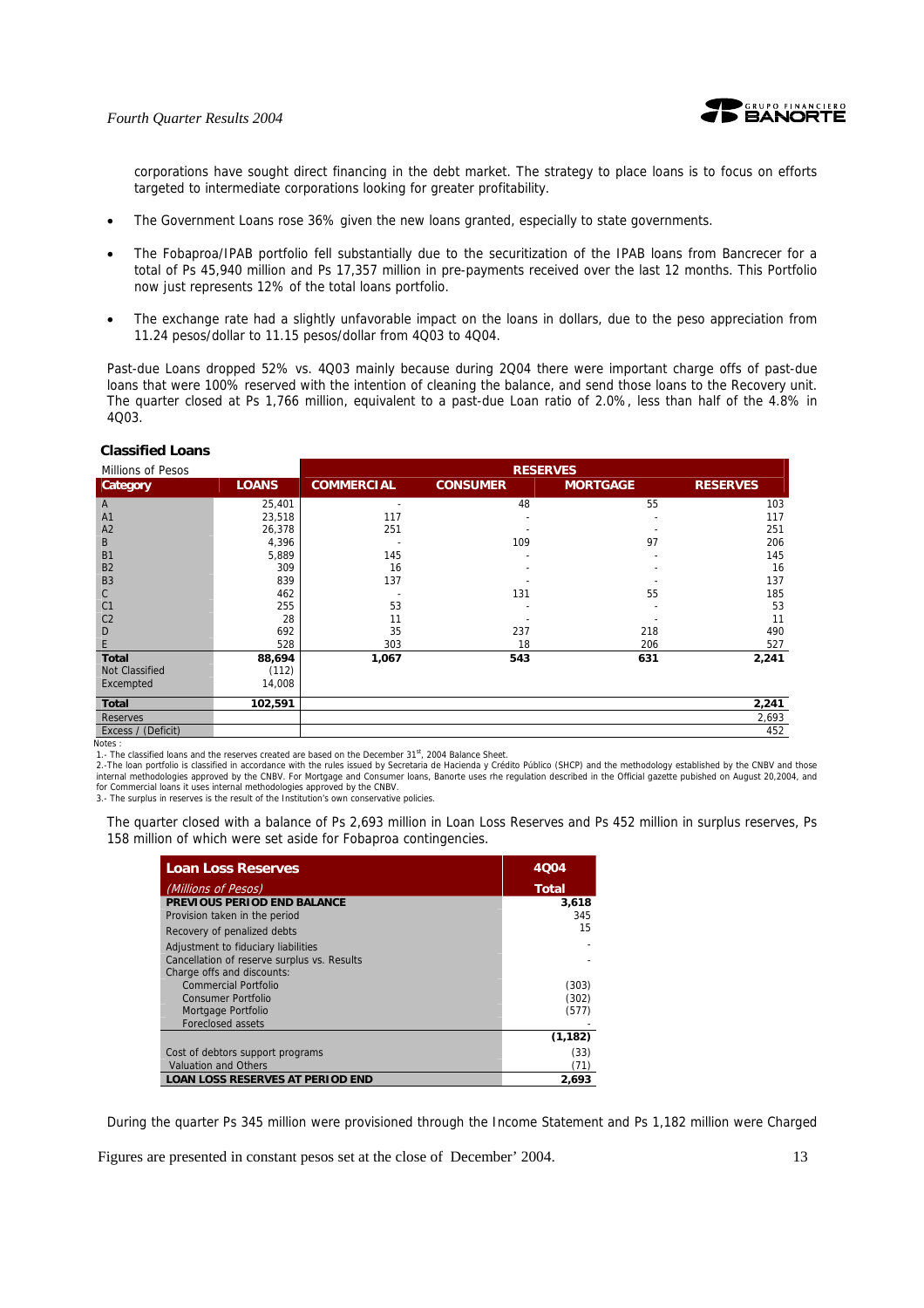corporations have sought direct financing in the debt market. The strategy to place loans is to focus on efforts targeted to intermediate corporations looking for greater profitability.

- The Government Loans rose 36% given the new loans granted, especially to state governments.
- The Fobaproa/IPAB portfolio fell substantially due to the securitization of the IPAB loans from Bancrecer for a total of Ps 45,940 million and Ps 17,357 million in pre-payments received over the last 12 months. This Portfolio now just represents 12% of the total loans portfolio.
- The exchange rate had a slightly unfavorable impact on the loans in dollars, due to the peso appreciation from 11.24 pesos/dollar to 11.15 pesos/dollar from 4Q03 to 4Q04.

Past-due Loans dropped 52% vs. 4Q03 mainly because during 2Q04 there were important charge offs of past-due loans that were 100% reserved with the intention of cleaning the balance, and send those loans to the Recovery unit. The quarter closed at Ps 1,766 million, equivalent to a past-due Loan ratio of 2.0%, less than half of the 4.8% in 4Q03.

**Classified Loans**

| Millions of Pesos | | RESERVES | | | |
|---|---|---|---|---|---|
| **Category** | **LOANS** | **COMMERCIAL** | **CONSUMER** | **MORTGAGE** | **RESERVES** |
| A | 25,401 | - | 48 | 55 | 103 |
| A1 | 23,518 | 117 | - | - | 117 |
| A2 | 26,378 | 251 | - | - | 251 |
| B | 4,396 | - | 109 | 97 | 206 |
| B1 | 5,889 | 145 | - | - | 145 |
| B2 | 309 | 16 | - | - | 16 |
| B3 | 839 | 137 | - | - | 137 |
| C | 462 | - | 131 | 55 | 185 |
| C1 | 255 | 53 | - | - | 53 |
| C2 | 28 | 11 | - | - | 11 |
| D | 692 | 35 | 237 | 218 | 490 |
| E | 528 | 303 | 18 | 206 | 527 |
| **Total** | **88,694** | **1,067** | **543** | **631** | **2,241** |
| Not Classified | (112) | | | | |
| Excempted | 14,008 | | | | |
| **Total** | **102,591** | | | | **2,241** |
| Reserves | | | | | 2,693 |
| Excess / (Deficit) | | | | | 452 |

Notes :

1.- The classified loans and the reserves created are based on the December 31st, 2004 Balance Sheet.

2.-The loan portfolio is classified in accordance with the rules issued by Secretaria de Hacienda y Crédito Público (SHCP) and the methodology established by the CNBV and those internal methodologies approved by the CNBV. For Mortgage and Consumer loans, Banorte uses rhe regulation described in the Official gazette pubished on August 20,2004, and for Commercial loans it uses internal methodologies approved by the CNBV.

3.- The surplus in reserves is the result of the Institution's own conservative policies.

The quarter closed with a balance of Ps 2,693 million in Loan Loss Reserves and Ps 452 million in surplus reserves, Ps 158 million of which were set aside for Fobaproa contingencies.

| **Loan Loss Reserves** | **4Q04** |
|---|---|
| *(Millions of Pesos)* | **Total** |
| **PREVIOUS PERIOD END BALANCE** | **3,618** |
| Provision taken in the period | 345 |
| Recovery of penalized debts | 15 |
| Adjustment to fiduciary liabilities | - |
| Cancellation of reserve surplus vs. Results | - |
| Charge offs and discounts: | |
| Commercial Portfolio | (303) |
| Consumer Portfolio | (302) |
| Mortgage Portfolio | (577) |
| Foreclosed assets | - |
| | **(1,182)** |
| Cost of debtors support programs | (33) |
| Valuation and Others | (71) |
| **LOAN LOSS RESERVES AT PERIOD END** | **2,693** |

During the quarter Ps 345 million were provisioned through the Income Statement and Ps 1,182 million were Charged

Figures are presented in constant pesos set at the close of December' 2004.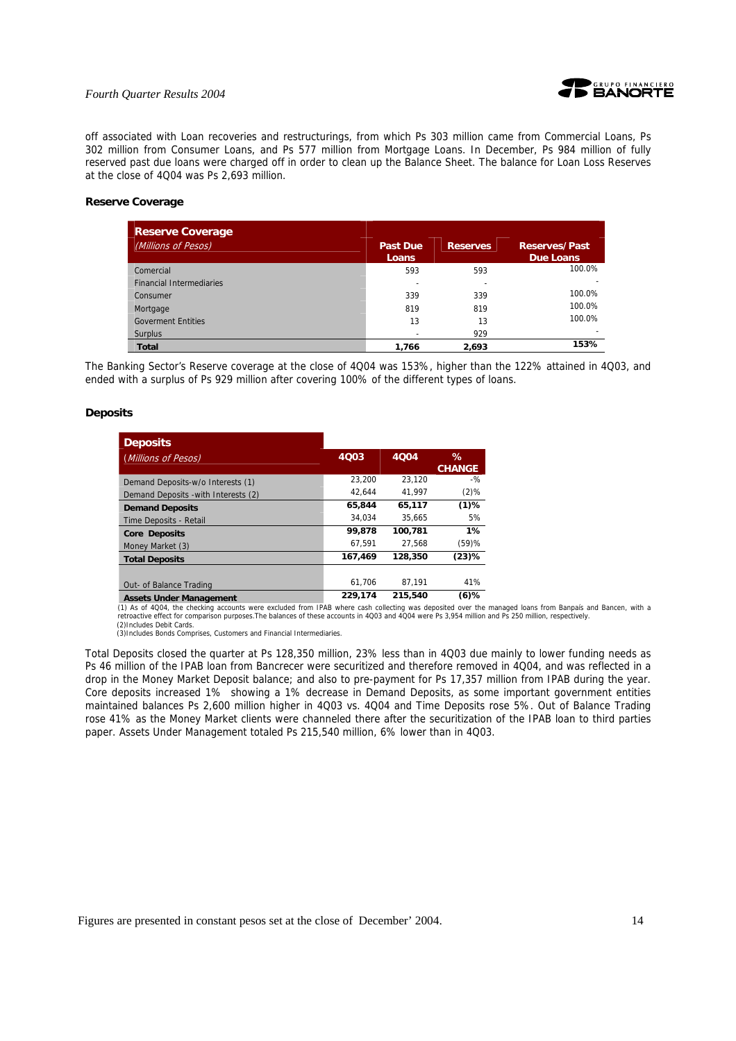off associated with Loan recoveries and restructurings, from which Ps 303 million came from Commercial Loans, Ps 302 million from Consumer Loans, and Ps 577 million from Mortgage Loans. In December, Ps 984 million of fully reserved past due loans were charged off in order to clean up the Balance Sheet. The balance for Loan Loss Reserves at the close of 4Q04 was Ps 2,693 million.

### Reserve Coverage

| **Reserve Coverage** *(Millions of Pesos)* | Past Due Loans | Reserves | Reserves/Past Due Loans |
|---|---|---|---|
| Comercial | 593 | 593 | 100.0% |
| Financial Intermediaries | - | - | - |
| Consumer | 339 | 339 | 100.0% |
| Mortgage | 819 | 819 | 100.0% |
| Goverment Entities | 13 | 13 | 100.0% |
| Surplus | - | 929 | - |
| **Total** | **1,766** | **2,693** | **153%** |

The Banking Sector's Reserve coverage at the close of 4Q04 was 153%, higher than the 122% attained in 4Q03, and ended with a surplus of Ps 929 million after covering 100% of the different types of loans.

### Deposits

| **Deposits** *(Millions of Pesos)* | 4Q03 | 4Q04 | % CHANGE |
|---|---|---|---|
| Demand Deposits-w/o Interests (1) | 23,200 | 23,120 | -% |
| Demand Deposits -with Interests (2) | 42,644 | 41,997 | (2)% |
| **Demand Deposits** | **65,844** | **65,117** | **(1)%** |
| Time Deposits - Retail | 34,034 | 35,665 | 5% |
| **Core Deposits** | **99,878** | **100,781** | **1%** |
| Money Market (3) | 67,591 | 27,568 | (59)% |
| **Total Deposits** | **167,469** | **128,350** | **(23)%** |
| | | | |
| Out- of Balance Trading | 61,706 | 87,191 | 41% |
| **Assets Under Management** | **229,174** | **215,540** | **(6)%** |

(1) As of 4Q04, the checking accounts were excluded from IPAB where cash collecting was deposited over the managed loans from Banpaís and Bancen, with a retroactive effect for comparison purposes.The balances of these accounts in 4Q03 and 4Q04 were Ps 3,954 million and Ps 250 million, respectively.
(2)Includes Debit Cards.
(3)Includes Bonds Comprises, Customers and Financial Intermediaries.

Total Deposits closed the quarter at Ps 128,350 million, 23% less than in 4Q03 due mainly to lower funding needs as Ps 46 million of the IPAB loan from Bancrecer were securitized and therefore removed in 4Q04, and was reflected in a drop in the Money Market Deposit balance; and also to pre-payment for Ps 17,357 million from IPAB during the year. Core deposits increased 1% showing a 1% decrease in Demand Deposits, as some important government entities maintained balances Ps 2,600 million higher in 4Q03 vs. 4Q04 and Time Deposits rose 5%. Out of Balance Trading rose 41% as the Money Market clients were channeled there after the securitization of the IPAB loan to third parties paper. Assets Under Management totaled Ps 215,540 million, 6% lower than in 4Q03.

Figures are presented in constant pesos set at the close of December' 2004.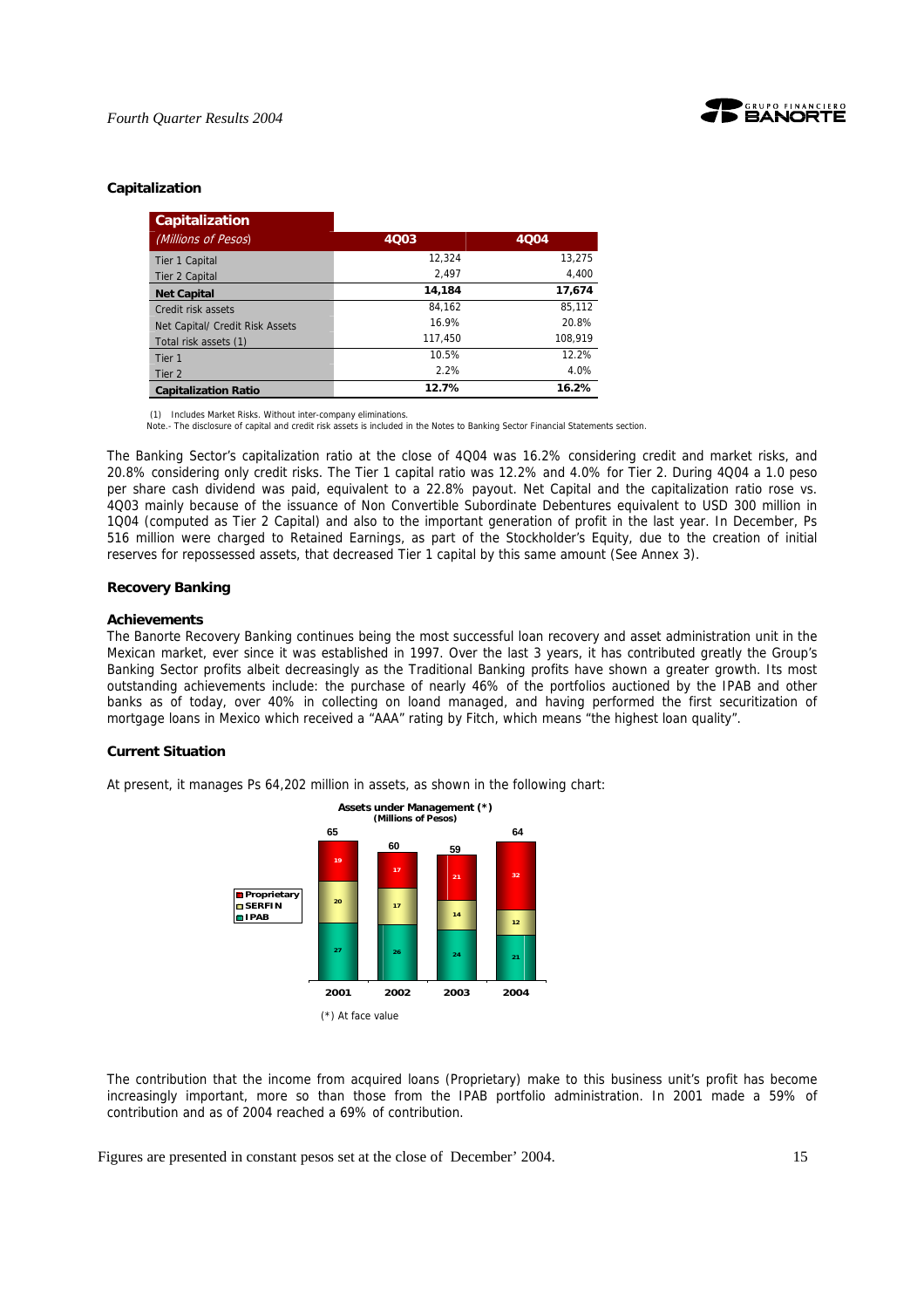### Capitalization

| Capitalization *(Millions of Pesos)* | 4Q03 | 4Q04 |
|---|---|---|
| Tier 1 Capital | 12,324 | 13,275 |
| Tier 2 Capital | 2,497 | 4,400 |
| **Net Capital** | **14,184** | **17,674** |
| Credit risk assets | 84,162 | 85,112 |
| Net Capital/ Credit Risk Assets | 16.9% | 20.8% |
| Total risk assets (1) | 117,450 | 108,919 |
| Tier 1 | 10.5% | 12.2% |
| Tier 2 | 2.2% | 4.0% |
| **Capitalization Ratio** | **12.7%** | **16.2%** |

(1) Includes Market Risks. Without inter-company eliminations.
Note.- The disclosure of capital and credit risk assets is included in the Notes to Banking Sector Financial Statements section.

The Banking Sector's capitalization ratio at the close of 4Q04 was 16.2% considering credit and market risks, and 20.8% considering only credit risks. The Tier 1 capital ratio was 12.2% and 4.0% for Tier 2. During 4Q04 a 1.0 peso per share cash dividend was paid, equivalent to a 22.8% payout. Net Capital and the capitalization ratio rose vs. 4Q03 mainly because of the issuance of Non Convertible Subordinate Debentures equivalent to USD 300 million in 1Q04 (computed as Tier 2 Capital) and also to the important generation of profit in the last year. In December, Ps 516 million were charged to Retained Earnings, as part of the Stockholder's Equity, due to the creation of initial reserves for repossessed assets, that decreased Tier 1 capital by this same amount (See Annex 3).

### Recovery Banking

#### Achievements

The Banorte Recovery Banking continues being the most successful loan recovery and asset administration unit in the Mexican market, ever since it was established in 1997. Over the last 3 years, it has contributed greatly the Group's Banking Sector profits albeit decreasingly as the Traditional Banking profits have shown a greater growth. Its most outstanding achievements include: the purchase of nearly 46% of the portfolios auctioned by the IPAB and other banks as of today, over 40% in collecting on loand managed, and having performed the first securitization of mortgage loans in Mexico which received a "AAA" rating by Fitch, which means "the highest loan quality".

#### Current Situation

At present, it manages Ps 64,202 million in assets, as shown in the following chart:

**Assets under Management (\*)**
**(Millions of Pesos)**

| | 2001 | 2002 | 2003 | 2004 |
|---|---|---|---|---|
| Proprietary | 19 | 17 | 21 | 32 |
| SERFIN | 20 | 17 | 14 | 12 |
| IPAB | 27 | 26 | 24 | 21 |
| Total | 65 | 60 | 59 | 64 |

(\*) At face value

The contribution that the income from acquired loans (Proprietary) make to this business unit's profit has become increasingly important, more so than those from the IPAB portfolio administration. In 2001 made a 59% of contribution and as of 2004 reached a 69% of contribution.

Figures are presented in constant pesos set at the close of December' 2004.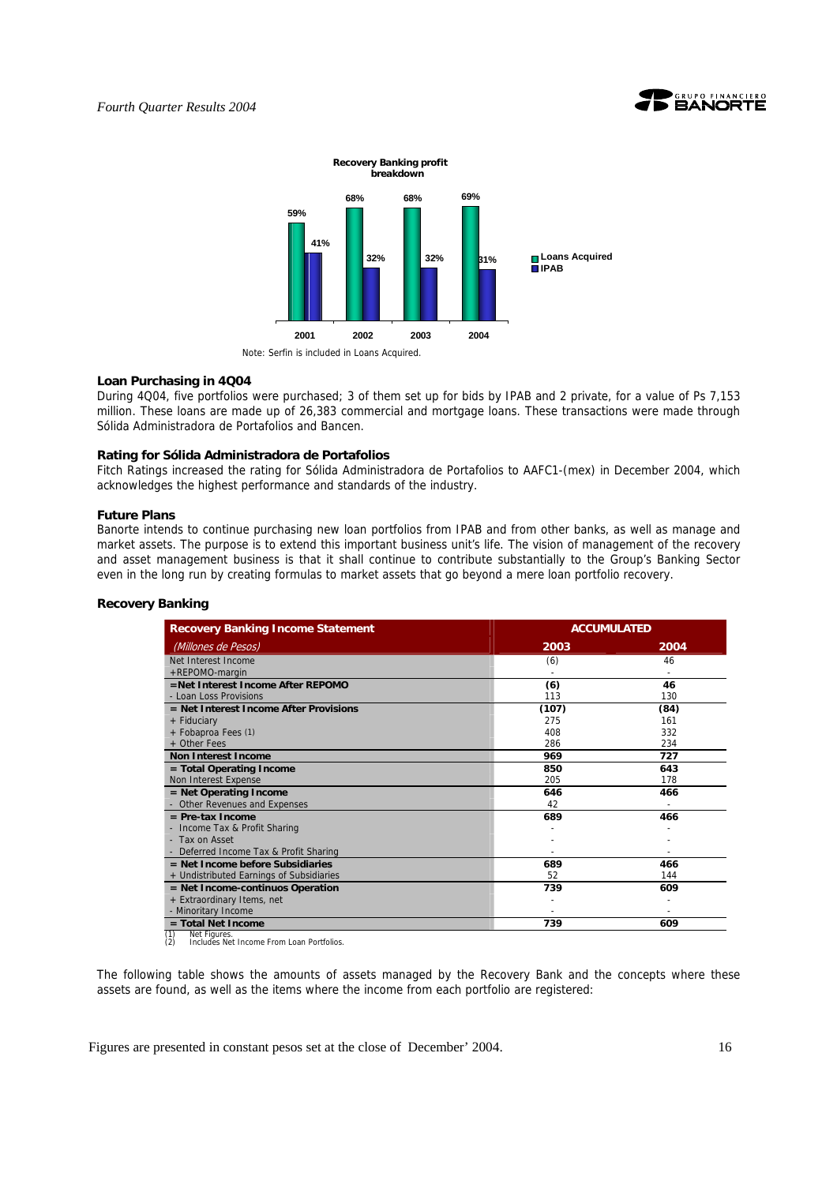**Recovery Banking profit breakdown**

| | 2001 | 2002 | 2003 | 2004 |
|---|---|---|---|---|
| Loans Acquired | 59% | 68% | 68% | 69% |
| IPAB | 41% | 32% | 32% | 31% |

Note: Serfin is included in Loans Acquired.

### Loan Purchasing in 4Q04

During 4Q04, five portfolios were purchased; 3 of them set up for bids by IPAB and 2 private, for a value of Ps 7,153 million. These loans are made up of 26,383 commercial and mortgage loans. These transactions were made through Sólida Administradora de Portafolios and Bancen.

### Rating for Sólida Administradora de Portafolios

Fitch Ratings increased the rating for Sólida Administradora de Portafolios to AAFC1-(mex) in December 2004, which acknowledges the highest performance and standards of the industry.

### Future Plans

Banorte intends to continue purchasing new loan portfolios from IPAB and from other banks, as well as manage and market assets. The purpose is to extend this important business unit's life. The vision of management of the recovery and asset management business is that it shall continue to contribute substantially to the Group's Banking Sector even in the long run by creating formulas to market assets that go beyond a mere loan portfolio recovery.

### Recovery Banking

| Recovery Banking Income Statement | ACCUMULATED | |
|---|---|---|
| *(Millones de Pesos)* | 2003 | 2004 |
| Net Interest Income | (6) | 46 |
| +REPOMO-margin | - | - |
| **=Net Interest Income After REPOMO** | **(6)** | **46** |
| - Loan Loss Provisions | 113 | 130 |
| **= Net Interest Income After Provisions** | **(107)** | **(84)** |
| + Fiduciary | 275 | 161 |
| + Fobaproa Fees (1) | 408 | 332 |
| + Other Fees | 286 | 234 |
| **Non Interest Income** | **969** | **727** |
| **= Total Operating Income** | **850** | **643** |
| Non Interest Expense | 205 | 178 |
| **= Net Operating Income** | **646** | **466** |
| - Other Revenues and Expenses | 42 | - |
| **= Pre-tax Income** | **689** | **466** |
| - Income Tax & Profit Sharing | - | - |
| - Tax on Asset | - | - |
| - Deferred Income Tax & Profit Sharing | - | - |
| **= Net Income before Subsidiaries** | **689** | **466** |
| + Undistributed Earnings of Subsidiaries | 52 | 144 |
| **= Net Income-continuos Operation** | **739** | **609** |
| + Extraordinary Items, net | - | - |
| - Minoritary Income | - | - |
| **= Total Net Income** | **739** | **609** |

(1) Net Figures.
(2) Includes Net Income From Loan Portfolios.

The following table shows the amounts of assets managed by the Recovery Bank and the concepts where these assets are found, as well as the items where the income from each portfolio are registered:

Figures are presented in constant pesos set at the close of December' 2004.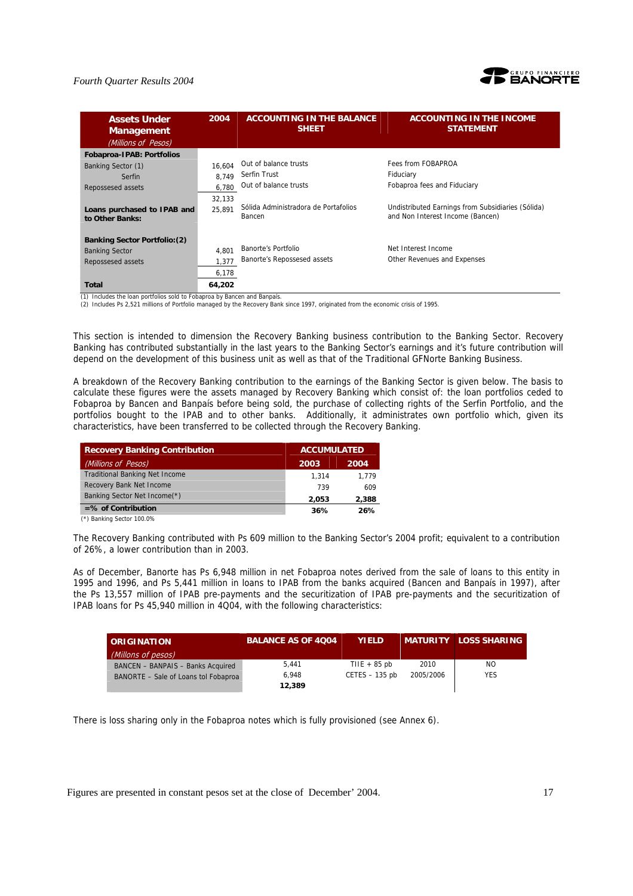| **Assets Under Management** *(Millions of Pesos)* | **2004** | **ACCOUNTING IN THE BALANCE SHEET** | **ACCOUNTING IN THE INCOME STATEMENT** |
|---|---|---|---|
| **Fobaproa-IPAB: Portfolios** | | | |
| Banking Sector (1) | 16,604 | Out of balance trusts | Fees from FOBAPROA |
| Serfin | 8,749 | Serfin Trust | Fiduciary |
| Repossesed assets | 6,780 | Out of balance trusts | Fobaproa fees and Fiduciary |
| | 32,133 | | |
| **Loans purchased to IPAB and to Other Banks:** | 25,891 | Sólida Administradora de Portafolios Bancen | Undistributed Earnings from Subsidiaries (Sólida) and Non Interest Income (Bancen) |
| **Banking Sector Portfolio:(2)** | | | |
| Banking Sector | 4,801 | Banorte's Portfolio | Net Interest Income |
| Repossesed assets | 1,377 | Banorte's Repossesed assets | Other Revenues and Expenses |
| | 6,178 | | |
| **Total** | **64,202** | | |

(1) Includes the loan portfolios sold to Fobaproa by Bancen and Banpaís.
(2) Includes Ps 2,521 millions of Portfolio managed by the Recovery Bank since 1997, originated from the economic crisis of 1995.

This section is intended to dimension the Recovery Banking business contribution to the Banking Sector. Recovery Banking has contributed substantially in the last years to the Banking Sector's earnings and it's future contribution will depend on the development of this business unit as well as that of the Traditional GFNorte Banking Business.

A breakdown of the Recovery Banking contribution to the earnings of the Banking Sector is given below. The basis to calculate these figures were the assets managed by Recovery Banking which consist of: the loan portfolios ceded to Fobaproa by Bancen and Banpaís before being sold, the purchase of collecting rights of the Serfin Portfolio, and the portfolios bought to the IPAB and to other banks. Additionally, it administrates own portfolio which, given its characteristics, have been transferred to be collected through the Recovery Banking.

| **Recovery Banking Contribution** | **ACCUMULATED** | |
|---|---|---|
| *(Millions of Pesos)* | **2003** | **2004** |
| Traditional Banking Net Income | 1,314 | 1,779 |
| Recovery Bank Net Income | 739 | 609 |
| Banking Sector Net Income(*) | **2,053** | **2,388** |
| **=% of Contribution** | **36%** | **26%** |

(*) Banking Sector 100.0%

The Recovery Banking contributed with Ps 609 million to the Banking Sector's 2004 profit; equivalent to a contribution of 26%, a lower contribution than in 2003.

As of December, Banorte has Ps 6,948 million in net Fobaproa notes derived from the sale of loans to this entity in 1995 and 1996, and Ps 5,441 million in loans to IPAB from the banks acquired (Bancen and Banpaís in 1997), after the Ps 13,557 million of IPAB pre-payments and the securitization of IPAB pre-payments and the securitization of IPAB loans for Ps 45,940 million in 4Q04, with the following characteristics:

| **ORIGINATION** *(Millons of pesos)* | **BALANCE AS OF 4Q04** | **YIELD** | **MATURITY** | **LOSS SHARING** |
|---|---|---|---|---|
| BANCEN – BANPAIS – Banks Acquired | 5,441 | TIIE + 85 pb | 2010 | NO |
| BANORTE – Sale of Loans tol Fobaproa | 6,948 | CETES – 135 pb | 2005/2006 | YES |
| | **12,389** | | | |

There is loss sharing only in the Fobaproa notes which is fully provisioned (see Annex 6).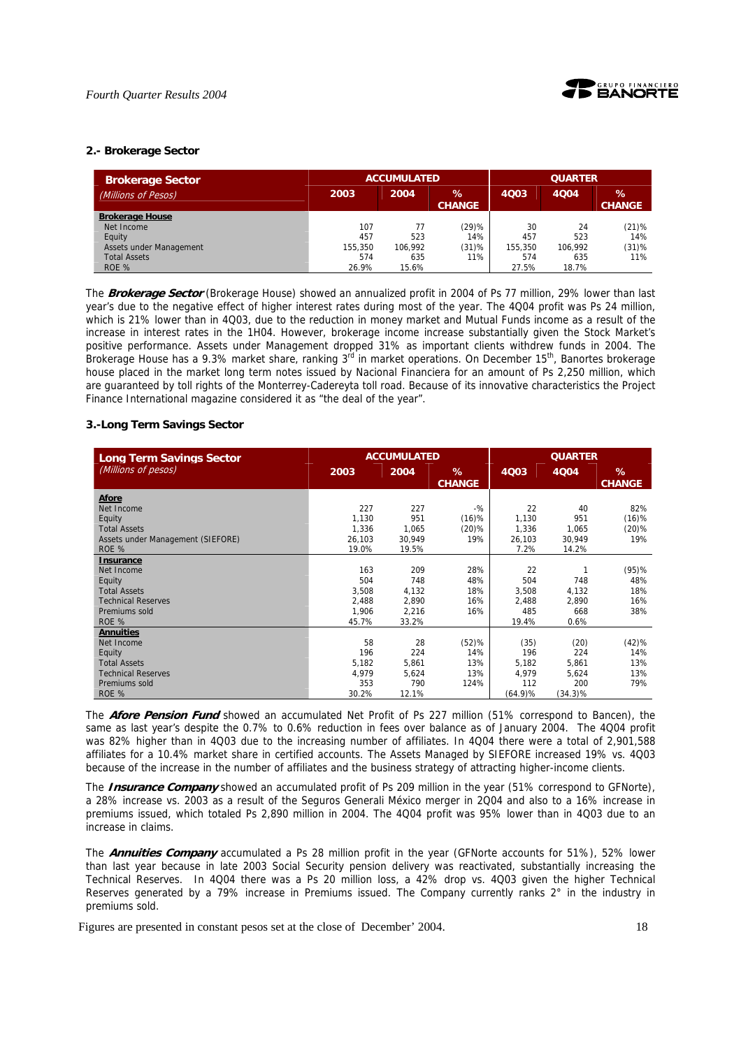## 2.- Brokerage Sector

| Brokerage Sector | ACCUMULATED | | | QUARTER | | |
|---|---|---|---|---|---|---|
| *(Millions of Pesos)* | 2003 | 2004 | % CHANGE | 4Q03 | 4Q04 | % CHANGE |
| **Brokerage House** | | | | | | |
| Net Income | 107 | 77 | (29)% | 30 | 24 | (21)% |
| Equity | 457 | 523 | 14% | 457 | 523 | 14% |
| Assets under Management | 155,350 | 106,992 | (31)% | 155,350 | 106,992 | (31)% |
| Total Assets | 574 | 635 | 11% | 574 | 635 | 11% |
| ROE % | 26.9% | 15.6% | | 27.5% | 18.7% | |

The ***Brokerage Sector*** (Brokerage House) showed an annualized profit in 2004 of Ps 77 million, 29% lower than last year's due to the negative effect of higher interest rates during most of the year. The 4Q04 profit was Ps 24 million, which is 21% lower than in 4Q03, due to the reduction in money market and Mutual Funds income as a result of the increase in interest rates in the 1H04. However, brokerage income increase substantially given the Stock Market's positive performance. Assets under Management dropped 31% as important clients withdrew funds in 2004. The Brokerage House has a 9.3% market share, ranking 3rd in market operations. On December 15th, Banortes brokerage house placed in the market long term notes issued by Nacional Financiera for an amount of Ps 2,250 million, which are guaranteed by toll rights of the Monterrey-Cadereyta toll road. Because of its innovative characteristics the Project Finance International magazine considered it as "the deal of the year".

## 3.-Long Term Savings Sector

| Long Term Savings Sector | ACCUMULATED | | | QUARTER | | |
|---|---|---|---|---|---|---|
| *(Millions of pesos)* | 2003 | 2004 | % CHANGE | 4Q03 | 4Q04 | % CHANGE |
| **Afore** | | | | | | |
| Net Income | 227 | 227 | -% | 22 | 40 | 82% |
| Equity | 1,130 | 951 | (16)% | 1,130 | 951 | (16)% |
| Total Assets | 1,336 | 1,065 | (20)% | 1,336 | 1,065 | (20)% |
| Assets under Management (SIEFORE) | 26,103 | 30,949 | 19% | 26,103 | 30,949 | 19% |
| ROE % | 19.0% | 19.5% | | 7.2% | 14.2% | |
| **Insurance** | | | | | | |
| Net Income | 163 | 209 | 28% | 22 | 1 | (95)% |
| Equity | 504 | 748 | 48% | 504 | 748 | 48% |
| Total Assets | 3,508 | 4,132 | 18% | 3,508 | 4,132 | 18% |
| Technical Reserves | 2,488 | 2,890 | 16% | 2,488 | 2,890 | 16% |
| Premiums sold | 1,906 | 2,216 | 16% | 485 | 668 | 38% |
| ROE % | 45.7% | 33.2% | | 19.4% | 0.6% | |
| **Annuities** | | | | | | |
| Net Income | 58 | 28 | (52)% | (35) | (20) | (42)% |
| Equity | 196 | 224 | 14% | 196 | 224 | 14% |
| Total Assets | 5,182 | 5,861 | 13% | 5,182 | 5,861 | 13% |
| Technical Reserves | 4,979 | 5,624 | 13% | 4,979 | 5,624 | 13% |
| Premiums sold | 353 | 790 | 124% | 112 | 200 | 79% |
| ROE % | 30.2% | 12.1% | | (64.9)% | (34.3)% | |

The ***Afore Pension Fund*** showed an accumulated Net Profit of Ps 227 million (51% correspond to Bancen), the same as last year's despite the 0.7% to 0.6% reduction in fees over balance as of January 2004. The 4Q04 profit was 82% higher than in 4Q03 due to the increasing number of affiliates. In 4Q04 there were a total of 2,901,588 affiliates for a 10.4% market share in certified accounts. The Assets Managed by SIEFORE increased 19% vs. 4Q03 because of the increase in the number of affiliates and the business strategy of attracting higher-income clients.

The ***Insurance Company*** showed an accumulated profit of Ps 209 million in the year (51% correspond to GFNorte), a 28% increase vs. 2003 as a result of the Seguros Generali México merger in 2Q04 and also to a 16% increase in premiums issued, which totaled Ps 2,890 million in 2004. The 4Q04 profit was 95% lower than in 4Q03 due to an increase in claims.

The ***Annuities Company*** accumulated a Ps 28 million profit in the year (GFNorte accounts for 51%), 52% lower than last year because in late 2003 Social Security pension delivery was reactivated, substantially increasing the Technical Reserves. In 4Q04 there was a Ps 20 million loss, a 42% drop vs. 4Q03 given the higher Technical Reserves generated by a 79% increase in Premiums issued. The Company currently ranks 2° in the industry in premiums sold.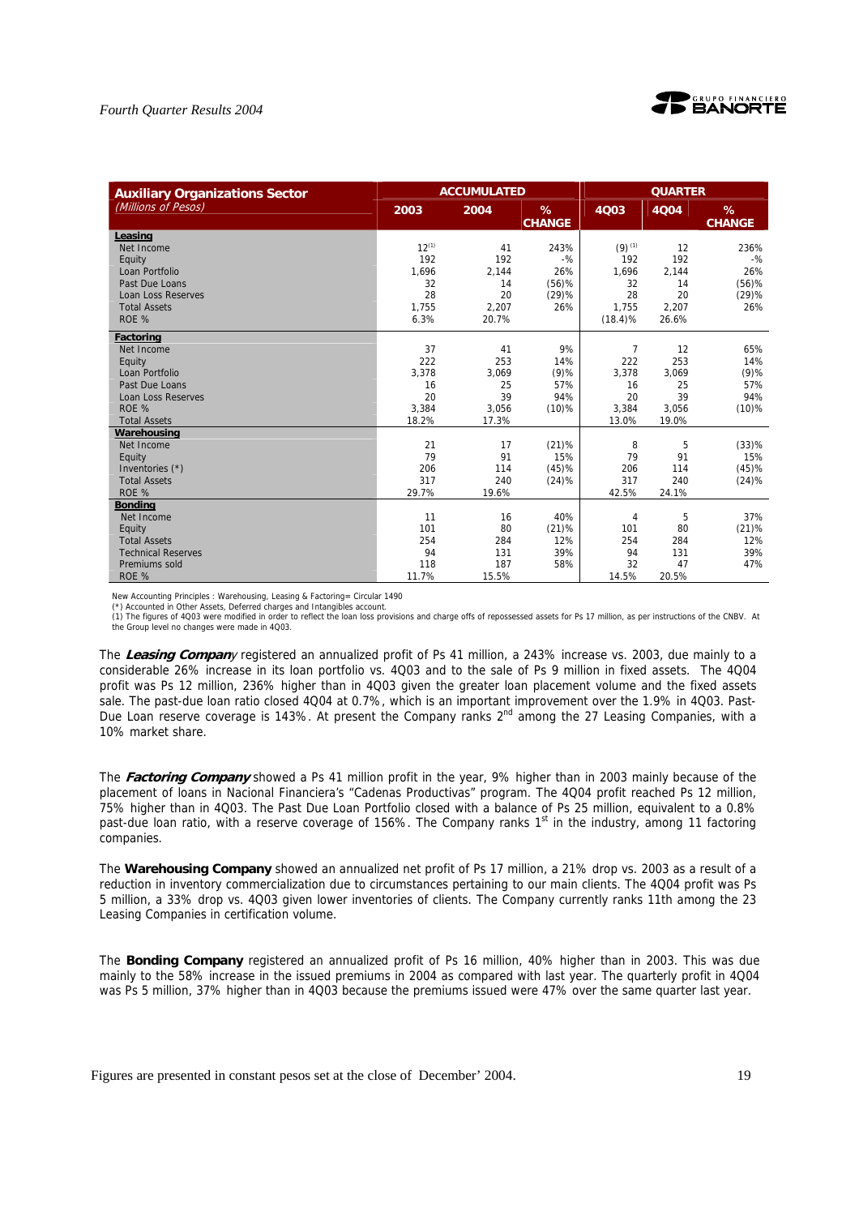| **Auxiliary Organizations Sector** *(Millions of Pesos)* | ACCUMULATED | | | QUARTER | | |
|---|---|---|---|---|---|---|
| | **2003** | **2004** | **% CHANGE** | **4Q03** | **4Q04** | **% CHANGE** |
| **Leasing** | | | | | | |
| Net Income | 12[(1)] | 41 | 243% | (9) [(1)] | 12 | 236% |
| Equity | 192 | 192 | -% | 192 | 192 | -% |
| Loan Portfolio | 1,696 | 2,144 | 26% | 1,696 | 2,144 | 26% |
| Past Due Loans | 32 | 14 | (56)% | 32 | 14 | (56)% |
| Loan Loss Reserves | 28 | 20 | (29)% | 28 | 20 | (29)% |
| Total Assets | 1,755 | 2,207 | 26% | 1,755 | 2,207 | 26% |
| ROE % | 6.3% | 20.7% | | (18.4)% | 26.6% | |
| **Factoring** | | | | | | |
| Net Income | 37 | 41 | 9% | 7 | 12 | 65% |
| Equity | 222 | 253 | 14% | 222 | 253 | 14% |
| Loan Portfolio | 3,378 | 3,069 | (9)% | 3,378 | 3,069 | (9)% |
| Past Due Loans | 16 | 25 | 57% | 16 | 25 | 57% |
| Loan Loss Reserves | 20 | 39 | 94% | 20 | 39 | 94% |
| ROE % | 3,384 | 3,056 | (10)% | 3,384 | 3,056 | (10)% |
| Total Assets | 18.2% | 17.3% | | 13.0% | 19.0% | |
| **Warehousing** | | | | | | |
| Net Income | 21 | 17 | (21)% | 8 | 5 | (33)% |
| Equity | 79 | 91 | 15% | 79 | 91 | 15% |
| Inventories (*) | 206 | 114 | (45)% | 206 | 114 | (45)% |
| Total Assets | 317 | 240 | (24)% | 317 | 240 | (24)% |
| ROE % | 29.7% | 19.6% | | 42.5% | 24.1% | |
| **Bonding** | | | | | | |
| Net Income | 11 | 16 | 40% | 4 | 5 | 37% |
| Equity | 101 | 80 | (21)% | 101 | 80 | (21)% |
| Total Assets | 254 | 284 | 12% | 254 | 284 | 12% |
| Technical Reserves | 94 | 131 | 39% | 94 | 131 | 39% |
| Premiums sold | 118 | 187 | 58% | 32 | 47 | 47% |
| ROE % | 11.7% | 15.5% | | 14.5% | 20.5% | |

New Accounting Principles : Warehousing, Leasing & Factoring= Circular 1490
(*) Accounted in Other Assets, Deferred charges and Intangibles account.
(1) The figures of 4Q03 were modified in order to reflect the loan loss provisions and charge offs of repossessed assets for Ps 17 million, as per instructions of the CNBV. At the Group level no changes were made in 4Q03.

The ***Leasing Company*** registered an annualized profit of Ps 41 million, a 243% increase vs. 2003, due mainly to a considerable 26% increase in its loan portfolio vs. 4Q03 and to the sale of Ps 9 million in fixed assets. The 4Q04 profit was Ps 12 million, 236% higher than in 4Q03 given the greater loan placement volume and the fixed assets sale. The past-due loan ratio closed 4Q04 at 0.7%, which is an important improvement over the 1.9% in 4Q03. Past-Due Loan reserve coverage is 143%. At present the Company ranks 2nd among the 27 Leasing Companies, with a 10% market share.

The ***Factoring Company*** showed a Ps 41 million profit in the year, 9% higher than in 2003 mainly because of the placement of loans in Nacional Financiera's "Cadenas Productivas" program. The 4Q04 profit reached Ps 12 million, 75% higher than in 4Q03. The Past Due Loan Portfolio closed with a balance of Ps 25 million, equivalent to a 0.8% past-due loan ratio, with a reserve coverage of 156%. The Company ranks 1st in the industry, among 11 factoring companies.

The **Warehousing Company** showed an annualized net profit of Ps 17 million, a 21% drop vs. 2003 as a result of a reduction in inventory commercialization due to circumstances pertaining to our main clients. The 4Q04 profit was Ps 5 million, a 33% drop vs. 4Q03 given lower inventories of clients. The Company currently ranks 11th among the 23 Leasing Companies in certification volume.

The **Bonding Company** registered an annualized profit of Ps 16 million, 40% higher than in 2003. This was due mainly to the 58% increase in the issued premiums in 2004 as compared with last year. The quarterly profit in 4Q04 was Ps 5 million, 37% higher than in 4Q03 because the premiums issued were 47% over the same quarter last year.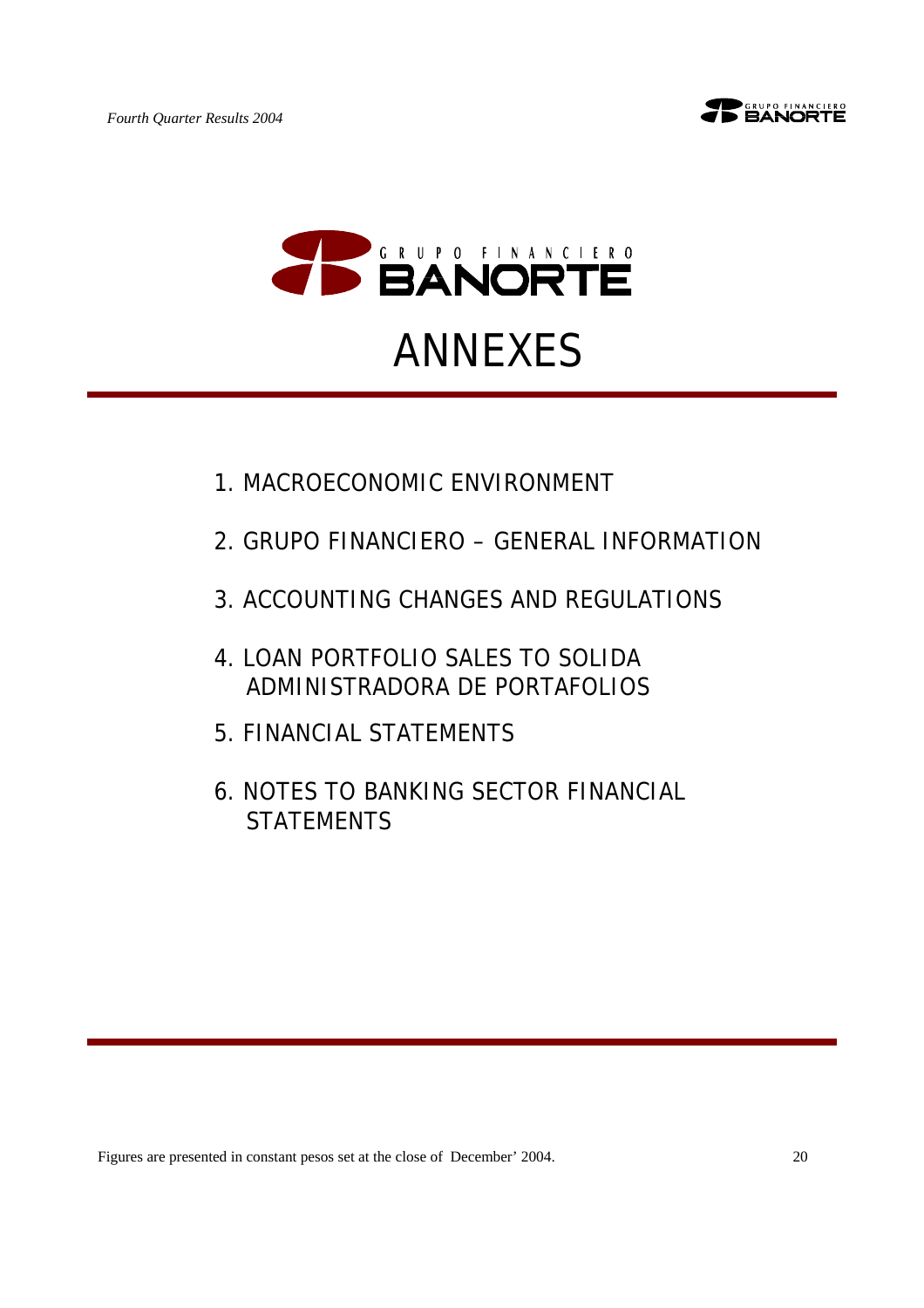# GRUPO FINANCIERO BANORTE

# ANNEXES

1. MACROECONOMIC ENVIRONMENT
2. GRUPO FINANCIERO – GENERAL INFORMATION
3. ACCOUNTING CHANGES AND REGULATIONS
4. LOAN PORTFOLIO SALES TO SOLIDA ADMINISTRADORA DE PORTAFOLIOS
5. FINANCIAL STATEMENTS
6. NOTES TO BANKING SECTOR FINANCIAL STATEMENTS

Figures are presented in constant pesos set at the close of December' 2004.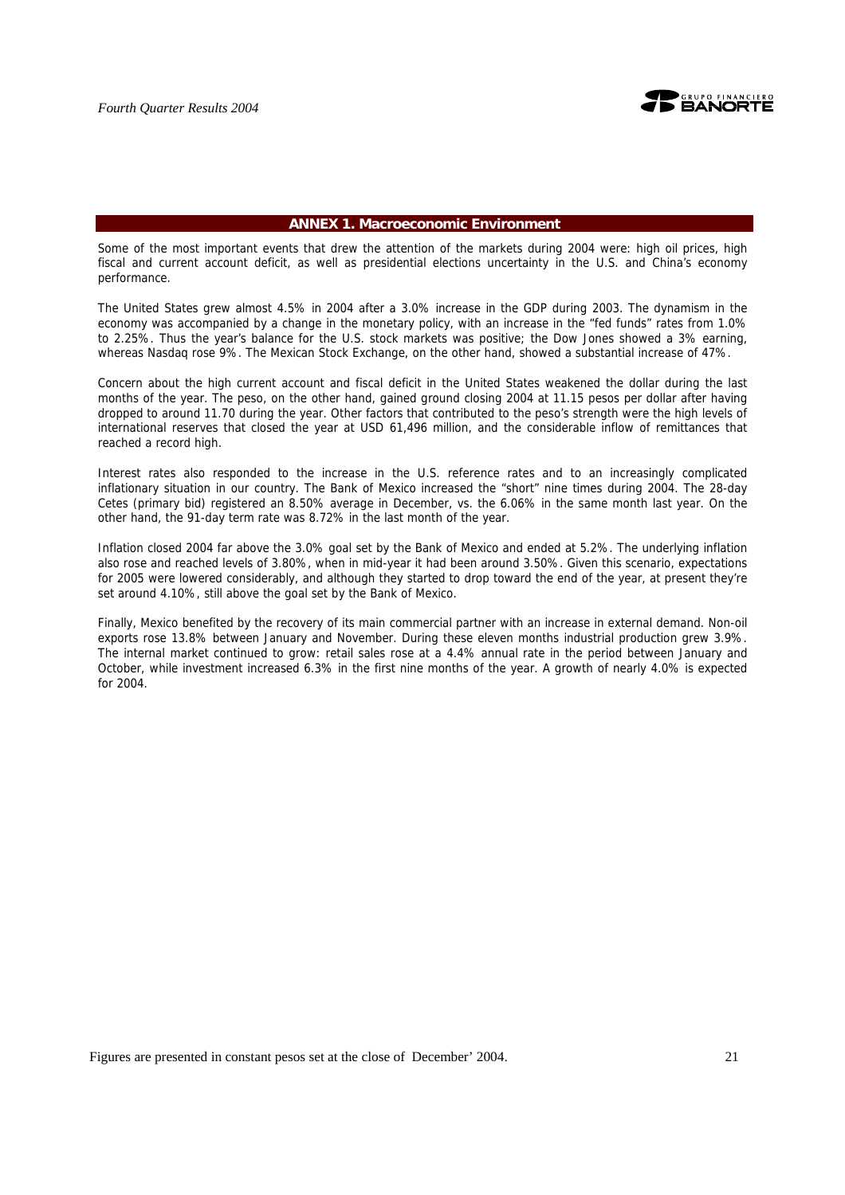## ANNEX 1. Macroeconomic Environment

Some of the most important events that drew the attention of the markets during 2004 were: high oil prices, high fiscal and current account deficit, as well as presidential elections uncertainty in the U.S. and China's economy performance.

The United States grew almost 4.5% in 2004 after a 3.0% increase in the GDP during 2003. The dynamism in the economy was accompanied by a change in the monetary policy, with an increase in the "fed funds" rates from 1.0% to 2.25%. Thus the year's balance for the U.S. stock markets was positive; the Dow Jones showed a 3% earning, whereas Nasdaq rose 9%. The Mexican Stock Exchange, on the other hand, showed a substantial increase of 47%.

Concern about the high current account and fiscal deficit in the United States weakened the dollar during the last months of the year. The peso, on the other hand, gained ground closing 2004 at 11.15 pesos per dollar after having dropped to around 11.70 during the year. Other factors that contributed to the peso's strength were the high levels of international reserves that closed the year at USD 61,496 million, and the considerable inflow of remittances that reached a record high.

Interest rates also responded to the increase in the U.S. reference rates and to an increasingly complicated inflationary situation in our country. The Bank of Mexico increased the "short" nine times during 2004. The 28-day Cetes (primary bid) registered an 8.50% average in December, vs. the 6.06% in the same month last year. On the other hand, the 91-day term rate was 8.72% in the last month of the year.

Inflation closed 2004 far above the 3.0% goal set by the Bank of Mexico and ended at 5.2%. The underlying inflation also rose and reached levels of 3.80%, when in mid-year it had been around 3.50%. Given this scenario, expectations for 2005 were lowered considerably, and although they started to drop toward the end of the year, at present they're set around 4.10%, still above the goal set by the Bank of Mexico.

Finally, Mexico benefited by the recovery of its main commercial partner with an increase in external demand. Non-oil exports rose 13.8% between January and November. During these eleven months industrial production grew 3.9%. The internal market continued to grow: retail sales rose at a 4.4% annual rate in the period between January and October, while investment increased 6.3% in the first nine months of the year. A growth of nearly 4.0% is expected for 2004.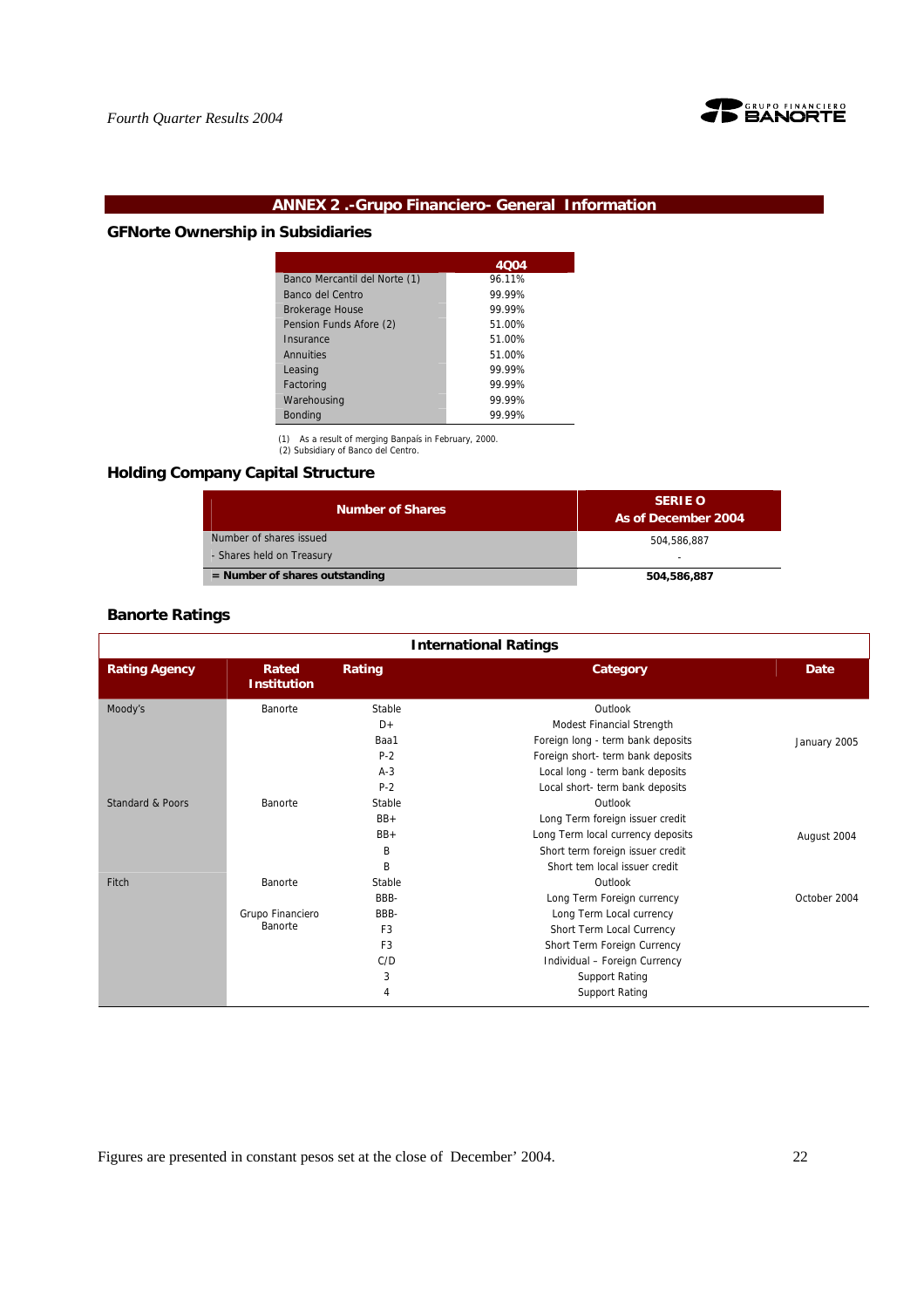## ANNEX 2 .-Grupo Financiero- General Information

### GFNorte Ownership in Subsidiaries

| | 4Q04 |
|---|---|
| Banco Mercantil del Norte (1) | 96.11% |
| Banco del Centro | 99.99% |
| Brokerage House | 99.99% |
| Pension Funds Afore (2) | 51.00% |
| Insurance | 51.00% |
| Annuities | 51.00% |
| Leasing | 99.99% |
| Factoring | 99.99% |
| Warehousing | 99.99% |
| Bonding | 99.99% |

(1) As a result of merging Banpaís in February, 2000.
(2) Subsidiary of Banco del Centro.

### Holding Company Capital Structure

| Number of Shares | SERIE O As of December 2004 |
|---|---|
| Number of shares issued | 504,586,887 |
| - Shares held on Treasury | - |
| **= Number of shares outstanding** | **504,586,887** |

### Banorte Ratings

**International Ratings**

| Rating Agency | Rated Institution | Rating | Category | Date |
|---|---|---|---|---|
| Moody's | Banorte | Stable | Outlook | |
| | | D+ | Modest Financial Strength | |
| | | Baa1 | Foreign long - term bank deposits | January 2005 |
| | | P-2 | Foreign short- term bank deposits | |
| | | A-3 | Local long - term bank deposits | |
| | | P-2 | Local short- term bank deposits | |
| Standard & Poors | Banorte | Stable | Outlook | |
| | | BB+ | Long Term foreign issuer credit | |
| | | BB+ | Long Term local currency deposits | August 2004 |
| | | B | Short term foreign issuer credit | |
| | | B | Short tem local issuer credit | |
| Fitch | Banorte | Stable | Outlook | |
| | | BBB- | Long Term Foreign currency | October 2004 |
| | Grupo Financiero Banorte | BBB- | Long Term Local currency | |
| | | F3 | Short Term Local Currency | |
| | | F3 | Short Term Foreign Currency | |
| | | C/D | Individual – Foreign Currency | |
| | | 3 | Support Rating | |
| | | 4 | Support Rating | |

Figures are presented in constant pesos set at the close of December' 2004.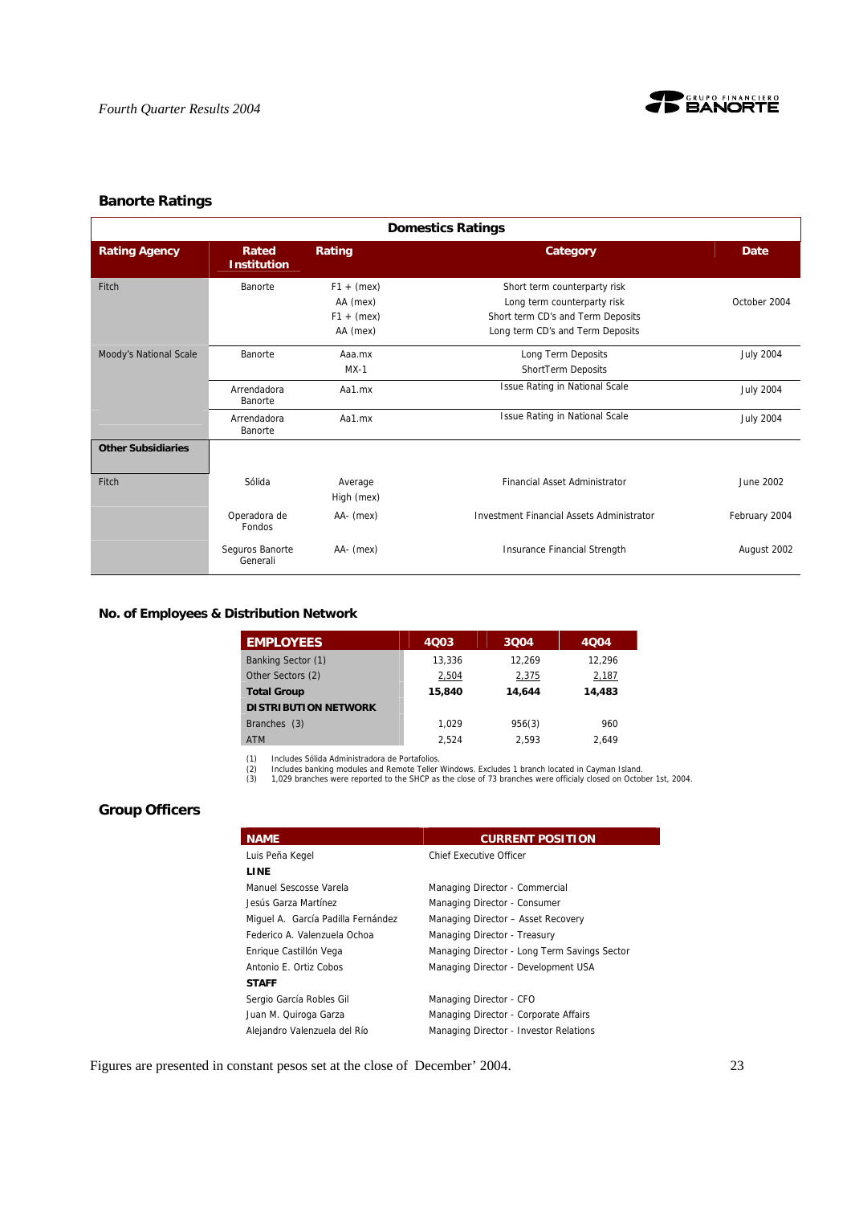## Banorte Ratings

| Domestics Ratings | | | | |
|---|---|---|---|---|
| **Rating Agency** | **Rated Institution** | **Rating** | **Category** | **Date** |
| Fitch | Banorte | F1 + (mex)<br>AA (mex)<br>F1 + (mex)<br>AA (mex) | Short term counterparty risk<br>Long term counterparty risk<br>Short term CD's and Term Deposits<br>Long term CD's and Term Deposits | October 2004 |
| Moody's National Scale | Banorte | Aaa.mx<br>MX-1 | Long Term Deposits<br>ShortTerm Deposits | July 2004 |
| | Arrendadora Banorte | Aa1.mx | Issue Rating in National Scale | July 2004 |
| | Arrendadora Banorte | Aa1.mx | Issue Rating in National Scale | July 2004 |
| **Other Subsidiaries** | | | | |
| Fitch | Sólida | Average High (mex) | Financial Asset Administrator | June 2002 |
| | Operadora de Fondos | AA- (mex) | Investment Financial Assets Administrator | February 2004 |
| | Seguros Banorte Generali | AA- (mex) | Insurance Financial Strength | August 2002 |

## No. of Employees & Distribution Network

| EMPLOYEES | 4Q03 | 3Q04 | 4Q04 |
|---|---|---|---|
| Banking Sector (1) | 13,336 | 12,269 | 12,296 |
| Other Sectors (2) | 2,504 | 2,375 | 2,187 |
| **Total Group** | **15,840** | **14,644** | **14,483** |
| **DISTRIBUTION NETWORK** | | | |
| Branches (3) | 1,029 | 956(3) | 960 |
| ATM | 2,524 | 2,593 | 2,649 |

(1) Includes Sólida Administradora de Portafolios.
(2) Includes banking modules and Remote Teller Windows. Excludes 1 branch located in Cayman Island.
(3) 1,029 branches were reported to the SHCP as the close of 73 branches were officialy closed on October 1st, 2004.

## Group Officers

| NAME | CURRENT POSITION |
|---|---|
| Luis Peña Kegel | Chief Executive Officer |
| **LINE** | |
| Manuel Sescosse Varela | Managing Director - Commercial |
| Jesús Garza Martínez | Managing Director - Consumer |
| Miguel A. García Padilla Fernández | Managing Director – Asset Recovery |
| Federico A. Valenzuela Ochoa | Managing Director - Treasury |
| Enrique Castillón Vega | Managing Director - Long Term Savings Sector |
| Antonio E. Ortiz Cobos | Managing Director - Development USA |
| **STAFF** | |
| Sergio García Robles Gil | Managing Director - CFO |
| Juan M. Quiroga Garza | Managing Director - Corporate Affairs |
| Alejandro Valenzuela del Río | Managing Director - Investor Relations |

Figures are presented in constant pesos set at the close of December' 2004.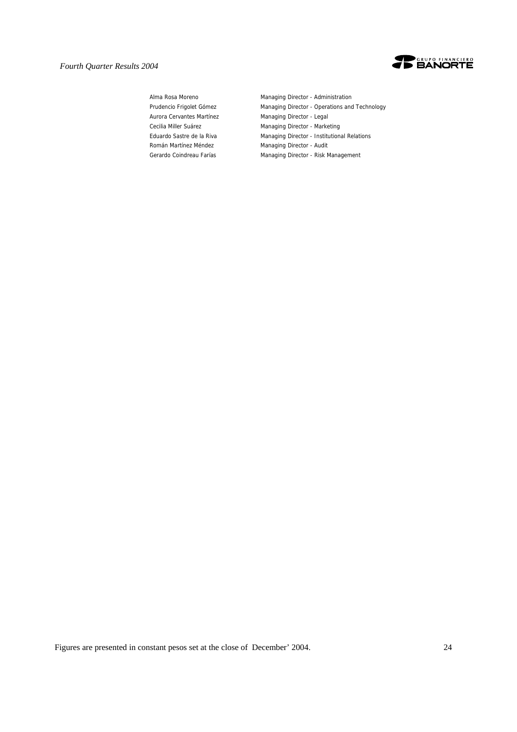| | |
|---|---|
| Alma Rosa Moreno | Managing Director - Administration |
| Prudencio Frigolet Gómez | Managing Director - Operations and Technology |
| Aurora Cervantes Martínez | Managing Director - Legal |
| Cecilia Miller Suárez | Managing Director - Marketing |
| Eduardo Sastre de la Riva | Managing Director - Institutional Relations |
| Román Martínez Méndez | Managing Director - Audit |
| Gerardo Coindreau Farías | Managing Director - Risk Management |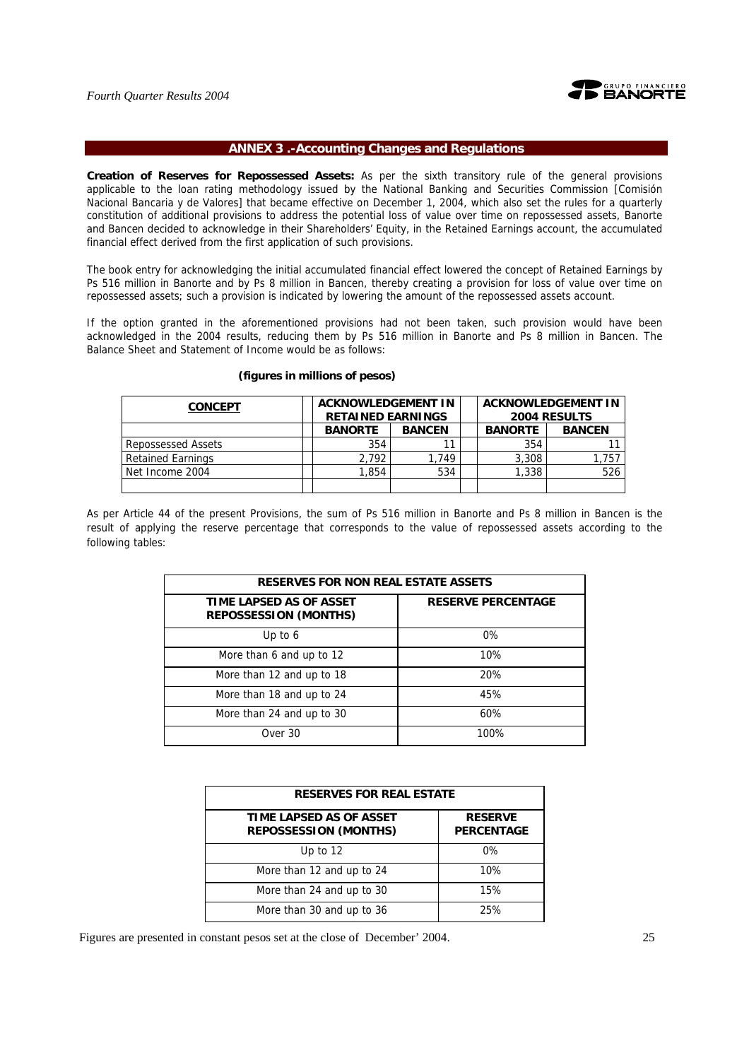## ANNEX 3 .-Accounting Changes and Regulations

**Creation of Reserves for Repossessed Assets:** As per the sixth transitory rule of the general provisions applicable to the loan rating methodology issued by the National Banking and Securities Commission [Comisión Nacional Bancaria y de Valores] that became effective on December 1, 2004, which also set the rules for a quarterly constitution of additional provisions to address the potential loss of value over time on repossessed assets, Banorte and Bancen decided to acknowledge in their Shareholders' Equity, in the Retained Earnings account, the accumulated financial effect derived from the first application of such provisions.

The book entry for acknowledging the initial accumulated financial effect lowered the concept of Retained Earnings by Ps 516 million in Banorte and by Ps 8 million in Bancen, thereby creating a provision for loss of value over time on repossessed assets; such a provision is indicated by lowering the amount of the repossessed assets account.

If the option granted in the aforementioned provisions had not been taken, such provision would have been acknowledged in the 2004 results, reducing them by Ps 516 million in Banorte and Ps 8 million in Bancen. The Balance Sheet and Statement of Income would be as follows:

**(figures in millions of pesos)**

| CONCEPT | ACKNOWLEDGEMENT IN RETAINED EARNINGS | | ACKNOWLEDGEMENT IN 2004 RESULTS | |
|---|---|---|---|---|
| | BANORTE | BANCEN | BANORTE | BANCEN |
| Repossessed Assets | 354 | 11 | 354 | 11 |
| Retained Earnings | 2,792 | 1,749 | 3,308 | 1,757 |
| Net Income 2004 | 1,854 | 534 | 1,338 | 526 |

As per Article 44 of the present Provisions, the sum of Ps 516 million in Banorte and Ps 8 million in Bancen is the result of applying the reserve percentage that corresponds to the value of repossessed assets according to the following tables:

| RESERVES FOR NON REAL ESTATE ASSETS | |
|---|---|
| TIME LAPSED AS OF ASSET REPOSSESSION (MONTHS) | RESERVE PERCENTAGE |
| Up to 6 | 0% |
| More than 6 and up to 12 | 10% |
| More than 12 and up to 18 | 20% |
| More than 18 and up to 24 | 45% |
| More than 24 and up to 30 | 60% |
| Over 30 | 100% |

| RESERVES FOR REAL ESTATE | |
|---|---|
| TIME LAPSED AS OF ASSET REPOSSESSION (MONTHS) | RESERVE PERCENTAGE |
| Up to 12 | 0% |
| More than 12 and up to 24 | 10% |
| More than 24 and up to 30 | 15% |
| More than 30 and up to 36 | 25% |

Figures are presented in constant pesos set at the close of December' 2004.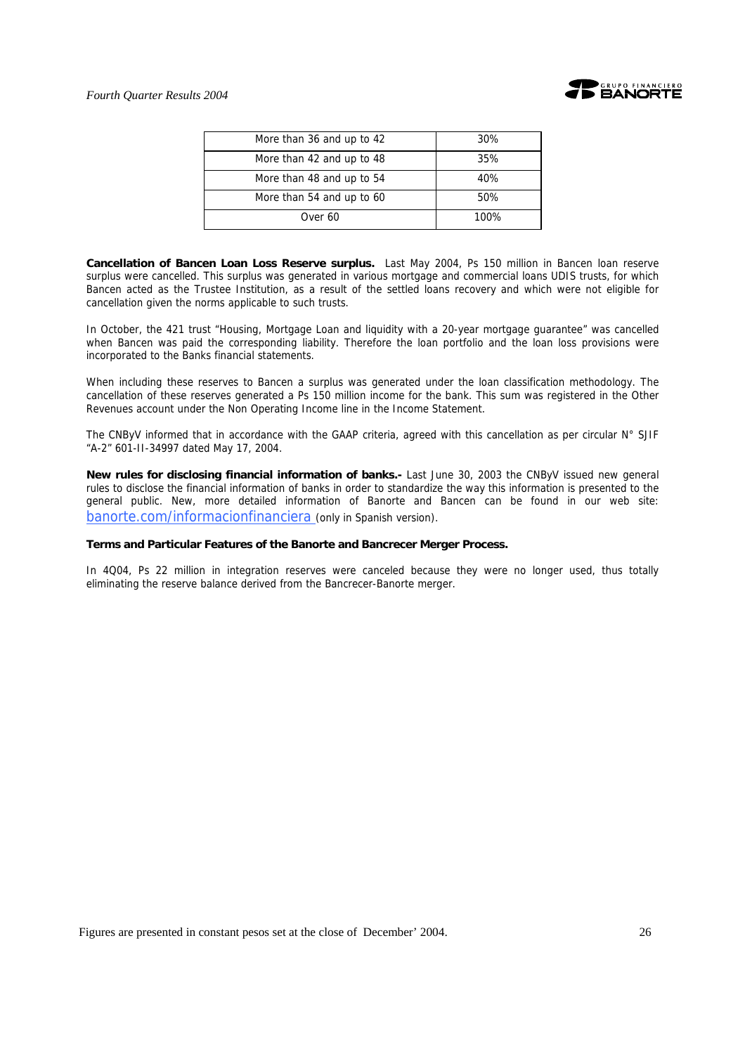| More than 36 and up to 42 | 30% |
|---|---|
| More than 42 and up to 48 | 35% |
| More than 48 and up to 54 | 40% |
| More than 54 and up to 60 | 50% |
| Over 60 | 100% |

**Cancellation of Bancen Loan Loss Reserve surplus.** Last May 2004, Ps 150 million in Bancen loan reserve surplus were cancelled. This surplus was generated in various mortgage and commercial loans UDIS trusts, for which Bancen acted as the Trustee Institution, as a result of the settled loans recovery and which were not eligible for cancellation given the norms applicable to such trusts.

In October, the 421 trust "Housing, Mortgage Loan and liquidity with a 20-year mortgage guarantee" was cancelled when Bancen was paid the corresponding liability. Therefore the loan portfolio and the loan loss provisions were incorporated to the Banks financial statements.

When including these reserves to Bancen a surplus was generated under the loan classification methodology. The cancellation of these reserves generated a Ps 150 million income for the bank. This sum was registered in the Other Revenues account under the Non Operating Income line in the Income Statement.

The CNByV informed that in accordance with the GAAP criteria, agreed with this cancellation as per circular N° SJIF "A-2" 601-II-34997 dated May 17, 2004.

**New rules for disclosing financial information of banks.-** Last June 30, 2003 the CNByV issued new general rules to disclose the financial information of banks in order to standardize the way this information is presented to the general public. New, more detailed information of Banorte and Bancen can be found in our web site: banorte.com/informacionfinanciera (only in Spanish version).

**Terms and Particular Features of the Banorte and Bancrecer Merger Process.**

In 4Q04, Ps 22 million in integration reserves were canceled because they were no longer used, thus totally eliminating the reserve balance derived from the Bancrecer-Banorte merger.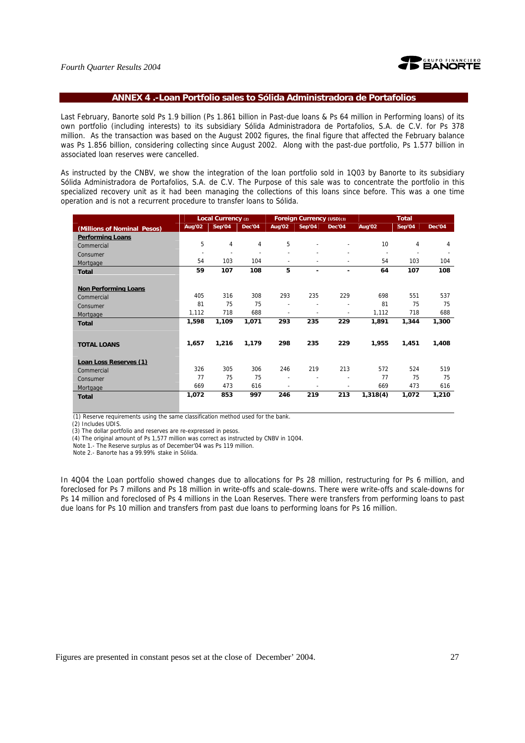## ANNEX 4 .-Loan Portfolio sales to Sólida Administradora de Portafolios

Last February, Banorte sold Ps 1.9 billion (Ps 1.861 billion in Past-due loans & Ps 64 million in Performing loans) of its own portfolio (including interests) to its subsidiary Sólida Administradora de Portafolios, S.A. de C.V. for Ps 378 million. As the transaction was based on the August 2002 figures, the final figure that affected the February balance was Ps 1.856 billion, considering collecting since August 2002. Along with the past-due portfolio, Ps 1.577 billion in associated loan reserves were cancelled.

As instructed by the CNBV, we show the integration of the loan portfolio sold in 1Q03 by Banorte to its subsidiary Sólida Administradora de Portafolios, S.A. de C.V. The Purpose of this sale was to concentrate the portfolio in this specialized recovery unit as it had been managing the collections of this loans since before. This was a one time operation and is not a recurrent procedure to transfer loans to Sólida.

| | Local Currency (2) | | | Foreign Currency (USD)(3) | | | Total | | |
|---|---|---|---|---|---|---|---|---|---|
| (Millions of Nominal Pesos) | Aug'02 | Sep'04 | Dec'04 | Aug'02 | Sep'04 | Dec'04 | Aug'02 | Sep'04 | Dec'04 |
| **Performing Loans** | | | | | | | | | |
| Commercial | 5 | 4 | 4 | 5 | - | - | 10 | 4 | 4 |
| Consumer | - | - | - | - | - | - | - | - | - |
| Mortgage | 54 | 103 | 104 | - | - | - | 54 | 103 | 104 |
| **Total** | **59** | **107** | **108** | **5** | **-** | **-** | **64** | **107** | **108** |
| **Non Performing Loans** | | | | | | | | | |
| Commercial | 405 | 316 | 308 | 293 | 235 | 229 | 698 | 551 | 537 |
| Consumer | 81 | 75 | 75 | - | - | - | 81 | 75 | 75 |
| Mortgage | 1,112 | 718 | 688 | - | - | - | 1,112 | 718 | 688 |
| **Total** | **1,598** | **1,109** | **1,071** | **293** | **235** | **229** | **1,891** | **1,344** | **1,300** |
| **TOTAL LOANS** | **1,657** | **1,216** | **1,179** | **298** | **235** | **229** | **1,955** | **1,451** | **1,408** |
| **Loan Loss Reserves (1)** | | | | | | | | | |
| Commercial | 326 | 305 | 306 | 246 | 219 | 213 | 572 | 524 | 519 |
| Consumer | 77 | 75 | 75 | - | - | - | 77 | 75 | 75 |
| Mortgage | 669 | 473 | 616 | - | - | - | 669 | 473 | 616 |
| **Total** | **1,072** | **853** | **997** | **246** | **219** | **213** | **1,318(4)** | **1,072** | **1,210** |

(1) Reserve requirements using the same classification method used for the bank.
(2) Includes UDIS.
(3) The dollar portfolio and reserves are re-expressed in pesos.
(4) The original amount of Ps 1,577 million was correct as instructed by CNBV in 1Q04.
Note 1.- The Reserve surplus as of December'04 was Ps 119 million.
Note 2.- Banorte has a 99.99% stake in Sólida.

In 4Q04 the Loan portfolio showed changes due to allocations for Ps 28 million, restructuring for Ps 6 million, and foreclosed for Ps 7 millons and Ps 18 million in write-offs and scale-downs. There were write-offs and scale-downs for Ps 14 million and foreclosed of Ps 4 millions in the Loan Reserves. There were transfers from performing loans to past due loans for Ps 10 million and transfers from past due loans to performing loans for Ps 16 million.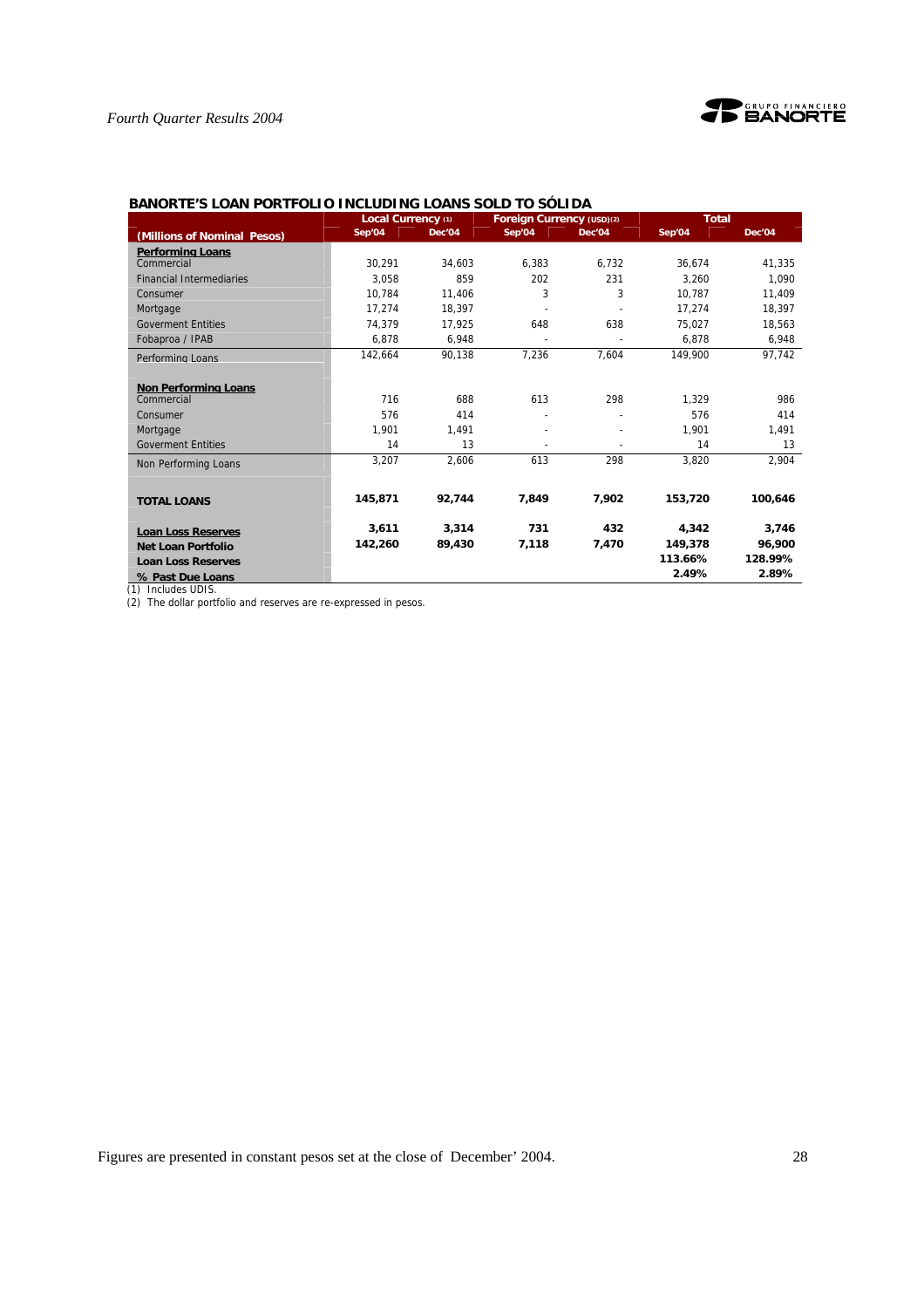**BANORTE'S LOAN PORTFOLIO INCLUDING LOANS SOLD TO SÓLIDA**

| (Millions of Nominal Pesos) | Local Currency (1) | | Foreign Currency (USD)(2) | | Total | |
|---|---|---|---|---|---|---|
| | Sep'04 | Dec'04 | Sep'04 | Dec'04 | Sep'04 | Dec'04 |
| **Performing Loans** | | | | | | |
| Commercial | 30,291 | 34,603 | 6,383 | 6,732 | 36,674 | 41,335 |
| Financial Intermediaries | 3,058 | 859 | 202 | 231 | 3,260 | 1,090 |
| Consumer | 10,784 | 11,406 | 3 | 3 | 10,787 | 11,409 |
| Mortgage | 17,274 | 18,397 | - | - | 17,274 | 18,397 |
| Goverment Entities | 74,379 | 17,925 | 648 | 638 | 75,027 | 18,563 |
| Fobaproa / IPAB | 6,878 | 6,948 | - | - | 6,878 | 6,948 |
| Performing Loans | 142,664 | 90,138 | 7,236 | 7,604 | 149,900 | 97,742 |
| **Non Performing Loans** | | | | | | |
| Commercial | 716 | 688 | 613 | 298 | 1,329 | 986 |
| Consumer | 576 | 414 | - | - | 576 | 414 |
| Mortgage | 1,901 | 1,491 | - | - | 1,901 | 1,491 |
| Goverment Entities | 14 | 13 | - | - | 14 | 13 |
| Non Performing Loans | 3,207 | 2,606 | 613 | 298 | 3,820 | 2,904 |
| **TOTAL LOANS** | **145,871** | **92,744** | **7,849** | **7,902** | **153,720** | **100,646** |
| **Loan Loss Reserves** | **3,611** | **3,314** | **731** | **432** | **4,342** | **3,746** |
| **Net Loan Portfolio** | **142,260** | **89,430** | **7,118** | **7,470** | **149,378** | **96,900** |
| **Loan Loss Reserves** | | | | | **113.66%** | **128.99%** |
| **% Past Due Loans** | | | | | **2.49%** | **2.89%** |

(1) Includes UDIS.

(2) The dollar portfolio and reserves are re-expressed in pesos.

Figures are presented in constant pesos set at the close of December' 2004.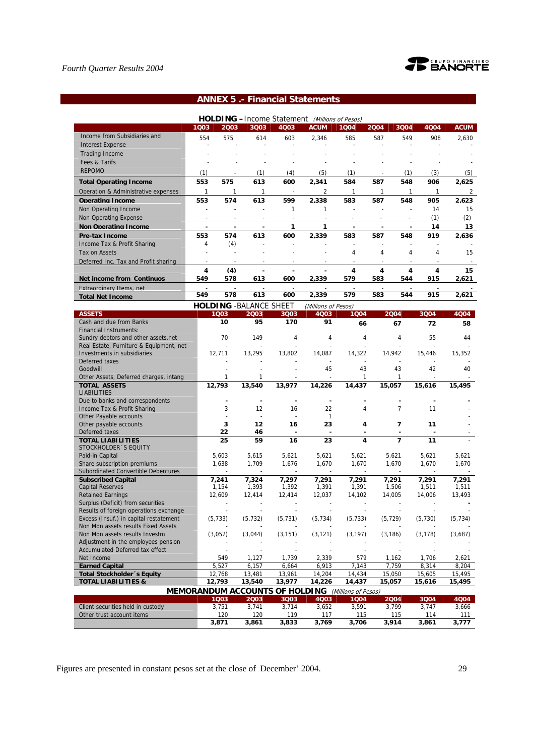## ANNEX 5 .- Financial Statements

**HOLDING –** Income Statement *(Millions of Pesos)*

| | 1Q03 | 2Q03 | 3Q03 | 4Q03 | ACUM | 1Q04 | 2Q04 | 3Q04 | 4Q04 | ACUM |
|---|---|---|---|---|---|---|---|---|---|---|
| Income from Subsidiaries and | 554 | 575 | 614 | 603 | 2,346 | 585 | 587 | 549 | 908 | 2,630 |
| Interest Expense | - | - | - | - | - | - | - | - | - | - |
| Trading Income | - | - | - | - | - | - | - | - | - | - |
| Fees & Tarifs | - | - | - | - | - | - | - | - | - | - |
| REPOMO | (1) | - | (1) | (4) | (5) | (1) | - | (1) | (3) | (5) |
| **Total Operating Income** | **553** | **575** | **613** | **600** | **2,341** | **584** | **587** | **548** | **906** | **2,625** |
| Operation & Administrative expenses | 1 | 1 | 1 | - | 2 | 1 | 1 | 1 | 1 | 2 |
| **Operating Income** | **553** | **574** | **613** | **599** | **2,338** | **583** | **587** | **548** | **905** | **2,623** |
| Non Operating Income | - | - | - | 1 | 1 | - | - | - | 14 | 15 |
| Non Operating Expense | - | - | - | - | - | - | - | - | (1) | (2) |
| **Non Operating Income** | **-** | **-** | **-** | **1** | **1** | **-** | **-** | **-** | **14** | **13** |
| **Pre-tax Income** | **553** | **574** | **613** | **600** | **2,339** | **583** | **587** | **548** | **919** | **2,636** |
| Income Tax & Profit Sharing | 4 | (4) | - | - | - | - | - | - | - | - |
| Tax on Assets | - | - | - | - | - | 4 | 4 | 4 | 4 | 15 |
| Deferred Inc. Tax and Profit sharing | - | - | - | - | - | - | - | - | - | - |
| | **4** | **(4)** | **-** | **-** | **-** | **4** | **4** | **4** | **4** | **15** |
| **Net income from Continuos** | **549** | **578** | **613** | **600** | **2,339** | **579** | **583** | **544** | **915** | **2,621** |
| Extraordinary Items, net | - | - | - | - | - | - | - | - | - | - |
| **Total Net Income** | **549** | **578** | **613** | **600** | **2,339** | **579** | **583** | **544** | **915** | **2,621** |

**HOLDING** -BALANCE SHEET *(Millions of Pesos)*

| ASSETS | 1Q03 | 2Q03 | 3Q03 | 4Q03 | 1Q04 | 2Q04 | 3Q04 | 4Q04 |
|---|---|---|---|---|---|---|---|---|
| Cash and due from Banks | **10** | **95** | **170** | **91** | **66** | **67** | **72** | **58** |
| Financial Instruments: | | | | | | | | |
| Sundry debtors and other assets,net | 70 | 149 | 4 | 4 | 4 | 4 | 55 | 44 |
| Real Estate, Furniture & Equipment, net | - | - | - | - | - | - | - | - |
| Investments in subsidiaries | 12,711 | 13,295 | 13,802 | 14,087 | 14,322 | 14,942 | 15,446 | 15,352 |
| Deferred taxes | - | - | - | - | - | - | - | - |
| Goodwill | - | - | - | 45 | 43 | 43 | 42 | 40 |
| Other Assets, Deferred charges, intang | 1 | 1 | - | - | 1 | 1 | - | - |
| **TOTAL ASSETS** | **12,793** | **13,540** | **13,977** | **14,226** | **14,437** | **15,057** | **15,616** | **15,495** |
| LIABILITIES | | | | | | | | |
| Due to banks and correspondents | **-** | **-** | **-** | **-** | **-** | **-** | **-** | **-** |
| Income Tax & Profit Sharing | 3 | 12 | 16 | 22 | 4 | 7 | 11 | - |
| Other Payable accounts | - | - | - | 1 | - | - | - | - |
| Other payable accounts | **3** | **12** | **16** | **23** | **4** | **7** | **11** | - |
| Deferred taxes | **22** | **46** | **-** | **-** | **-** | **-** | **-** | - |
| **TOTAL LIABILITIES** | **25** | **59** | **16** | **23** | **4** | **7** | **11** | - |
| STOCKHOLDER´S EQUITY | | | | | | | | |
| Paid-in Capital | 5,603 | 5,615 | 5,621 | 5,621 | 5,621 | 5,621 | 5,621 | 5,621 |
| Share subscription premiums | 1,638 | 1,709 | 1,676 | 1,670 | 1,670 | 1,670 | 1,670 | 1,670 |
| Subordinated Convertible Debentures | - | - | - | - | - | - | - | - |
| **Subscribed Capital** | **7,241** | **7,324** | **7,297** | **7,291** | **7,291** | **7,291** | **7,291** | **7,291** |
| Capital Reserves | 1,154 | 1,393 | 1,392 | 1,391 | 1,391 | 1,506 | 1,511 | 1,511 |
| Retained Earnings | 12,609 | 12,414 | 12,414 | 12,037 | 14,102 | 14,005 | 14,006 | 13,493 |
| Surplus (Deficit) from securities | - | - | - | - | - | - | - | **-** |
| Results of foreign operations exchange | - | - | - | - | - | - | - | - |
| Excess (Insuf.) in capital restatement | (5,733) | (5,732) | (5,731) | (5,734) | (5,733) | (5,729) | (5,730) | (5,734) |
| Non Mon assets results Fixed Assets | - | - | - | - | - | - | - | - |
| Non Mon assets results Investm | (3,052) | (3,044) | (3,151) | (3,121) | (3,197) | (3,186) | (3,178) | (3,687) |
| Adjustment in the employees pension | - | - | - | - | - | - | - | - |
| Accumulated Deferred tax effect | - | - | - | - | - | - | - | - |
| Net Income | 549 | 1,127 | 1,739 | 2,339 | 579 | 1,162 | 1,706 | 2,621 |
| **Earned Capital** | 5,527 | 6,157 | 6,664 | 6,913 | 7,143 | 7,759 | 8,314 | 8,204 |
| **Total Stockholder´s Equity** | 12,768 | 13,481 | 13,961 | 14,204 | 14,434 | 15,050 | 15,605 | 15,495 |
| **TOTAL LIABILITIES &** | **12,793** | **13,540** | **13,977** | **14,226** | **14,437** | **15,057** | **15,616** | **15,495** |

**MEMORANDUM ACCOUNTS OF HOLDING** *(Millions of Pesos)*

| | 1Q03 | 2Q03 | 3Q03 | 4Q03 | 1Q04 | 2Q04 | 3Q04 | 4Q04 |
|---|---|---|---|---|---|---|---|---|
| Client securities held in custody | 3,751 | 3,741 | 3,714 | 3,652 | 3,591 | 3,799 | 3,747 | 3,666 |
| Other trust account items | 120 | 120 | 119 | 117 | 115 | 115 | 114 | 111 |
| | **3,871** | **3,861** | **3,833** | **3,769** | **3,706** | **3,914** | **3,861** | **3,777** |

Figures are presented in constant pesos set at the close of December' 2004.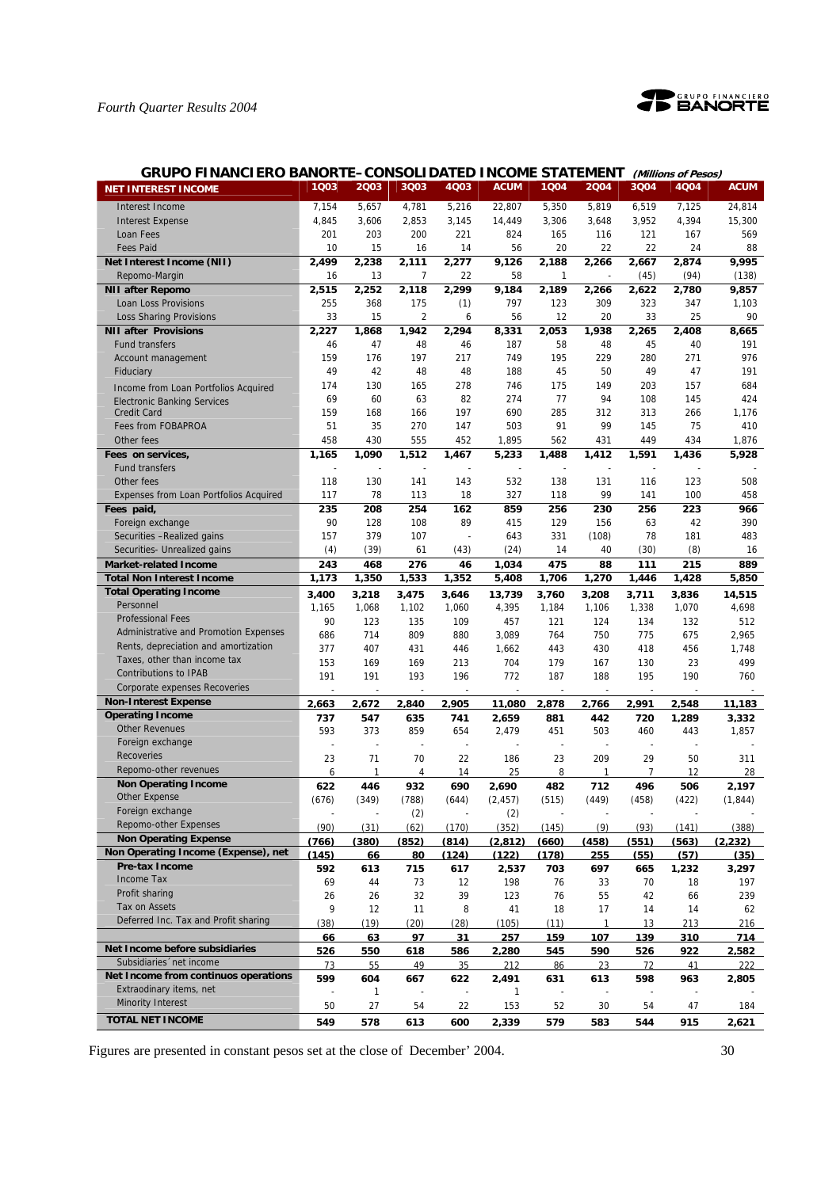## GRUPO FINANCIERO BANORTE–CONSOLIDATED INCOME STATEMENT *(Millions of Pesos)*

| NET INTEREST INCOME | 1Q03 | 2Q03 | 3Q03 | 4Q03 | ACUM | 1Q04 | 2Q04 | 3Q04 | 4Q04 | ACUM |
|---|---|---|---|---|---|---|---|---|---|---|
| Interest Income | 7,154 | 5,657 | 4,781 | 5,216 | 22,807 | 5,350 | 5,819 | 6,519 | 7,125 | 24,814 |
| Interest Expense | 4,845 | 3,606 | 2,853 | 3,145 | 14,449 | 3,306 | 3,648 | 3,952 | 4,394 | 15,300 |
| Loan Fees | 201 | 203 | 200 | 221 | 824 | 165 | 116 | 121 | 167 | 569 |
| Fees Paid | 10 | 15 | 16 | 14 | 56 | 20 | 22 | 22 | 24 | 88 |
| **Net Interest Income (NII)** | **2,499** | **2,238** | **2,111** | **2,277** | **9,126** | **2,188** | **2,266** | **2,667** | **2,874** | **9,995** |
| Repomo-Margin | 16 | 13 | 7 | 22 | 58 | 1 | - | (45) | (94) | (138) |
| **NII after Repomo** | **2,515** | **2,252** | **2,118** | **2,299** | **9,184** | **2,189** | **2,266** | **2,622** | **2,780** | **9,857** |
| Loan Loss Provisions | 255 | 368 | 175 | (1) | 797 | 123 | 309 | 323 | 347 | 1,103 |
| Loss Sharing Provisions | 33 | 15 | 2 | 6 | 56 | 12 | 20 | 33 | 25 | 90 |
| **NII after Provisions** | **2,227** | **1,868** | **1,942** | **2,294** | **8,331** | **2,053** | **1,938** | **2,265** | **2,408** | **8,665** |
| Fund transfers | 46 | 47 | 48 | 46 | 187 | 58 | 48 | 45 | 40 | 191 |
| Account management | 159 | 176 | 197 | 217 | 749 | 195 | 229 | 280 | 271 | 976 |
| Fiduciary | 49 | 42 | 48 | 48 | 188 | 45 | 50 | 49 | 47 | 191 |
| Income from Loan Portfolios Acquired | 174 | 130 | 165 | 278 | 746 | 175 | 149 | 203 | 157 | 684 |
| Electronic Banking Services | 69 | 60 | 63 | 82 | 274 | 77 | 94 | 108 | 145 | 424 |
| Credit Card | 159 | 168 | 166 | 197 | 690 | 285 | 312 | 313 | 266 | 1,176 |
| Fees from FOBAPROA | 51 | 35 | 270 | 147 | 503 | 91 | 99 | 145 | 75 | 410 |
| Other fees | 458 | 430 | 555 | 452 | 1,895 | 562 | 431 | 449 | 434 | 1,876 |
| **Fees on services,** | **1,165** | **1,090** | **1,512** | **1,467** | **5,233** | **1,488** | **1,412** | **1,591** | **1,436** | **5,928** |
| Fund transfers | - | - | - | - | - | - | - | - | - | - |
| Other fees | 118 | 130 | 141 | 143 | 532 | 138 | 131 | 116 | 123 | 508 |
| Expenses from Loan Portfolios Acquired | 117 | 78 | 113 | 18 | 327 | 118 | 99 | 141 | 100 | 458 |
| **Fees paid,** | **235** | **208** | **254** | **162** | **859** | **256** | **230** | **256** | **223** | **966** |
| Foreign exchange | 90 | 128 | 108 | 89 | 415 | 129 | 156 | 63 | 42 | 390 |
| Securities –Realized gains | 157 | 379 | 107 | - | 643 | 331 | (108) | 78 | 181 | 483 |
| Securities- Unrealized gains | (4) | (39) | 61 | (43) | (24) | 14 | 40 | (30) | (8) | 16 |
| **Market-related Income** | **243** | **468** | **276** | **46** | **1,034** | **475** | **88** | **111** | **215** | **889** |
| **Total Non Interest Income** | **1,173** | **1,350** | **1,533** | **1,352** | **5,408** | **1,706** | **1,270** | **1,446** | **1,428** | **5,850** |
| **Total Operating Income** | **3,400** | **3,218** | **3,475** | **3,646** | **13,739** | **3,760** | **3,208** | **3,711** | **3,836** | **14,515** |
| Personnel | 1,165 | 1,068 | 1,102 | 1,060 | 4,395 | 1,184 | 1,106 | 1,338 | 1,070 | 4,698 |
| Professional Fees | 90 | 123 | 135 | 109 | 457 | 121 | 124 | 134 | 132 | 512 |
| Administrative and Promotion Expenses | 686 | 714 | 809 | 880 | 3,089 | 764 | 750 | 775 | 675 | 2,965 |
| Rents, depreciation and amortization | 377 | 407 | 431 | 446 | 1,662 | 443 | 430 | 418 | 456 | 1,748 |
| Taxes, other than income tax | 153 | 169 | 169 | 213 | 704 | 179 | 167 | 130 | 23 | 499 |
| Contributions to IPAB | 191 | 191 | 193 | 196 | 772 | 187 | 188 | 195 | 190 | 760 |
| Corporate expenses Recoveries | - | - | - | - | - | - | - | - | - | - |
| **Non-Interest Expense** | **2,663** | **2,672** | **2,840** | **2,905** | **11,080** | **2,878** | **2,766** | **2,991** | **2,548** | **11,183** |
| **Operating Income** | **737** | **547** | **635** | **741** | **2,659** | **881** | **442** | **720** | **1,289** | **3,332** |
| Other Revenues | 593 | 373 | 859 | 654 | 2,479 | 451 | 503 | 460 | 443 | 1,857 |
| Foreign exchange | - | - | - | - | - | - | - | - | - | - |
| Recoveries | 23 | 71 | 70 | 22 | 186 | 23 | 209 | 29 | 50 | 311 |
| Repomo-other revenues | 6 | 1 | 4 | 14 | 25 | 8 | 1 | 7 | 12 | 28 |
| **Non Operating Income** | **622** | **446** | **932** | **690** | **2,690** | **482** | **712** | **496** | **506** | **2,197** |
| Other Expense | (676) | (349) | (788) | (644) | (2,457) | (515) | (449) | (458) | (422) | (1,844) |
| Foreign exchange | - | - | (2) | - | (2) | - | - | - | - | - |
| Repomo-other Expenses | (90) | (31) | (62) | (170) | (352) | (145) | (9) | (93) | (141) | (388) |
| **Non Operating Expense** | **(766)** | **(380)** | **(852)** | **(814)** | **(2,812)** | **(660)** | **(458)** | **(551)** | **(563)** | **(2,232)** |
| **Non Operating Income (Expense), net** | **(145)** | **66** | **80** | **(124)** | **(122)** | **(178)** | **255** | **(55)** | **(57)** | **(35)** |
| **Pre-tax Income** | **592** | **613** | **715** | **617** | **2,537** | **703** | **697** | **665** | **1,232** | **3,297** |
| Income Tax | 69 | 44 | 73 | 12 | 198 | 76 | 33 | 70 | 18 | 197 |
| Profit sharing | 26 | 26 | 32 | 39 | 123 | 76 | 55 | 42 | 66 | 239 |
| Tax on Assets | 9 | 12 | 11 | 8 | 41 | 18 | 17 | 14 | 14 | 62 |
| Deferred Inc. Tax and Profit sharing | (38) | (19) | (20) | (28) | (105) | (11) | 1 | 13 | 213 | 216 |
| | **66** | **63** | **97** | **31** | **257** | **159** | **107** | **139** | **310** | **714** |
| **Net Income before subsidiaries** | **526** | **550** | **618** | **586** | **2,280** | **545** | **590** | **526** | **922** | **2,582** |
| Subsidiaries´ net income | 73 | 55 | 49 | 35 | 212 | 86 | 23 | 72 | 41 | 222 |
| **Net Income from continuos operations** | **599** | **604** | **667** | **622** | **2,491** | **631** | **613** | **598** | **963** | **2,805** |
| Extraordinary items, net | - | 1 | - | - | 1 | - | - | - | - | - |
| Minority Interest | 50 | 27 | 54 | 22 | 153 | 52 | 30 | 54 | 47 | 184 |
| **TOTAL NET INCOME** | **549** | **578** | **613** | **600** | **2,339** | **579** | **583** | **544** | **915** | **2,621** |

Figures are presented in constant pesos set at the close of December' 2004.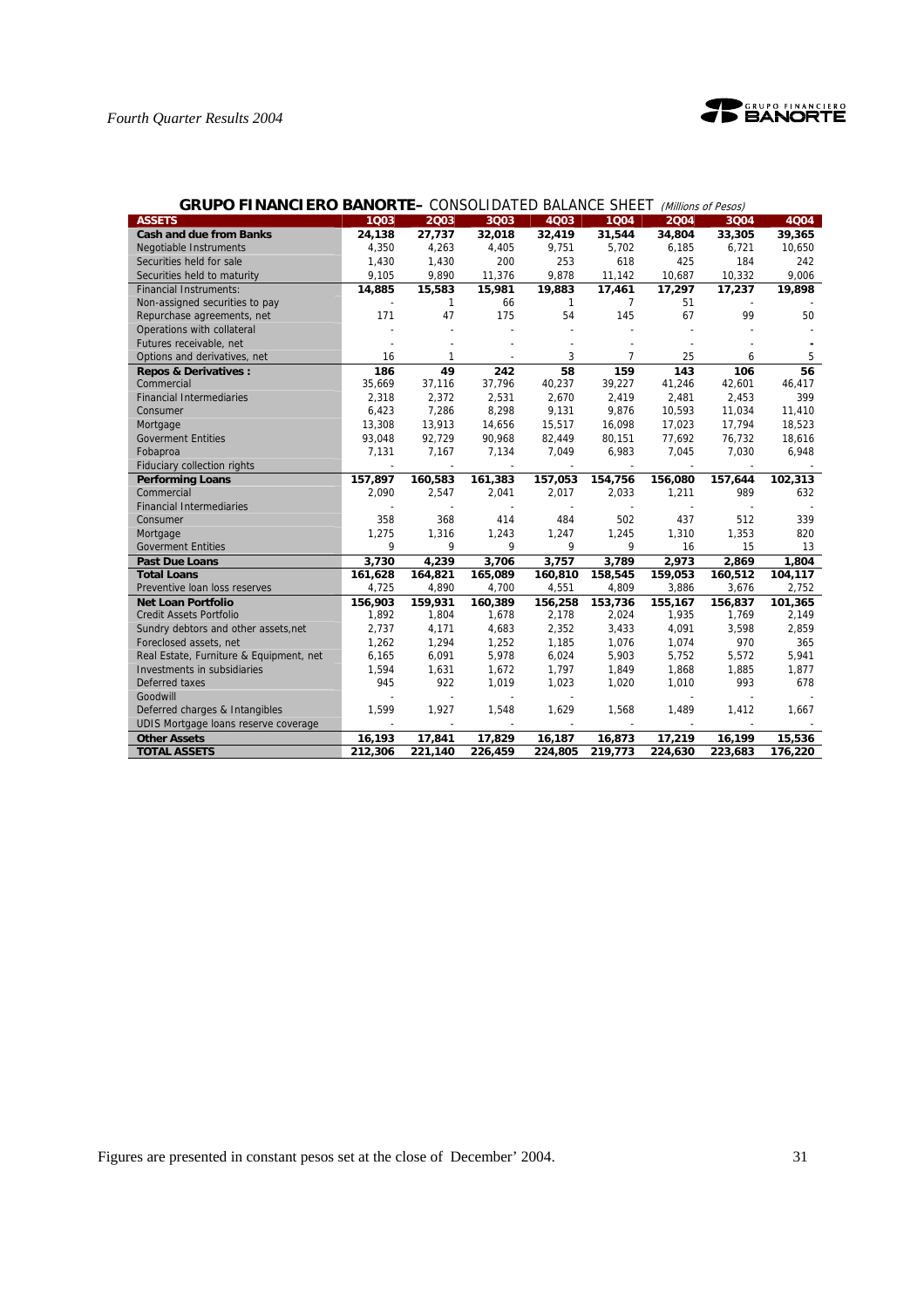## GRUPO FINANCIERO BANORTE– CONSOLIDATED BALANCE SHEET *(Millions of Pesos)*

| ASSETS | 1Q03 | 2Q03 | 3Q03 | 4Q03 | 1Q04 | 2Q04 | 3Q04 | 4Q04 |
|---|---|---|---|---|---|---|---|---|
| **Cash and due from Banks** | **24,138** | **27,737** | **32,018** | **32,419** | **31,544** | **34,804** | **33,305** | **39,365** |
| Negotiable Instruments | 4,350 | 4,263 | 4,405 | 9,751 | 5,702 | 6,185 | 6,721 | 10,650 |
| Securities held for sale | 1,430 | 1,430 | 200 | 253 | 618 | 425 | 184 | 242 |
| Securities held to maturity | 9,105 | 9,890 | 11,376 | 9,878 | 11,142 | 10,687 | 10,332 | 9,006 |
| Financial Instruments: | **14,885** | **15,583** | **15,981** | **19,883** | **17,461** | **17,297** | **17,237** | **19,898** |
| Non-assigned securities to pay | - | 1 | 66 | 1 | 7 | 51 | - | - |
| Repurchase agreements, net | 171 | 47 | 175 | 54 | 145 | 67 | 99 | 50 |
| Operations with collateral | - | - | - | - | - | - | - | - |
| Futures receivable, net | - | - | - | - | - | - | - | - |
| Options and derivatives, net | 16 | 1 | - | 3 | 7 | 25 | 6 | 5 |
| **Repos & Derivatives :** | **186** | **49** | **242** | **58** | **159** | **143** | **106** | **56** |
| Commercial | 35,669 | 37,116 | 37,796 | 40,237 | 39,227 | 41,246 | 42,601 | 46,417 |
| Financial Intermediaries | 2,318 | 2,372 | 2,531 | 2,670 | 2,419 | 2,481 | 2,453 | 399 |
| Consumer | 6,423 | 7,286 | 8,298 | 9,131 | 9,876 | 10,593 | 11,034 | 11,410 |
| Mortgage | 13,308 | 13,913 | 14,656 | 15,517 | 16,098 | 17,023 | 17,794 | 18,523 |
| Goverment Entities | 93,048 | 92,729 | 90,968 | 82,449 | 80,151 | 77,692 | 76,732 | 18,616 |
| Fobaproa | 7,131 | 7,167 | 7,134 | 7,049 | 6,983 | 7,045 | 7,030 | 6,948 |
| Fiduciary collection rights | - | - | - | - | - | - | - | - |
| **Performing Loans** | **157,897** | **160,583** | **161,383** | **157,053** | **154,756** | **156,080** | **157,644** | **102,313** |
| Commercial | 2,090 | 2,547 | 2,041 | 2,017 | 2,033 | 1,211 | 989 | 632 |
| Financial Intermediaries | - | - | - | - | - | - | - | - |
| Consumer | 358 | 368 | 414 | 484 | 502 | 437 | 512 | 339 |
| Mortgage | 1,275 | 1,316 | 1,243 | 1,247 | 1,245 | 1,310 | 1,353 | 820 |
| Goverment Entities | 9 | 9 | 9 | 9 | 9 | 16 | 15 | 13 |
| **Past Due Loans** | **3,730** | **4,239** | **3,706** | **3,757** | **3,789** | **2,973** | **2,869** | **1,804** |
| **Total Loans** | **161,628** | **164,821** | **165,089** | **160,810** | **158,545** | **159,053** | **160,512** | **104,117** |
| Preventive loan loss reserves | 4,725 | 4,890 | 4,700 | 4,551 | 4,809 | 3,886 | 3,676 | 2,752 |
| **Net Loan Portfolio** | **156,903** | **159,931** | **160,389** | **156,258** | **153,736** | **155,167** | **156,837** | **101,365** |
| Credit Assets Portfolio | 1,892 | 1,804 | 1,678 | 2,178 | 2,024 | 1,935 | 1,769 | 2,149 |
| Sundry debtors and other assets,net | 2,737 | 4,171 | 4,683 | 2,352 | 3,433 | 4,091 | 3,598 | 2,859 |
| Foreclosed assets, net | 1,262 | 1,294 | 1,252 | 1,185 | 1,076 | 1,074 | 970 | 365 |
| Real Estate, Furniture & Equipment, net | 6,165 | 6,091 | 5,978 | 6,024 | 5,903 | 5,752 | 5,572 | 5,941 |
| Investments in subsidiaries | 1,594 | 1,631 | 1,672 | 1,797 | 1,849 | 1,868 | 1,885 | 1,877 |
| Deferred taxes | 945 | 922 | 1,019 | 1,023 | 1,020 | 1,010 | 993 | 678 |
| Goodwill | - | - | - | - | - | - | - | - |
| Deferred charges & Intangibles | 1,599 | 1,927 | 1,548 | 1,629 | 1,568 | 1,489 | 1,412 | 1,667 |
| UDIS Mortgage loans reserve coverage | - | - | - | - | - | - | - | - |
| **Other Assets** | **16,193** | **17,841** | **17,829** | **16,187** | **16,873** | **17,219** | **16,199** | **15,536** |
| **TOTAL ASSETS** | **212,306** | **221,140** | **226,459** | **224,805** | **219,773** | **224,630** | **223,683** | **176,220** |

Figures are presented in constant pesos set at the close of December' 2004.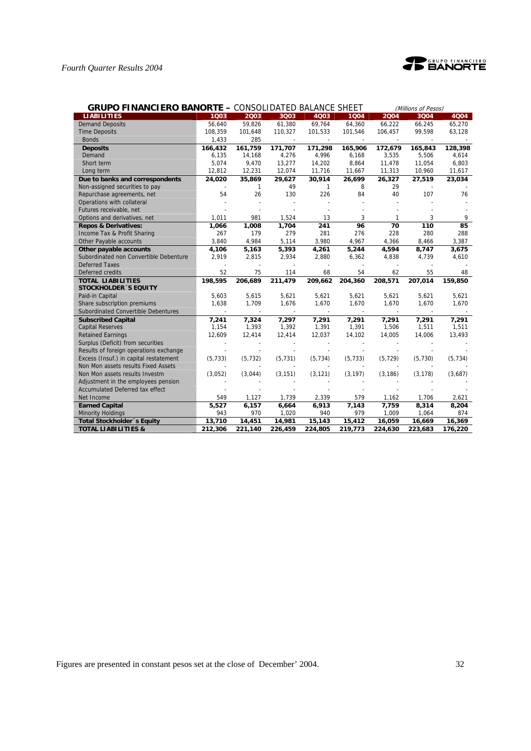**GRUPO FINANCIERO BANORTE –** CONSOLIDATED BALANCE SHEET *(Millions of Pesos)*

| LIABILITIES | 1Q03 | 2Q03 | 3Q03 | 4Q03 | 1Q04 | 2Q04 | 3Q04 | 4Q04 |
|---|---|---|---|---|---|---|---|---|
| Demand Deposits | 56,640 | 59,826 | 61,380 | 69,764 | 64,360 | 66,222 | 66,245 | 65,270 |
| Time Deposits | 108,359 | 101,648 | 110,327 | 101,533 | 101,546 | 106,457 | 99,598 | 63,128 |
| Bonds | 1,433 | 285 | - | - | - | - | - | - |
| **Deposits** | **166,432** | **161,759** | **171,707** | **171,298** | **165,906** | **172,679** | **165,843** | **128,398** |
| Demand | 6,135 | 14,168 | 4,276 | 4,996 | 6,168 | 3,535 | 5,506 | 4,614 |
| Short term | 5,074 | 9,470 | 13,277 | 14,202 | 8,864 | 11,478 | 11,054 | 6,803 |
| Long term | 12,812 | 12,231 | 12,074 | 11,716 | 11,667 | 11,313 | 10,960 | 11,617 |
| **Due to banks and correspondents** | **24,020** | **35,869** | **29,627** | **30,914** | **26,699** | **26,327** | **27,519** | **23,034** |
| Non-assigned securities to pay | - | 1 | 49 | 1 | 8 | 29 | - | - |
| Repurchase agreements, net | 54 | 26 | 130 | 226 | 84 | 40 | 107 | 76 |
| Operations with collateral | - | - | - | - | - | - | - | - |
| Futures receivable, net | - | - | - | - | - | - | - | - |
| Options and derivatives, net | 1,011 | 981 | 1,524 | 13 | 3 | 1 | 3 | 9 |
| **Repos & Derivatives:** | **1,066** | **1,008** | **1,704** | **241** | **96** | **70** | **110** | **85** |
| Income Tax & Profit Sharing | 267 | 179 | 279 | 281 | 276 | 228 | 280 | 288 |
| Other Payable accounts | 3,840 | 4,984 | 5,114 | 3,980 | 4,967 | 4,366 | 8,466 | 3,387 |
| **Other payable accounts** | **4,106** | **5,163** | **5,393** | **4,261** | **5,244** | **4,594** | **8,747** | **3,675** |
| Subordinated non Convertible Debenture | 2,919 | 2,815 | 2,934 | 2,880 | 6,362 | 4,838 | 4,739 | 4,610 |
| Deferred Taxes | - | - | - | - | - | - | - | - |
| Deferred credits | 52 | 75 | 114 | 68 | 54 | 62 | 55 | 48 |
| **TOTAL LIABILITIES** | **198,595** | **206,689** | **211,479** | **209,662** | **204,360** | **208,571** | **207,014** | **159,850** |
| **STOCKHOLDER´S EQUITY** | | | | | | | | |
| Paid-in Capital | 5,603 | 5,615 | 5,621 | 5,621 | 5,621 | 5,621 | 5,621 | 5,621 |
| Share subscription premiums | 1,638 | 1,709 | 1,676 | 1,670 | 1,670 | 1,670 | 1,670 | 1,670 |
| Subordinated Convertible Debentures | - | - | - | - | - | - | - | - |
| **Subscribed Capital** | **7,241** | **7,324** | **7,297** | **7,291** | **7,291** | **7,291** | **7,291** | **7,291** |
| Capital Reserves | 1,154 | 1,393 | 1,392 | 1,391 | 1,391 | 1,506 | 1,511 | 1,511 |
| Retained Earnings | 12,609 | 12,414 | 12,414 | 12,037 | 14,102 | 14,005 | 14,006 | 13,493 |
| Surplus (Deficit) from securities | - | - | - | - | - | - | - | - |
| Results of foreign operations exchange | - | - | - | - | - | - | - | - |
| Excess (Insuf.) in capital restatement | (5,733) | (5,732) | (5,731) | (5,734) | (5,733) | (5,729) | (5,730) | (5,734) |
| Non Mon assets results Fixed Assets | - | - | - | - | - | - | - | - |
| Non Mon assets results Investm | (3,052) | (3,044) | (3,151) | (3,121) | (3,197) | (3,186) | (3,178) | (3,687) |
| Adjustment in the employees pension | - | - | - | - | - | - | - | - |
| Accumulated Deferred tax effect | - | - | - | - | - | - | - | - |
| Net Income | 549 | 1,127 | 1,739 | 2,339 | 579 | 1,162 | 1,706 | 2,621 |
| **Earned Capital** | **5,527** | **6,157** | **6,664** | **6,913** | **7,143** | **7,759** | **8,314** | **8,204** |
| Minority Holdings | 943 | 970 | 1,020 | 940 | 979 | 1,009 | 1,064 | 874 |
| **Total Stockholder´s Equity** | **13,710** | **14,451** | **14,981** | **15,143** | **15,412** | **16,059** | **16,669** | **16,369** |
| **TOTAL LIABILITIES &** | **212,306** | **221,140** | **226,459** | **224,805** | **219,773** | **224,630** | **223,683** | **176,220** |

Figures are presented in constant pesos set at the close of December' 2004.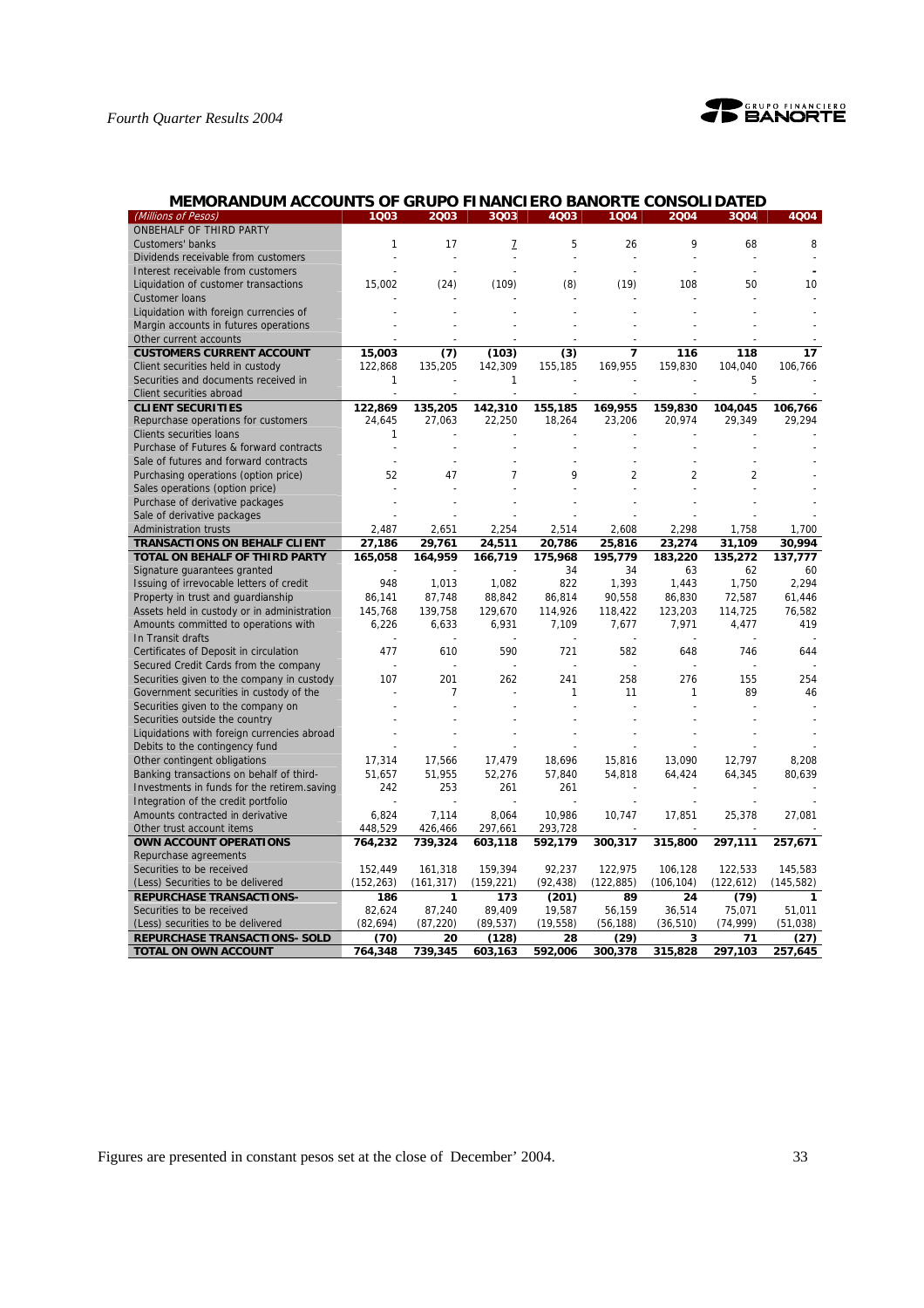## MEMORANDUM ACCOUNTS OF GRUPO FINANCIERO BANORTE CONSOLIDATED

| (Millions of Pesos) | 1Q03 | 2Q03 | 3Q03 | 4Q03 | 1Q04 | 2Q04 | 3Q04 | 4Q04 |
|---|---|---|---|---|---|---|---|---|
| ONBEHALF OF THIRD PARTY | | | | | | | | |
| Customers' banks | 1 | 17 | 7 | 5 | 26 | 9 | 68 | 8 |
| Dividends receivable from customers | - | - | - | - | - | - | - | - |
| Interest receivable from customers | - | - | - | - | - | - | - | - |
| Liquidation of customer transactions | 15,002 | (24) | (109) | (8) | (19) | 108 | 50 | 10 |
| Customer loans | - | - | - | - | - | - | - | - |
| Liquidation with foreign currencies of | - | - | - | - | - | - | - | - |
| Margin accounts in futures operations | - | - | - | - | - | - | - | - |
| Other current accounts | - | - | - | - | - | - | - | - |
| **CUSTOMERS CURRENT ACCOUNT** | **15,003** | **(7)** | **(103)** | **(3)** | **7** | **116** | **118** | **17** |
| Client securities held in custody | 122,868 | 135,205 | 142,309 | 155,185 | 169,955 | 159,830 | 104,040 | 106,766 |
| Securities and documents received in | 1 | - | 1 | - | - | - | 5 | - |
| Client securities abroad | - | - | - | - | - | - | - | - |
| **CLIENT SECURITIES** | **122,869** | **135,205** | **142,310** | **155,185** | **169,955** | **159,830** | **104,045** | **106,766** |
| Repurchase operations for customers | 24,645 | 27,063 | 22,250 | 18,264 | 23,206 | 20,974 | 29,349 | 29,294 |
| Clients securities loans | 1 | - | - | - | - | - | - | - |
| Purchase of Futures & forward contracts | - | - | - | - | - | - | - | - |
| Sale of futures and forward contracts | - | - | - | - | - | - | - | - |
| Purchasing operations (option price) | 52 | 47 | 7 | 9 | 2 | 2 | 2 | - |
| Sales operations (option price) | - | - | - | - | - | - | - | - |
| Purchase of derivative packages | - | - | - | - | - | - | - | - |
| Sale of derivative packages | - | - | - | - | - | - | - | - |
| Administration trusts | 2,487 | 2,651 | 2,254 | 2,514 | 2,608 | 2,298 | 1,758 | 1,700 |
| **TRANSACTIONS ON BEHALF CLIENT** | **27,186** | **29,761** | **24,511** | **20,786** | **25,816** | **23,274** | **31,109** | **30,994** |
| **TOTAL ON BEHALF OF THIRD PARTY** | **165,058** | **164,959** | **166,719** | **175,968** | **195,779** | **183,220** | **135,272** | **137,777** |
| Signature guarantees granted | - | - | - | 34 | 34 | 63 | 62 | 60 |
| Issuing of irrevocable letters of credit | 948 | 1,013 | 1,082 | 822 | 1,393 | 1,443 | 1,750 | 2,294 |
| Property in trust and guardianship | 86,141 | 87,748 | 88,842 | 86,814 | 90,558 | 86,830 | 72,587 | 61,446 |
| Assets held in custody or in administration | 145,768 | 139,758 | 129,670 | 114,926 | 118,422 | 123,203 | 114,725 | 76,582 |
| Amounts committed to operations with | 6,226 | 6,633 | 6,931 | 7,109 | 7,677 | 7,971 | 4,477 | 419 |
| In Transit drafts | - | - | - | - | - | - | - | - |
| Certificates of Deposit in circulation | 477 | 610 | 590 | 721 | 582 | 648 | 746 | 644 |
| Secured Credit Cards from the company | - | - | - | - | - | - | - | - |
| Securities given to the company in custody | 107 | 201 | 262 | 241 | 258 | 276 | 155 | 254 |
| Government securities in custody of the | - | 7 | - | 1 | 11 | 1 | 89 | 46 |
| Securities given to the company on | - | - | - | - | - | - | - | - |
| Securities outside the country | - | - | - | - | - | - | - | - |
| Liquidations with foreign currencies abroad | - | - | - | - | - | - | - | - |
| Debits to the contingency fund | - | - | - | - | - | - | - | - |
| Other contingent obligations | 17,314 | 17,566 | 17,479 | 18,696 | 15,816 | 13,090 | 12,797 | 8,208 |
| Banking transactions on behalf of third- | 51,657 | 51,955 | 52,276 | 57,840 | 54,818 | 64,424 | 64,345 | 80,639 |
| Investments in funds for the retirem.saving | 242 | 253 | 261 | 261 | - | - | - | - |
| Integration of the credit portfolio | - | - | - | - | - | - | - | - |
| Amounts contracted in derivative | 6,824 | 7,114 | 8,064 | 10,986 | 10,747 | 17,851 | 25,378 | 27,081 |
| Other trust account items | 448,529 | 426,466 | 297,661 | 293,728 | - | - | - | - |
| **OWN ACCOUNT OPERATIONS** | **764,232** | **739,324** | **603,118** | **592,179** | **300,317** | **315,800** | **297,111** | **257,671** |
| Repurchase agreements | | | | | | | | |
| Securities to be received | 152,449 | 161,318 | 159,394 | 92,237 | 122,975 | 106,128 | 122,533 | 145,583 |
| (Less) Securities to be delivered | (152,263) | (161,317) | (159,221) | (92,438) | (122,885) | (106,104) | (122,612) | (145,582) |
| **REPURCHASE TRANSACTIONS-** | **186** | **1** | **173** | **(201)** | **89** | **24** | **(79)** | **1** |
| Securities to be received | 82,624 | 87,240 | 89,409 | 19,587 | 56,159 | 36,514 | 75,071 | 51,011 |
| (Less) securities to be delivered | (82,694) | (87,220) | (89,537) | (19,558) | (56,188) | (36,510) | (74,999) | (51,038) |
| **REPURCHASE TRANSACTIONS- SOLD** | **(70)** | **20** | **(128)** | **28** | **(29)** | **3** | **71** | **(27)** |
| **TOTAL ON OWN ACCOUNT** | **764,348** | **739,345** | **603,163** | **592,006** | **300,378** | **315,828** | **297,103** | **257,645** |

Figures are presented in constant pesos set at the close of December' 2004.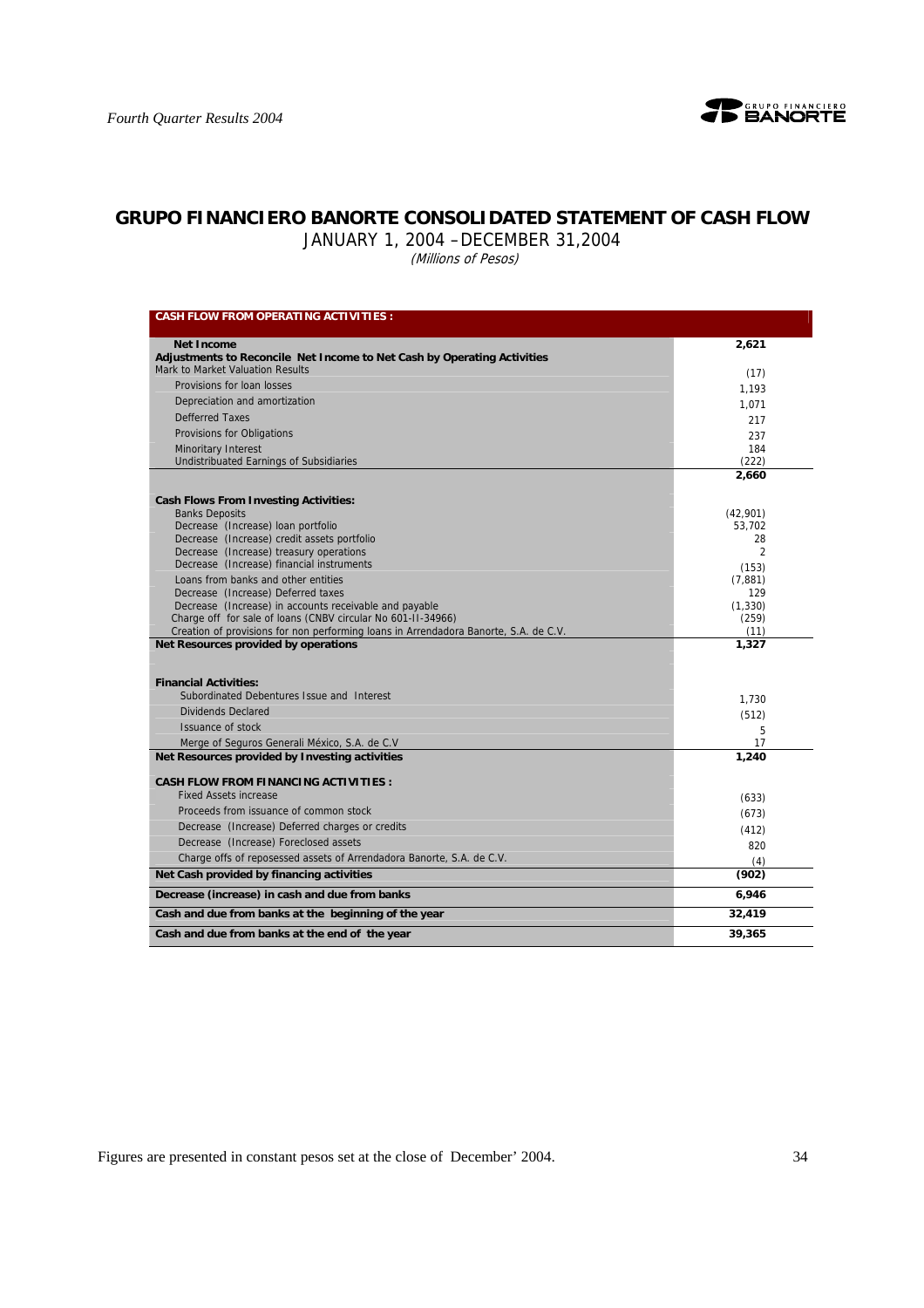## GRUPO FINANCIERO BANORTE CONSOLIDATED STATEMENT OF CASH FLOW

JANUARY 1, 2004 –DECEMBER 31,2004

*(Millions of Pesos)*

| **CASH FLOW FROM OPERATING ACTIVITIES :** | |
|---|---|
| **Net Income** | **2,621** |
| **Adjustments to Reconcile Net Income to Net Cash by Operating Activities** | |
| Mark to Market Valuation Results | (17) |
| Provisions for loan losses | 1,193 |
| Depreciation and amortization | 1,071 |
| Defferred Taxes | 217 |
| Provisions for Obligations | 237 |
| Minoritary Interest | 184 |
| Undistribuated Earnings of Subsidiaries | (222) |
| | **2,660** |
| **Cash Flows From Investing Activities:** | |
| Banks Deposits | (42,901) |
| Decrease (Increase) loan portfolio | 53,702 |
| Decrease (Increase) credit assets portfolio | 28 |
| Decrease (Increase) treasury operations | 2 |
| Decrease (Increase) financial instruments | (153) |
| Loans from banks and other entities | (7,881) |
| Decrease (Increase) Deferred taxes | 129 |
| Decrease (Increase) in accounts receivable and payable | (1,330) |
| Charge off for sale of loans (CNBV circular No 601-II-34966) | (259) |
| Creation of provisions for non performing loans in Arrendadora Banorte, S.A. de C.V. | (11) |
| **Net Resources provided by operations** | **1,327** |
| **Financial Activities:** | |
| Subordinated Debentures Issue and Interest | 1,730 |
| Dividends Declared | (512) |
| Issuance of stock | 5 |
| Merge of Seguros Generali México, S.A. de C.V | 17 |
| **Net Resources provided by Investing activities** | **1,240** |
| **CASH FLOW FROM FINANCING ACTIVITIES :** | |
| Fixed Assets increase | (633) |
| Proceeds from issuance of common stock | (673) |
| Decrease (Increase) Deferred charges or credits | (412) |
| Decrease (Increase) Foreclosed assets | 820 |
| Charge offs of reposessed assets of Arrendadora Banorte, S.A. de C.V. | (4) |
| **Net Cash provided by financing activities** | **(902)** |
| **Decrease (increase) in cash and due from banks** | **6,946** |
| **Cash and due from banks at the beginning of the year** | **32,419** |
| **Cash and due from banks at the end of the year** | **39,365** |

Figures are presented in constant pesos set at the close of December' 2004.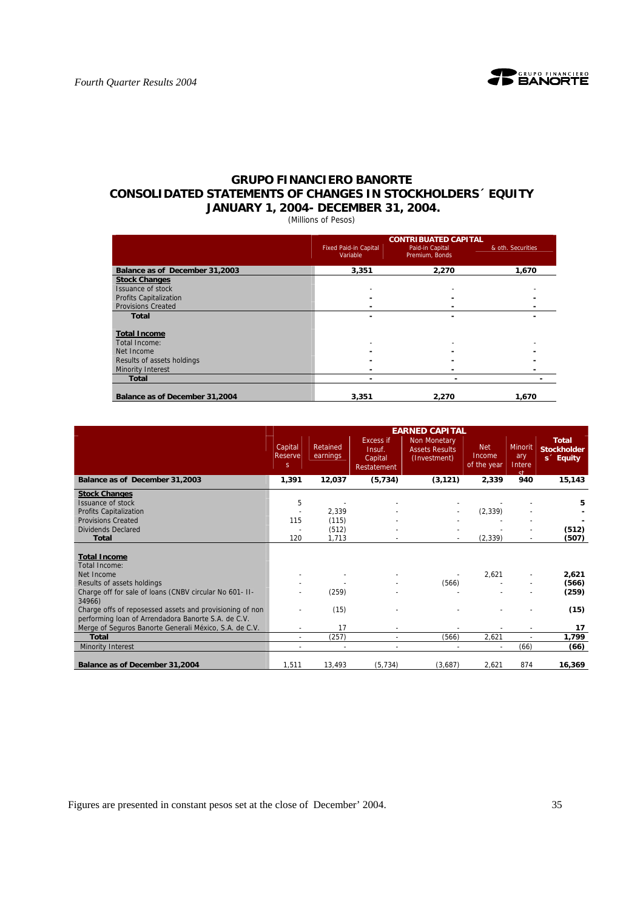## GRUPO FINANCIERO BANORTE
## CONSOLIDATED STATEMENTS OF CHANGES IN STOCKHOLDERS´ EQUITY
## JANUARY 1, 2004- DECEMBER 31, 2004.

(Millions of Pesos)

| | CONTRIBUATED CAPITAL | | |
|---|---|---|---|
| | Fixed Paid-in Capital Variable | Paid-in Capital Premium, Bonds | & oth. Securities |
| **Balance as of December 31,2003** | **3,351** | **2,270** | **1,670** |
| **Stock Changes** | | | |
| Issuance of stock | - | - | - |
| Profits Capitalization | - | - | - |
| Provisions Created | - | - | - |
| **Total** | - | - | - |
| **Total Income** | | | |
| Total Income: | - | - | - |
| Net Income | - | - | - |
| Results of assets holdings | - | - | - |
| Minority Interest | - | - | - |
| **Total** | - | - | - |
| **Balance as of December 31,2004** | **3,351** | **2,270** | **1,670** |

| | EARNED CAPITAL | | | | | | |
|---|---|---|---|---|---|---|---|
| | Capital Reserves | Retained earnings | Excess if Insuf. Capital Restatement | Non Monetary Assets Results (Investment) | Net Income of the year | Minoritary Interest | **Total Stockholders´ Equity** |
| **Balance as of December 31,2003** | **1,391** | **12,037** | **(5,734)** | **(3,121)** | **2,339** | **940** | **15,143** |
| **Stock Changes** | | | | | | | |
| Issuance of stock | 5 | - | - | - | - | - | **5** |
| Profits Capitalization | - | 2,339 | - | - | (2,339) | - | **-** |
| Provisions Created | 115 | (115) | - | - | - | - | **-** |
| Dividends Declared | - | (512) | - | - | - | - | **(512)** |
| **Total** | 120 | 1,713 | - | - | (2,339) | - | **(507)** |
| **Total Income** | | | | | | | |
| Total Income: | | | | | | | |
| Net Income | - | - | - | - | 2,621 | - | **2,621** |
| Results of assets holdings | - | - | - | (566) | - | - | **(566)** |
| Charge off for sale of loans (CNBV circular No 601- II-34966) | - | (259) | - | - | - | - | **(259)** |
| Charge offs of reposessed assets and provisioning of non performing loan of Arrendadora Banorte S.A. de C.V. | - | (15) | - | - | - | - | **(15)** |
| Merge of Seguros Banorte Generali México, S.A. de C.V. | - | 17 | - | - | - | - | **17** |
| **Total** | - | (257) | - | (566) | 2,621 | - | **1,799** |
| Minority Interest | - | - | - | - | - | (66) | **(66)** |
| **Balance as of December 31,2004** | 1,511 | 13,493 | (5,734) | (3,687) | 2,621 | 874 | **16,369** |

Figures are presented in constant pesos set at the close of December' 2004.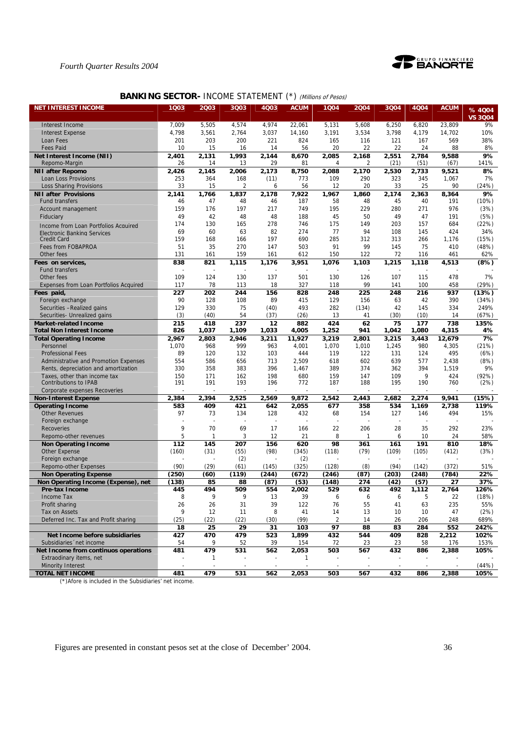## BANKING SECTOR- INCOME STATEMENT (*) *(Millions of Pesos)*

| NET INTEREST INCOME | 1Q03 | 2Q03 | 3Q03 | 4Q03 | ACUM | 1Q04 | 2Q04 | 3Q04 | 4Q04 | ACUM | % 4Q04 VS 3Q04 |
|---|---|---|---|---|---|---|---|---|---|---|---|
| Interest Income | 7,009 | 5,505 | 4,574 | 4,974 | 22,061 | 5,131 | 5,608 | 6,250 | 6,820 | 23,809 | 9% |
| Interest Expense | 4,798 | 3,561 | 2,764 | 3,037 | 14,160 | 3,191 | 3,534 | 3,798 | 4,179 | 14,702 | 10% |
| Loan Fees | 201 | 203 | 200 | 221 | 824 | 165 | 116 | 121 | 167 | 569 | 38% |
| Fees Paid | 10 | 15 | 16 | 14 | 56 | 20 | 22 | 22 | 24 | 88 | 8% |
| **Net Interest Income (NII)** | **2,401** | **2,131** | **1,993** | **2,144** | **8,670** | **2,085** | **2,168** | **2,551** | **2,784** | **9,588** | **9%** |
| Repomo-Margin | 26 | 14 | 13 | 29 | 81 | 4 | 2 | (21) | (51) | (67) | 141% |
| **NII after Repomo** | **2,426** | **2,145** | **2,006** | **2,173** | **8,750** | **2,088** | **2,170** | **2,530** | **2,733** | **9,521** | **8%** |
| Loan Loss Provisions | 253 | 364 | 168 | (11) | 773 | 109 | 290 | 323 | 345 | 1,067 | 7% |
| Loss Sharing Provisions | 33 | 15 | 2 | 6 | 56 | 12 | 20 | 33 | 25 | 90 | (24%) |
| **NII after Provisions** | **2,141** | **1,766** | **1,837** | **2,178** | **7,922** | **1,967** | **1,860** | **2,174** | **2,363** | **8,364** | **9%** |
| Fund transfers | 46 | 47 | 48 | 46 | 187 | 58 | 48 | 45 | 40 | 191 | (10%) |
| Account management | 159 | 176 | 197 | 217 | 749 | 195 | 229 | 280 | 271 | 976 | (3%) |
| Fiduciary | 49 | 42 | 48 | 48 | 188 | 45 | 50 | 49 | 47 | 191 | (5%) |
| Income from Loan Portfolios Acquired | 174 | 130 | 165 | 278 | 746 | 175 | 149 | 203 | 157 | 684 | (22%) |
| Electronic Banking Services | 69 | 60 | 63 | 82 | 274 | 77 | 94 | 108 | 145 | 424 | 34% |
| Credit Card | 159 | 168 | 166 | 197 | 690 | 285 | 312 | 313 | 266 | 1,176 | (15%) |
| Fees from FOBAPROA | 51 | 35 | 270 | 147 | 503 | 91 | 99 | 145 | 75 | 410 | (48%) |
| Other fees | 131 | 161 | 159 | 161 | 612 | 150 | 122 | 72 | 116 | 461 | 62% |
| **Fees on services,** | **838** | **821** | **1,115** | **1,176** | **3,951** | **1,076** | **1,103** | **1,215** | **1,118** | **4,513** | **(8%)** |
| Fund transfers | - | - | - | - | - | - | - | - | - | - | - |
| Other fees | 109 | 124 | 130 | 137 | 501 | 130 | 126 | 107 | 115 | 478 | 7% |
| Expenses from Loan Portfolios Acquired | 117 | 78 | 113 | 18 | 327 | 118 | 99 | 141 | 100 | 458 | (29%) |
| **Fees paid,** | **227** | **202** | **244** | **156** | **828** | **248** | **225** | **248** | **216** | **937** | **(13%)** |
| Foreign exchange | 90 | 128 | 108 | 89 | 415 | 129 | 156 | 63 | 42 | 390 | (34%) |
| Securities –Realized gains | 129 | 330 | 75 | (40) | 493 | 282 | (134) | 42 | 145 | 334 | 249% |
| Securities- Unrealized gains | (3) | (40) | 54 | (37) | (26) | 13 | 41 | (30) | (10) | 14 | (67%) |
| **Market-related Income** | **215** | **418** | **237** | **12** | **882** | **424** | **62** | **75** | **177** | **738** | **135%** |
| **Total Non Interest Income** | **826** | **1,037** | **1,109** | **1,033** | **4,005** | **1,252** | **941** | **1,042** | **1,080** | **4,315** | **4%** |
| **Total Operating Income** | **2,967** | **2,803** | **2,946** | **3,211** | **11,927** | **3,219** | **2,801** | **3,215** | **3,443** | **12,679** | **7%** |
| Personnel | 1,070 | 968 | 999 | 963 | 4,001 | 1,070 | 1,010 | 1,245 | 980 | 4,305 | (21%) |
| Professional Fees | 89 | 120 | 132 | 103 | 444 | 119 | 122 | 131 | 124 | 495 | (6%) |
| Administrative and Promotion Expenses | 554 | 586 | 656 | 713 | 2,509 | 618 | 602 | 639 | 577 | 2,438 | (8%) |
| Rents, depreciation and amortization | 330 | 358 | 383 | 396 | 1,467 | 389 | 374 | 362 | 394 | 1,519 | 9% |
| Taxes, other than income tax | 150 | 171 | 162 | 198 | 680 | 159 | 147 | 109 | 9 | 424 | (92%) |
| Contributions to IPAB | 191 | 191 | 193 | 196 | 772 | 187 | 188 | 195 | 190 | 760 | (2%) |
| Corporate expenses Recoveries | - | - | - | - | - | - | - | - | - | - | - |
| **Non-Interest Expense** | **2,384** | **2,394** | **2,525** | **2,569** | **9,872** | **2,542** | **2,443** | **2,682** | **2,274** | **9,941** | **(15%)** |
| **Operating Income** | **583** | **409** | **421** | **642** | **2,055** | **677** | **358** | **534** | **1,169** | **2,738** | **119%** |
| Other Revenues | 97 | 73 | 134 | 128 | 432 | 68 | 154 | 127 | 146 | 494 | 15% |
| Foreign exchange | - | - | - | - | - | - | - | - | - | - | - |
| Recoveries | 9 | 70 | 69 | 17 | 166 | 22 | 206 | 28 | 35 | 292 | 23% |
| Repomo-other revenues | 5 | 1 | 3 | 12 | 21 | 8 | 1 | 6 | 10 | 24 | 58% |
| **Non Operating Income** | **112** | **145** | **207** | **156** | **620** | **98** | **361** | **161** | **191** | **810** | **18%** |
| Other Expense | (160) | (31) | (55) | (98) | (345) | (118) | (79) | (109) | (105) | (412) | (3%) |
| Foreign exchange | - | - | (2) | - | (2) | - | - | - | - | - | - |
| Repomo-other Expenses | (90) | (29) | (61) | (145) | (325) | (128) | (8) | (94) | (142) | (372) | 51% |
| **Non Operating Expense** | **(250)** | **(60)** | **(119)** | **(244)** | **(672)** | **(246)** | **(87)** | **(203)** | **(248)** | **(784)** | **22%** |
| **Non Operating Income (Expense), net** | **(138)** | **85** | **88** | **(87)** | **(53)** | **(148)** | **274** | **(42)** | **(57)** | **27** | **37%** |
| **Pre-tax Income** | **445** | **494** | **509** | **554** | **2,002** | **529** | **632** | **492** | **1,112** | **2,764** | **126%** |
| Income Tax | 8 | 9 | 9 | 13 | 39 | 6 | 6 | 6 | 5 | 22 | (18%) |
| Profit sharing | 26 | 26 | 31 | 39 | 122 | 76 | 55 | 41 | 63 | 235 | 55% |
| Tax on Assets | 9 | 12 | 11 | 8 | 41 | 14 | 13 | 10 | 10 | 47 | (2%) |
| Deferred Inc. Tax and Profit sharing | (25) | (22) | (22) | (30) | (99) | 2 | 14 | 26 | 206 | 248 | 689% |
| | **18** | **25** | **29** | **31** | **103** | **97** | **88** | **83** | **284** | **552** | **242%** |
| **Net Income before subsidiaries** | **427** | **470** | **479** | **523** | **1,899** | **432** | **544** | **409** | **828** | **2,212** | **102%** |
| Subsidiaries´net income | 54 | 9 | 52 | 39 | 154 | 72 | 23 | 23 | 58 | 176 | 153% |
| **Net Income from continuos operations** | **481** | **479** | **531** | **562** | **2,053** | **503** | **567** | **432** | **886** | **2,388** | **105%** |
| Extraodinary items, net | - | 1 | - | - | 1 | - | - | - | - | - | - |
| Minority Interest | - | - | - | - | - | - | - | - | - | - | (44%) |
| **TOTAL NET INCOME** | **481** | **479** | **531** | **562** | **2,053** | **503** | **567** | **432** | **886** | **2,388** | **105%** |

(*)Afore is included in the Subsidiaries' net income.

Figures are presented in constant pesos set at the close of December' 2004.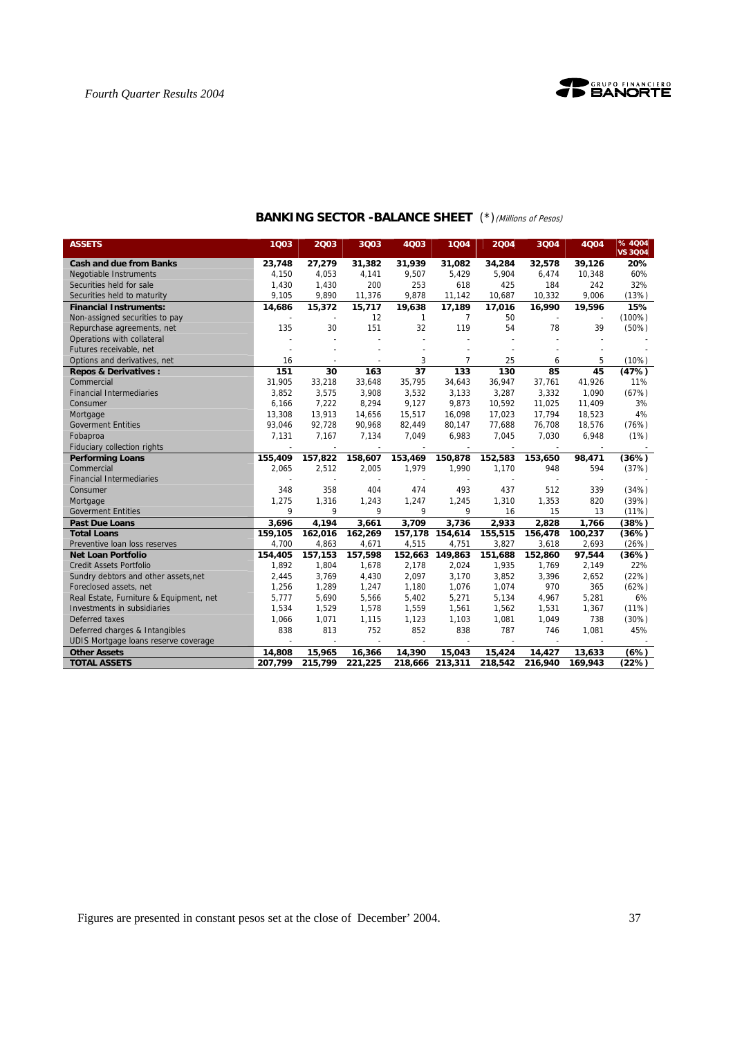## BANKING SECTOR -BALANCE SHEET (*) *(Millions of Pesos)*

| ASSETS | 1Q03 | 2Q03 | 3Q03 | 4Q03 | 1Q04 | 2Q04 | 3Q04 | 4Q04 | % 4Q04 VS 3Q04 |
|---|---|---|---|---|---|---|---|---|---|
| **Cash and due from Banks** | **23,748** | **27,279** | **31,382** | **31,939** | **31,082** | **34,284** | **32,578** | **39,126** | **20%** |
| Negotiable Instruments | 4,150 | 4,053 | 4,141 | 9,507 | 5,429 | 5,904 | 6,474 | 10,348 | 60% |
| Securities held for sale | 1,430 | 1,430 | 200 | 253 | 618 | 425 | 184 | 242 | 32% |
| Securities held to maturity | 9,105 | 9,890 | 11,376 | 9,878 | 11,142 | 10,687 | 10,332 | 9,006 | (13%) |
| **Financial Instruments:** | **14,686** | **15,372** | **15,717** | **19,638** | **17,189** | **17,016** | **16,990** | **19,596** | **15%** |
| Non-assigned securities to pay | - | - | 12 | 1 | 7 | 50 | - | - | (100%) |
| Repurchase agreements, net | 135 | 30 | 151 | 32 | 119 | 54 | 78 | 39 | (50%) |
| Operations with collateral | - | - | - | - | - | - | - | - | - |
| Futures receivable, net | - | - | - | - | - | - | - | - | - |
| Options and derivatives, net | 16 | - | - | 3 | 7 | 25 | 6 | 5 | (10%) |
| **Repos & Derivatives :** | **151** | **30** | **163** | **37** | **133** | **130** | **85** | **45** | **(47%)** |
| Commercial | 31,905 | 33,218 | 33,648 | 35,795 | 34,643 | 36,947 | 37,761 | 41,926 | 11% |
| Financial Intermediaries | 3,852 | 3,575 | 3,908 | 3,532 | 3,133 | 3,287 | 3,332 | 1,090 | (67%) |
| Consumer | 6,166 | 7,222 | 8,294 | 9,127 | 9,873 | 10,592 | 11,025 | 11,409 | 3% |
| Mortgage | 13,308 | 13,913 | 14,656 | 15,517 | 16,098 | 17,023 | 17,794 | 18,523 | 4% |
| Goverment Entities | 93,046 | 92,728 | 90,968 | 82,449 | 80,147 | 77,688 | 76,708 | 18,576 | (76%) |
| Fobaproa | 7,131 | 7,167 | 7,134 | 7,049 | 6,983 | 7,045 | 7,030 | 6,948 | (1%) |
| Fiduciary collection rights | - | - | - | - | - | - | - | - | - |
| **Performing Loans** | **155,409** | **157,822** | **158,607** | **153,469** | **150,878** | **152,583** | **153,650** | **98,471** | **(36%)** |
| Commercial | 2,065 | 2,512 | 2,005 | 1,979 | 1,990 | 1,170 | 948 | 594 | (37%) |
| Financial Intermediaries | - | - | - | - | - | - | - | - | - |
| Consumer | 348 | 358 | 404 | 474 | 493 | 437 | 512 | 339 | (34%) |
| Mortgage | 1,275 | 1,316 | 1,243 | 1,247 | 1,245 | 1,310 | 1,353 | 820 | (39%) |
| Goverment Entities | 9 | 9 | 9 | 9 | 9 | 16 | 15 | 13 | (11%) |
| **Past Due Loans** | **3,696** | **4,194** | **3,661** | **3,709** | **3,736** | **2,933** | **2,828** | **1,766** | **(38%)** |
| **Total Loans** | **159,105** | **162,016** | **162,269** | **157,178** | **154,614** | **155,515** | **156,478** | **100,237** | **(36%)** |
| Preventive loan loss reserves | 4,700 | 4,863 | 4,671 | 4,515 | 4,751 | 3,827 | 3,618 | 2,693 | (26%) |
| **Net Loan Portfolio** | **154,405** | **157,153** | **157,598** | **152,663** | **149,863** | **151,688** | **152,860** | **97,544** | **(36%)** |
| Credit Assets Portfolio | 1,892 | 1,804 | 1,678 | 2,178 | 2,024 | 1,935 | 1,769 | 2,149 | 22% |
| Sundry debtors and other assets,net | 2,445 | 3,769 | 4,430 | 2,097 | 3,170 | 3,852 | 3,396 | 2,652 | (22%) |
| Foreclosed assets, net | 1,256 | 1,289 | 1,247 | 1,180 | 1,076 | 1,074 | 970 | 365 | (62%) |
| Real Estate, Furniture & Equipment, net | 5,777 | 5,690 | 5,566 | 5,402 | 5,271 | 5,134 | 4,967 | 5,281 | 6% |
| Investments in subsidiaries | 1,534 | 1,529 | 1,578 | 1,559 | 1,561 | 1,562 | 1,531 | 1,367 | (11%) |
| Deferred taxes | 1,066 | 1,071 | 1,115 | 1,123 | 1,103 | 1,081 | 1,049 | 738 | (30%) |
| Deferred charges & Intangibles | 838 | 813 | 752 | 852 | 838 | 787 | 746 | 1,081 | 45% |
| UDIS Mortgage loans reserve coverage | - | - | - | - | - | - | - | - | - |
| **Other Assets** | **14,808** | **15,965** | **16,366** | **14,390** | **15,043** | **15,424** | **14,427** | **13,633** | **(6%)** |
| **TOTAL ASSETS** | **207,799** | **215,799** | **221,225** | **218,666** | **213,311** | **218,542** | **216,940** | **169,943** | **(22%)** |

Figures are presented in constant pesos set at the close of December' 2004.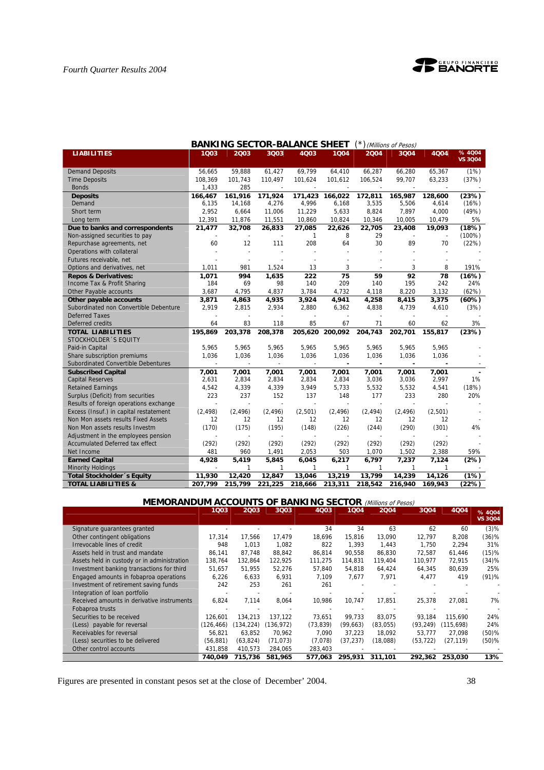## BANKING SECTOR-BALANCE SHEET (*) *(Millions of Pesos)*

| LIABILITIES | 1Q03 | 2Q03 | 3Q03 | 4Q03 | 1Q04 | 2Q04 | 3Q04 | 4Q04 | % 4Q04 VS 3Q04 |
|---|---|---|---|---|---|---|---|---|---|
| Demand Deposits | 56,665 | 59,888 | 61,427 | 69,799 | 64,410 | 66,287 | 66,280 | 65,367 | (1%) |
| Time Deposits | 108,369 | 101,743 | 110,497 | 101,624 | 101,612 | 106,524 | 99,707 | 63,233 | (37%) |
| Bonds | 1,433 | 285 | - | - | - | - | - | - | - |
| **Deposits** | **166,467** | **161,916** | **171,924** | **171,423** | **166,022** | **172,811** | **165,987** | **128,600** | **(23%)** |
| Demand | 6,135 | 14,168 | 4,276 | 4,996 | 6,168 | 3,535 | 5,506 | 4,614 | (16%) |
| Short term | 2,952 | 6,664 | 11,006 | 11,229 | 5,633 | 8,824 | 7,897 | 4,000 | (49%) |
| Long term | 12,391 | 11,876 | 11,551 | 10,860 | 10,824 | 10,346 | 10,005 | 10,479 | 5% |
| **Due to banks and correspondents** | **21,477** | **32,708** | **26,833** | **27,085** | **22,626** | **22,705** | **23,408** | **19,093** | **(18%)** |
| Non-assigned securities to pay | - | - | - | 1 | 8 | 29 | - | - | (100%) |
| Repurchase agreements, net | 60 | 12 | 111 | 208 | 64 | 30 | 89 | 70 | (22%) |
| Operations with collateral | - | - | - | - | - | - | - | - | - |
| Futures receivable, net | - | - | - | - | - | - | - | - | - |
| Options and derivatives, net | 1,011 | 981 | 1,524 | 13 | 3 | - | 3 | 8 | 191% |
| **Repos & Derivatives:** | **1,071** | **994** | **1,635** | **222** | **75** | **59** | **92** | **78** | **(16%)** |
| Income Tax & Profit Sharing | 184 | 69 | 98 | 140 | 209 | 140 | 195 | 242 | 24% |
| Other Payable accounts | 3,687 | 4,795 | 4,837 | 3,784 | 4,732 | 4,118 | 8,220 | 3,132 | (62%) |
| **Other payable accounts** | **3,871** | **4,863** | **4,935** | **3,924** | **4,941** | **4,258** | **8,415** | **3,375** | **(60%)** |
| Subordinated non Convertible Debenture | 2,919 | 2,815 | 2,934 | 2,880 | 6,362 | 4,838 | 4,739 | 4,610 | (3%) |
| Deferred Taxes | - | - | - | - | - | - | - | - | - |
| Deferred credits | 64 | 83 | 118 | 85 | 67 | 71 | 60 | 62 | 3% |
| **TOTAL LIABILITIES** | **195,869** | **203,378** | **208,378** | **205,620** | **200,092** | **204,743** | **202,701** | **155,817** | **(23%)** |
| STOCKHOLDER´S EQUITY | | | | | | | | | |
| Paid-in Capital | 5,965 | 5,965 | 5,965 | 5,965 | 5,965 | 5,965 | 5,965 | 5,965 | - |
| Share subscription premiums | 1,036 | 1,036 | 1,036 | 1,036 | 1,036 | 1,036 | 1,036 | 1,036 | - |
| Subordinated Convertible Debentures | - | - | - | - | - | - | - | - | - |
| **Subscribed Capital** | **7,001** | **7,001** | **7,001** | **7,001** | **7,001** | **7,001** | **7,001** | **7,001** | **-** |
| Capital Reserves | 2,631 | 2,834 | 2,834 | 2,834 | 2,834 | 3,036 | 3,036 | 2,997 | 1% |
| Retained Earnings | 4,542 | 4,339 | 4,339 | 3,949 | 5,733 | 5,532 | 5,532 | 4,541 | (18%) |
| Surplus (Deficit) from securities | 223 | 237 | 152 | 137 | 148 | 177 | 233 | 280 | 20% |
| Results of foreign operations exchange | - | - | - | - | - | - | - | - | - |
| Excess (Insuf.) in capital restatement | (2,498) | (2,496) | (2,496) | (2,501) | (2,496) | (2,494) | (2,496) | (2,501) | - |
| Non Mon assets results Fixed Assets | 12 | 12 | 12 | 12 | 12 | 12 | 12 | 12 | - |
| Non Mon assets results Investm | (170) | (175) | (195) | (148) | (226) | (244) | (290) | (301) | 4% |
| Adjustment in the employees pension | - | - | - | - | - | - | - | - | - |
| Accumulated Deferred tax effect | (292) | (292) | (292) | (292) | (292) | (292) | (292) | (292) | - |
| Net Income | 481 | 960 | 1,491 | 2,053 | 503 | 1,070 | 1,502 | 2,388 | 59% |
| **Earned Capital** | **4,928** | **5,419** | **5,845** | **6,045** | **6,217** | **6,797** | **7,237** | **7,124** | **(2%)** |
| Minority Holdings | - | 1 | 1 | 1 | 1 | 1 | 1 | 1 | - |
| **Total Stockholder´s Equity** | **11,930** | **12,420** | **12,847** | **13,046** | **13,219** | **13,799** | **14,239** | **14,126** | **(1%)** |
| **TOTAL LIABILITIES &** | **207,799** | **215,799** | **221,225** | **218,666** | **213,311** | **218,542** | **216,940** | **169,943** | **(22%)** |

## MEMORANDUM ACCOUNTS OF BANKING SECTOR *(Millions of Pesos)*

| | 1Q03 | 2Q03 | 3Q03 | 4Q03 | 1Q04 | 2Q04 | 3Q04 | 4Q04 | % 4Q04 VS 3Q04 |
|---|---|---|---|---|---|---|---|---|---|
| Signature guarantees granted | - | - | - | 34 | 34 | 63 | 62 | 60 | (3)% |
| Other contingent obligations | 17,314 | 17,566 | 17,479 | 18,696 | 15,816 | 13,090 | 12,797 | 8,208 | (36)% |
| Irrevocable lines of credit | 948 | 1,013 | 1,082 | 822 | 1,393 | 1,443 | 1,750 | 2,294 | 31% |
| Assets held in trust and mandate | 86,141 | 87,748 | 88,842 | 86,814 | 90,558 | 86,830 | 72,587 | 61,446 | (15)% |
| Assets held in custody or in administration | 138,764 | 132,864 | 122,925 | 111,275 | 114,831 | 119,404 | 110,977 | 72,915 | (34)% |
| Investment banking transactions for third | 51,657 | 51,955 | 52,276 | 57,840 | 54,818 | 64,424 | 64,345 | 80,639 | 25% |
| Engaged amounts in fobaproa operations | 6,226 | 6,633 | 6,931 | 7,109 | 7,677 | 7,971 | 4,477 | 419 | (91)% |
| Investment of retirement saving funds | 242 | 253 | 261 | 261 | - | - | - | - | - |
| Integration of loan portfolio | - | - | - | - | - | - | - | - | - |
| Received amounts in derivative instruments | 6,824 | 7,114 | 8,064 | 10,986 | 10,747 | 17,851 | 25,378 | 27,081 | 7% |
| Fobaproa trusts | - | - | - | - | - | - | - | - | - |
| Securities to be received | 126,601 | 134,213 | 137,122 | 73,651 | 99,733 | 83,075 | 93,184 | 115,690 | 24% |
| (Less) payable for reversal | (126,466) | (134,224) | (136,972) | (73,839) | (99,663) | (83,055) | (93,249) | (115,698) | 24% |
| Receivables for reversal | 56,821 | 63,852 | 70,962 | 7,090 | 37,223 | 18,092 | 53,777 | 27,098 | (50)% |
| (Less) securities to be delivered | (56,881) | (63,824) | (71,073) | (7,078) | (37,237) | (18,088) | (53,722) | (27,119) | (50)% |
| Other control accounts | 431,858 | 410,573 | 284,065 | 283,403 | - | - | - | - | - |
| | **740,049** | **715,736** | **581,965** | **577,063** | **295,931** | **311,101** | **292,362** | **253,030** | **13%** |

Figures are presented in constant pesos set at the close of December 2004.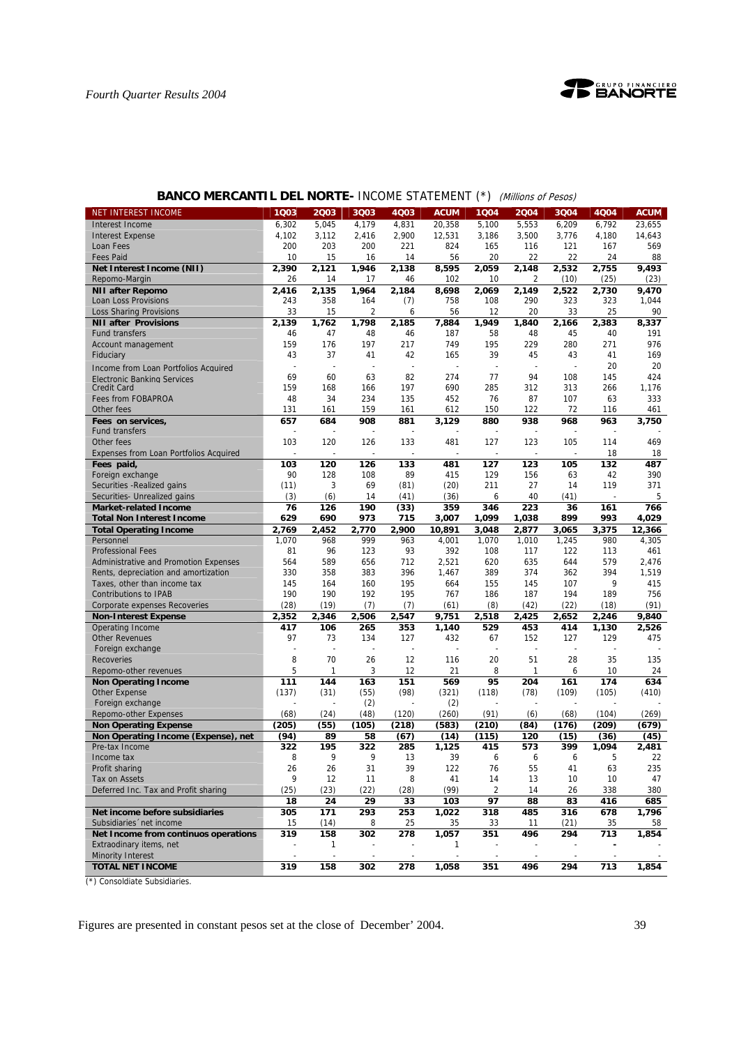## BANCO MERCANTIL DEL NORTE- INCOME STATEMENT (*) *(Millions of Pesos)*

| NET INTEREST INCOME | 1Q03 | 2Q03 | 3Q03 | 4Q03 | ACUM | 1Q04 | 2Q04 | 3Q04 | 4Q04 | ACUM |
|---|---|---|---|---|---|---|---|---|---|---|
| Interest Income | 6,302 | 5,045 | 4,179 | 4,831 | 20,358 | 5,100 | 5,553 | 6,209 | 6,792 | 23,655 |
| Interest Expense | 4,102 | 3,112 | 2,416 | 2,900 | 12,531 | 3,186 | 3,500 | 3,776 | 4,180 | 14,643 |
| Loan Fees | 200 | 203 | 200 | 221 | 824 | 165 | 116 | 121 | 167 | 569 |
| Fees Paid | 10 | 15 | 16 | 14 | 56 | 20 | 22 | 22 | 24 | 88 |
| **Net Interest Income (NII)** | **2,390** | **2,121** | **1,946** | **2,138** | **8,595** | **2,059** | **2,148** | **2,532** | **2,755** | **9,493** |
| Repomo-Margin | 26 | 14 | 17 | 46 | 102 | 10 | 2 | (10) | (25) | (23) |
| **NII after Repomo** | **2,416** | **2,135** | **1,964** | **2,184** | **8,698** | **2,069** | **2,149** | **2,522** | **2,730** | **9,470** |
| Loan Loss Provisions | 243 | 358 | 164 | (7) | 758 | 108 | 290 | 323 | 323 | 1,044 |
| Loss Sharing Provisions | 33 | 15 | 2 | 6 | 56 | 12 | 20 | 33 | 25 | 90 |
| **NII after Provisions** | **2,139** | **1,762** | **1,798** | **2,185** | **7,884** | **1,949** | **1,840** | **2,166** | **2,383** | **8,337** |
| Fund transfers | 46 | 47 | 48 | 46 | 187 | 58 | 48 | 45 | 40 | 191 |
| Account management | 159 | 176 | 197 | 217 | 749 | 195 | 229 | 280 | 271 | 976 |
| Fiduciary | 43 | 37 | 41 | 42 | 165 | 39 | 45 | 43 | 41 | 169 |
| Income from Loan Portfolios Acquired | - | - | - | - | - | - | - | - | 20 | 20 |
| Electronic Banking Services | 69 | 60 | 63 | 82 | 274 | 77 | 94 | 108 | 145 | 424 |
| Credit Card | 159 | 168 | 166 | 197 | 690 | 285 | 312 | 313 | 266 | 1,176 |
| Fees from FOBAPROA | 48 | 34 | 234 | 135 | 452 | 76 | 87 | 107 | 63 | 333 |
| Other fees | 131 | 161 | 159 | 161 | 612 | 150 | 122 | 72 | 116 | 461 |
| **Fees on services,** | **657** | **684** | **908** | **881** | **3,129** | **880** | **938** | **968** | **963** | **3,750** |
| Fund transfers | - | - | - | - | - | - | - | - | - | - |
| Other fees | 103 | 120 | 126 | 133 | 481 | 127 | 123 | 105 | 114 | 469 |
| Expenses from Loan Portfolios Acquired | - | - | - | - | - | - | - | - | 18 | 18 |
| **Fees paid,** | **103** | **120** | **126** | **133** | **481** | **127** | **123** | **105** | **132** | **487** |
| Foreign exchange | 90 | 128 | 108 | 89 | 415 | 129 | 156 | 63 | 42 | 390 |
| Securities -Realized gains | (11) | 3 | 69 | (81) | (20) | 211 | 27 | 14 | 119 | 371 |
| Securities- Unrealized gains | (3) | (6) | 14 | (41) | (36) | 6 | 40 | (41) | - | 5 |
| **Market-related Income** | **76** | **126** | **190** | **(33)** | **359** | **346** | **223** | **36** | **161** | **766** |
| **Total Non Interest Income** | **629** | **690** | **973** | **715** | **3,007** | **1,099** | **1,038** | **899** | **993** | **4,029** |
| **Total Operating Income** | **2,769** | **2,452** | **2,770** | **2,900** | **10,891** | **3,048** | **2,877** | **3,065** | **3,375** | **12,366** |
| Personnel | 1,070 | 968 | 999 | 963 | 4,001 | 1,070 | 1,010 | 1,245 | 980 | 4,305 |
| Professional Fees | 81 | 96 | 123 | 93 | 392 | 108 | 117 | 122 | 113 | 461 |
| Administrative and Promotion Expenses | 564 | 589 | 656 | 712 | 2,521 | 620 | 635 | 644 | 579 | 2,476 |
| Rents, depreciation and amortization | 330 | 358 | 383 | 396 | 1,467 | 389 | 374 | 362 | 394 | 1,519 |
| Taxes, other than income tax | 145 | 164 | 160 | 195 | 664 | 155 | 145 | 107 | 9 | 415 |
| Contributions to IPAB | 190 | 190 | 192 | 195 | 767 | 186 | 187 | 194 | 189 | 756 |
| Corporate expenses Recoveries | (28) | (19) | (7) | (7) | (61) | (8) | (42) | (22) | (18) | (91) |
| **Non-Interest Expense** | **2,352** | **2,346** | **2,506** | **2,547** | **9,751** | **2,518** | **2,425** | **2,652** | **2,246** | **9,840** |
| Operating Income | 417 | 106 | 265 | 353 | 1,140 | 529 | 453 | 414 | 1,130 | 2,526 |
| Other Revenues | 97 | 73 | 134 | 127 | 432 | 67 | 152 | 127 | 129 | 475 |
| Foreign exchange | - | - | - | - | - | - | - | - | - | - |
| Recoveries | 8 | 70 | 26 | 12 | 116 | 20 | 51 | 28 | 35 | 135 |
| Repomo-other revenues | 5 | 1 | 3 | 12 | 21 | 8 | 1 | 6 | 10 | 24 |
| **Non Operating Income** | **111** | **144** | **163** | **151** | **569** | **95** | **204** | **161** | **174** | **634** |
| Other Expense | (137) | (31) | (55) | (98) | (321) | (118) | (78) | (109) | (105) | (410) |
| Foreign exchange | - | - | (2) | - | (2) | - | - | - | - | - |
| Repomo-other Expenses | (68) | (24) | (48) | (120) | (260) | (91) | (6) | (68) | (104) | (269) |
| **Non Operating Expense** | **(205)** | **(55)** | **(105)** | **(218)** | **(583)** | **(210)** | **(84)** | **(176)** | **(209)** | **(679)** |
| **Non Operating Income (Expense), net** | **(94)** | **89** | **58** | **(67)** | **(14)** | **(115)** | **120** | **(15)** | **(36)** | **(45)** |
| Pre-tax Income | 322 | 195 | 322 | 285 | 1,125 | 415 | 573 | 399 | 1,094 | 2,481 |
| Income tax | 8 | 9 | 9 | 13 | 39 | 6 | 6 | 6 | 5 | 22 |
| Profit sharing | 26 | 26 | 31 | 39 | 122 | 76 | 55 | 41 | 63 | 235 |
| Tax on Assets | 9 | 12 | 11 | 8 | 41 | 14 | 13 | 10 | 10 | 47 |
| Deferred Inc. Tax and Profit sharing | (25) | (23) | (22) | (28) | (99) | 2 | 14 | 26 | 338 | 380 |
| | **18** | **24** | **29** | **33** | **103** | **97** | **88** | **83** | **416** | **685** |
| **Net income before subsidiaries** | **305** | **171** | **293** | **253** | **1,022** | **318** | **485** | **316** | **678** | **1,796** |
| Subsidiaries´net income | 15 | (14) | 8 | 25 | 35 | 33 | 11 | (21) | 35 | 58 |
| **Net Income from continuos operations** | **319** | **158** | **302** | **278** | **1,057** | **351** | **496** | **294** | **713** | **1,854** |
| Extraordinary items, net | - | 1 | - | - | 1 | - | - | - | - | - |
| Minority Interest | - | - | - | - | - | - | - | - | - | - |
| **TOTAL NET INCOME** | **319** | **158** | **302** | **278** | **1,058** | **351** | **496** | **294** | **713** | **1,854** |

(*) Consoldiate Subsidiaries.

Figures are presented in constant pesos set at the close of December' 2004.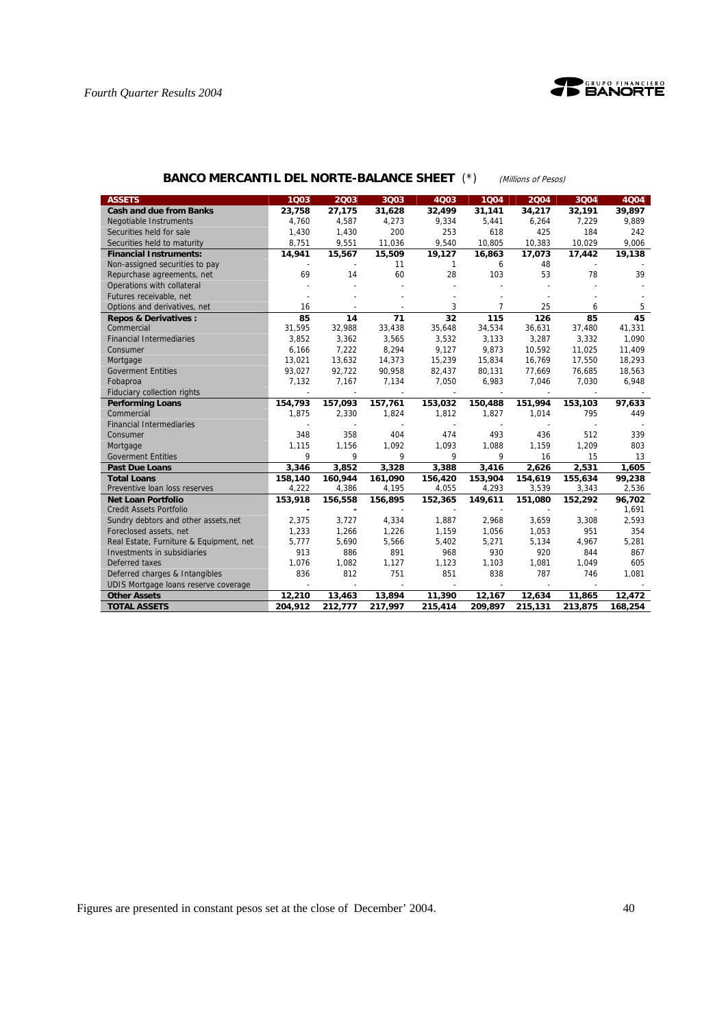## BANCO MERCANTIL DEL NORTE-BALANCE SHEET (*) *(Millions of Pesos)*

| ASSETS | 1Q03 | 2Q03 | 3Q03 | 4Q03 | 1Q04 | 2Q04 | 3Q04 | 4Q04 |
|---|---|---|---|---|---|---|---|---|
| **Cash and due from Banks** | **23,758** | **27,175** | **31,628** | **32,499** | **31,141** | **34,217** | **32,191** | **39,897** |
| Negotiable Instruments | 4,760 | 4,587 | 4,273 | 9,334 | 5,441 | 6,264 | 7,229 | 9,889 |
| Securities held for sale | 1,430 | 1,430 | 200 | 253 | 618 | 425 | 184 | 242 |
| Securities held to maturity | 8,751 | 9,551 | 11,036 | 9,540 | 10,805 | 10,383 | 10,029 | 9,006 |
| **Financial Instruments:** | **14,941** | **15,567** | **15,509** | **19,127** | **16,863** | **17,073** | **17,442** | **19,138** |
| Non-assigned securities to pay | - | - | 11 | 1 | 6 | 48 | - | - |
| Repurchase agreements, net | 69 | 14 | 60 | 28 | 103 | 53 | 78 | 39 |
| Operations with collateral | - | - | - | - | - | - | - | - |
| Futures receivable, net | - | - | - | - | - | - | - | - |
| Options and derivatives, net | 16 | - | - | 3 | 7 | 25 | 6 | 5 |
| **Repos & Derivatives :** | **85** | **14** | **71** | **32** | **115** | **126** | **85** | **45** |
| Commercial | 31,595 | 32,988 | 33,438 | 35,648 | 34,534 | 36,631 | 37,480 | 41,331 |
| Financial Intermediaries | 3,852 | 3,362 | 3,565 | 3,532 | 3,133 | 3,287 | 3,332 | 1,090 |
| Consumer | 6,166 | 7,222 | 8,294 | 9,127 | 9,873 | 10,592 | 11,025 | 11,409 |
| Mortgage | 13,021 | 13,632 | 14,373 | 15,239 | 15,834 | 16,769 | 17,550 | 18,293 |
| Goverment Entities | 93,027 | 92,722 | 90,958 | 82,437 | 80,131 | 77,669 | 76,685 | 18,563 |
| Fobaproa | 7,132 | 7,167 | 7,134 | 7,050 | 6,983 | 7,046 | 7,030 | 6,948 |
| Fiduciary collection rights | - | - | - | - | - | - | - | - |
| **Performing Loans** | **154,793** | **157,093** | **157,761** | **153,032** | **150,488** | **151,994** | **153,103** | **97,633** |
| Commercial | 1,875 | 2,330 | 1,824 | 1,812 | 1,827 | 1,014 | 795 | 449 |
| Financial Intermediaries | - | - | - | - | - | - | - | - |
| Consumer | 348 | 358 | 404 | 474 | 493 | 436 | 512 | 339 |
| Mortgage | 1,115 | 1,156 | 1,092 | 1,093 | 1,088 | 1,159 | 1,209 | 803 |
| Goverment Entities | 9 | 9 | 9 | 9 | 9 | 16 | 15 | 13 |
| **Past Due Loans** | **3,346** | **3,852** | **3,328** | **3,388** | **3,416** | **2,626** | **2,531** | **1,605** |
| **Total Loans** | **158,140** | **160,944** | **161,090** | **156,420** | **153,904** | **154,619** | **155,634** | **99,238** |
| Preventive loan loss reserves | 4,222 | 4,386 | 4,195 | 4,055 | 4,293 | 3,539 | 3,343 | 2,536 |
| **Net Loan Portfolio** | **153,918** | **156,558** | **156,895** | **152,365** | **149,611** | **151,080** | **152,292** | **96,702** |
| Credit Assets Portfolio | - | - | - | - | - | - | - | 1,691 |
| Sundry debtors and other assets,net | 2,375 | 3,727 | 4,334 | 1,887 | 2,968 | 3,659 | 3,308 | 2,593 |
| Foreclosed assets, net | 1,233 | 1,266 | 1,226 | 1,159 | 1,056 | 1,053 | 951 | 354 |
| Real Estate, Furniture & Equipment, net | 5,777 | 5,690 | 5,566 | 5,402 | 5,271 | 5,134 | 4,967 | 5,281 |
| Investments in subsidiaries | 913 | 886 | 891 | 968 | 930 | 920 | 844 | 867 |
| Deferred taxes | 1,076 | 1,082 | 1,127 | 1,123 | 1,103 | 1,081 | 1,049 | 605 |
| Deferred charges & Intangibles | 836 | 812 | 751 | 851 | 838 | 787 | 746 | 1,081 |
| UDIS Mortgage loans reserve coverage | - | - | - | - | - | - | - | - |
| **Other Assets** | **12,210** | **13,463** | **13,894** | **11,390** | **12,167** | **12,634** | **11,865** | **12,472** |
| **TOTAL ASSETS** | **204,912** | **212,777** | **217,997** | **215,414** | **209,897** | **215,131** | **213,875** | **168,254** |

Figures are presented in constant pesos set at the close of December' 2004.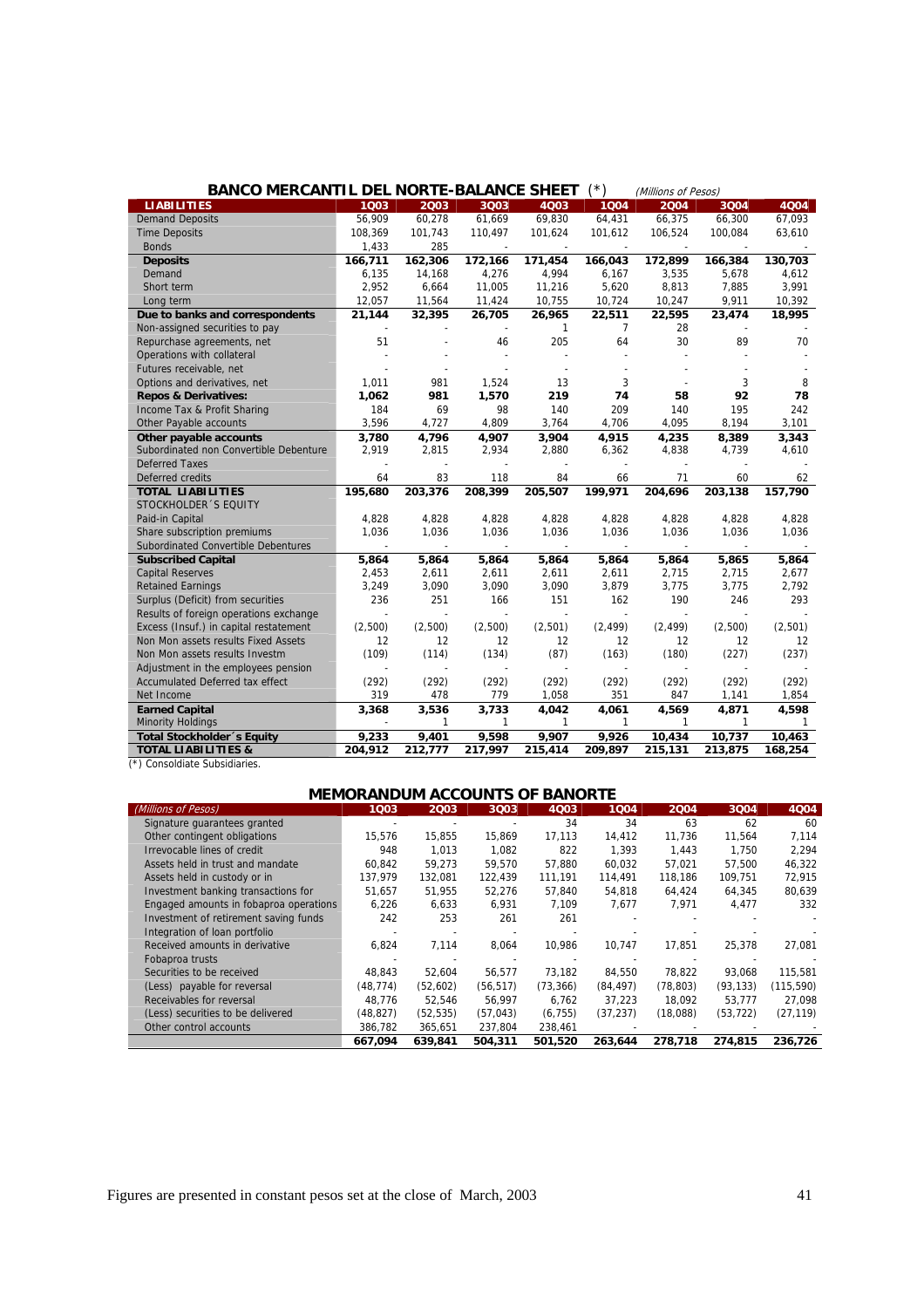## BANCO MERCANTIL DEL NORTE-BALANCE SHEET (*) *(Millions of Pesos)*

| LIABILITIES | 1Q03 | 2Q03 | 3Q03 | 4Q03 | 1Q04 | 2Q04 | 3Q04 | 4Q04 |
|---|---|---|---|---|---|---|---|---|
| Demand Deposits | 56,909 | 60,278 | 61,669 | 69,830 | 64,431 | 66,375 | 66,300 | 67,093 |
| Time Deposits | 108,369 | 101,743 | 110,497 | 101,624 | 101,612 | 106,524 | 100,084 | 63,610 |
| Bonds | 1,433 | 285 | - | - | - | - | - | - |
| **Deposits** | **166,711** | **162,306** | **172,166** | **171,454** | **166,043** | **172,899** | **166,384** | **130,703** |
| Demand | 6,135 | 14,168 | 4,276 | 4,994 | 6,167 | 3,535 | 5,678 | 4,612 |
| Short term | 2,952 | 6,664 | 11,005 | 11,216 | 5,620 | 8,813 | 7,885 | 3,991 |
| Long term | 12,057 | 11,564 | 11,424 | 10,755 | 10,724 | 10,247 | 9,911 | 10,392 |
| **Due to banks and correspondents** | **21,144** | **32,395** | **26,705** | **26,965** | **22,511** | **22,595** | **23,474** | **18,995** |
| Non-assigned securities to pay | - | - | - | 1 | 7 | 28 | - | - |
| Repurchase agreements, net | 51 | - | 46 | 205 | 64 | 30 | 89 | 70 |
| Operations with collateral | - | - | - | - | - | - | - | - |
| Futures receivable, net | - | - | - | - | - | - | - | - |
| Options and derivatives, net | 1,011 | 981 | 1,524 | 13 | 3 | - | 3 | 8 |
| **Repos & Derivatives:** | **1,062** | **981** | **1,570** | **219** | **74** | **58** | **92** | **78** |
| Income Tax & Profit Sharing | 184 | 69 | 98 | 140 | 209 | 140 | 195 | 242 |
| Other Payable accounts | 3,596 | 4,727 | 4,809 | 3,764 | 4,706 | 4,095 | 8,194 | 3,101 |
| **Other payable accounts** | **3,780** | **4,796** | **4,907** | **3,904** | **4,915** | **4,235** | **8,389** | **3,343** |
| Subordinated non Convertible Debenture | 2,919 | 2,815 | 2,934 | 2,880 | 6,362 | 4,838 | 4,739 | 4,610 |
| Deferred Taxes | - | - | - | - | - | - | - | - |
| Deferred credits | 64 | 83 | 118 | 84 | 66 | 71 | 60 | 62 |
| **TOTAL LIABILITIES** | **195,680** | **203,376** | **208,399** | **205,507** | **199,971** | **204,696** | **203,138** | **157,790** |
| STOCKHOLDER´S EQUITY | | | | | | | | |
| Paid-in Capital | 4,828 | 4,828 | 4,828 | 4,828 | 4,828 | 4,828 | 4,828 | 4,828 |
| Share subscription premiums | 1,036 | 1,036 | 1,036 | 1,036 | 1,036 | 1,036 | 1,036 | 1,036 |
| Subordinated Convertible Debentures | - | - | - | - | - | - | - | - |
| **Subscribed Capital** | **5,864** | **5,864** | **5,864** | **5,864** | **5,864** | **5,864** | **5,865** | **5,864** |
| Capital Reserves | 2,453 | 2,611 | 2,611 | 2,611 | 2,611 | 2,715 | 2,715 | 2,677 |
| Retained Earnings | 3,249 | 3,090 | 3,090 | 3,090 | 3,879 | 3,775 | 3,775 | 2,792 |
| Surplus (Deficit) from securities | 236 | 251 | 166 | 151 | 162 | 190 | 246 | 293 |
| Results of foreign operations exchange | - | - | - | - | - | - | - | - |
| Excess (Insuf.) in capital restatement | (2,500) | (2,500) | (2,500) | (2,501) | (2,499) | (2,499) | (2,500) | (2,501) |
| Non Mon assets results Fixed Assets | 12 | 12 | 12 | 12 | 12 | 12 | 12 | 12 |
| Non Mon assets results Investm | (109) | (114) | (134) | (87) | (163) | (180) | (227) | (237) |
| Adjustment in the employees pension | - | - | - | - | - | - | - | - |
| Accumulated Deferred tax effect | (292) | (292) | (292) | (292) | (292) | (292) | (292) | (292) |
| Net Income | 319 | 478 | 779 | 1,058 | 351 | 847 | 1,141 | 1,854 |
| **Earned Capital** | **3,368** | **3,536** | **3,733** | **4,042** | **4,061** | **4,569** | **4,871** | **4,598** |
| Minority Holdings | - | 1 | 1 | 1 | 1 | 1 | 1 | 1 |
| **Total Stockholder´s Equity** | **9,233** | **9,401** | **9,598** | **9,907** | **9,926** | **10,434** | **10,737** | **10,463** |
| **TOTAL LIABILITIES &** | **204,912** | **212,777** | **217,997** | **215,414** | **209,897** | **215,131** | **213,875** | **168,254** |

(*) Consoldiate Subsidiaries.

## MEMORANDUM ACCOUNTS OF BANORTE

| *(Millions of Pesos)* | 1Q03 | 2Q03 | 3Q03 | 4Q03 | 1Q04 | 2Q04 | 3Q04 | 4Q04 |
|---|---|---|---|---|---|---|---|---|
| Signature guarantees granted | - | - | - | 34 | 34 | 63 | 62 | 60 |
| Other contingent obligations | 15,576 | 15,855 | 15,869 | 17,113 | 14,412 | 11,736 | 11,564 | 7,114 |
| Irrevocable lines of credit | 948 | 1,013 | 1,082 | 822 | 1,393 | 1,443 | 1,750 | 2,294 |
| Assets held in trust and mandate | 60,842 | 59,273 | 59,570 | 57,880 | 60,032 | 57,021 | 57,500 | 46,322 |
| Assets held in custody or in | 137,979 | 132,081 | 122,439 | 111,191 | 114,491 | 118,186 | 109,751 | 72,915 |
| Investment banking transactions for | 51,657 | 51,955 | 52,276 | 57,840 | 54,818 | 64,424 | 64,345 | 80,639 |
| Engaged amounts in fobaproa operations | 6,226 | 6,633 | 6,931 | 7,109 | 7,677 | 7,971 | 4,477 | 332 |
| Investment of retirement saving funds | 242 | 253 | 261 | 261 | - | - | - | - |
| Integration of loan portfolio | - | - | - | - | - | - | - | - |
| Received amounts in derivative | 6,824 | 7,114 | 8,064 | 10,986 | 10,747 | 17,851 | 25,378 | 27,081 |
| Fobaproa trusts | - | - | - | - | - | - | - | - |
| Securities to be received | 48,843 | 52,604 | 56,577 | 73,182 | 84,550 | 78,822 | 93,068 | 115,581 |
| (Less) payable for reversal | (48,774) | (52,602) | (56,517) | (73,366) | (84,497) | (78,803) | (93,133) | (115,590) |
| Receivables for reversal | 48,776 | 52,546 | 56,997 | 6,762 | 37,223 | 18,092 | 53,777 | 27,098 |
| (Less) securities to be delivered | (48,827) | (52,535) | (57,043) | (6,755) | (37,237) | (18,088) | (53,722) | (27,119) |
| Other control accounts | 386,782 | 365,651 | 237,804 | 238,461 | - | - | - | - |
| | **667,094** | **639,841** | **504,311** | **501,520** | **263,644** | **278,718** | **274,815** | **236,726** |

Figures are presented in constant pesos set at the close of March, 2003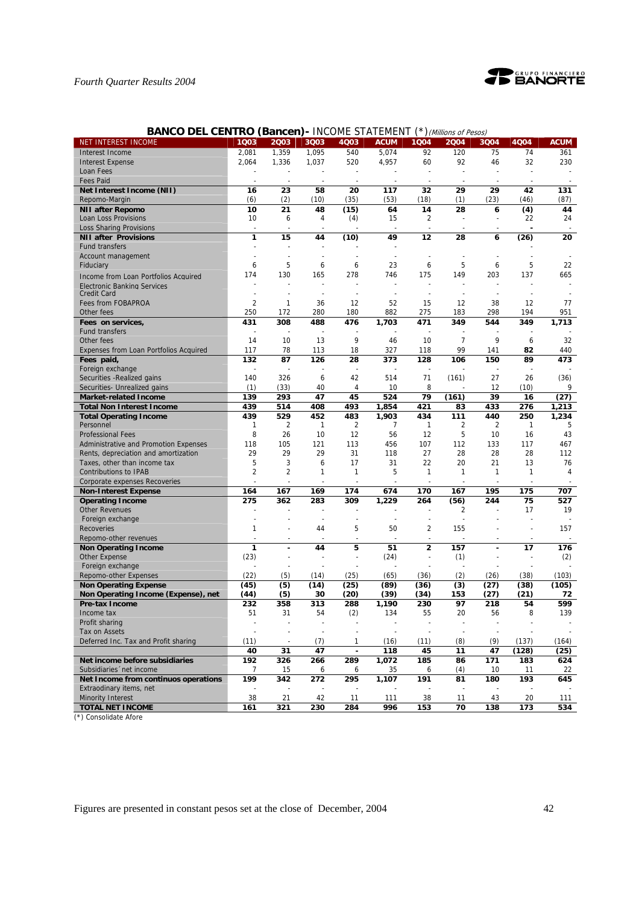## BANCO DEL CENTRO (Bancen)- INCOME STATEMENT (*) *(Millions of Pesos)*

| NET INTEREST INCOME | 1Q03 | 2Q03 | 3Q03 | 4Q03 | ACUM | 1Q04 | 2Q04 | 3Q04 | 4Q04 | ACUM |
|---|---|---|---|---|---|---|---|---|---|---|
| Interest Income | 2,081 | 1,359 | 1,095 | 540 | 5,074 | 92 | 120 | 75 | 74 | 361 |
| Interest Expense | 2,064 | 1,336 | 1,037 | 520 | 4,957 | 60 | 92 | 46 | 32 | 230 |
| Loan Fees | - | - | - | - | - | - | - | - | - | - |
| Fees Paid | - | - | - | - | - | - | - | - | - | - |
| **Net Interest Income (NII)** | **16** | **23** | **58** | **20** | **117** | **32** | **29** | **29** | **42** | **131** |
| Repomo-Margin | (6) | (2) | (10) | (35) | (53) | (18) | (1) | (23) | (46) | (87) |
| **NII after Repomo** | **10** | **21** | **48** | **(15)** | **64** | **14** | **28** | **6** | **(4)** | **44** |
| Loan Loss Provisions | 10 | 6 | 4 | (4) | 15 | 2 | - | - | 22 | 24 |
| Loss Sharing Provisions | - | - | - | - | - | - | - | - | - | - |
| **NII after Provisions** | **1** | **15** | **44** | **(10)** | **49** | **12** | **28** | **6** | **(26)** | **20** |
| Fund transfers | - | - | - | - | - | - | | | - | |
| Account management | - | - | - | - | - | - | - | - | - | - |
| Fiduciary | 6 | 5 | 6 | 6 | 23 | 6 | 5 | 6 | 5 | 22 |
| Income from Loan Portfolios Acquired | 174 | 130 | 165 | 278 | 746 | 175 | 149 | 203 | 137 | 665 |
| Electronic Banking Services | - | - | - | - | - | - | - | - | - | - |
| Credit Card | - | - | - | - | - | - | - | - | - | - |
| Fees from FOBAPROA | 2 | 1 | 36 | 12 | 52 | 15 | 12 | 38 | 12 | 77 |
| Other fees | 250 | 172 | 280 | 180 | 882 | 275 | 183 | 298 | 194 | 951 |
| **Fees on services,** | **431** | **308** | **488** | **476** | **1,703** | **471** | **349** | **544** | **349** | **1,713** |
| Fund transfers | - | - | - | - | - | - | - | - | - | - |
| Other fees | 14 | 10 | 13 | 9 | 46 | 10 | 7 | 9 | 6 | 32 |
| Expenses from Loan Portfolios Acquired | 117 | 78 | 113 | 18 | 327 | 118 | 99 | 141 | 82 | 440 |
| **Fees paid,** | **132** | **87** | **126** | **28** | **373** | **128** | **106** | **150** | **89** | **473** |
| Foreign exchange | - | - | - | - | - | - | - | - | - | - |
| Securities -Realized gains | 140 | 326 | 6 | 42 | 514 | 71 | (161) | 27 | 26 | (36) |
| Securities- Unrealized gains | (1) | (33) | 40 | 4 | 10 | 8 | - | 12 | (10) | 9 |
| **Market-related Income** | **139** | **293** | **47** | **45** | **524** | **79** | **(161)** | **39** | **16** | **(27)** |
| **Total Non Interest Income** | **439** | **514** | **408** | **493** | **1,854** | **421** | **83** | **433** | **276** | **1,213** |
| **Total Operating Income** | **439** | **529** | **452** | **483** | **1,903** | **434** | **111** | **440** | **250** | **1,234** |
| Personnel | 1 | 2 | 1 | 2 | 7 | 1 | 2 | 2 | 1 | 5 |
| Professional Fees | 8 | 26 | 10 | 12 | 56 | 12 | 5 | 10 | 16 | 43 |
| Administrative and Promotion Expenses | 118 | 105 | 121 | 113 | 456 | 107 | 112 | 133 | 117 | 467 |
| Rents, depreciation and amortization | 29 | 29 | 29 | 31 | 118 | 27 | 28 | 28 | 28 | 112 |
| Taxes, other than income tax | 5 | 3 | 6 | 17 | 31 | 22 | 20 | 21 | 13 | 76 |
| Contributions to IPAB | 2 | 2 | 1 | 1 | 5 | 1 | 1 | 1 | 1 | 4 |
| Corporate expenses Recoveries | - | - | - | - | - | - | - | - | - | - |
| **Non-Interest Expense** | **164** | **167** | **169** | **174** | **674** | **170** | **167** | **195** | **175** | **707** |
| **Operating Income** | **275** | **362** | **283** | **309** | **1,229** | **264** | **(56)** | **244** | **75** | **527** |
| Other Revenues | - | - | - | - | - | - | 2 | - | 17 | 19 |
| Foreign exchange | - | - | - | - | - | - | - | - | - | - |
| Recoveries | 1 | - | 44 | 5 | 50 | 2 | 155 | - | - | 157 |
| Repomo-other revenues | - | - | - | - | - | - | - | - | - | - |
| **Non Operating Income** | **1** | **-** | **44** | **5** | **51** | **2** | **157** | **-** | **17** | **176** |
| Other Expense | (23) | - | - | - | (24) | - | (1) | - | - | (2) |
| Foreign exchange | - | - | - | - | - | - | - | - | - | - |
| Repomo-other Expenses | (22) | (5) | (14) | (25) | (65) | (36) | (2) | (26) | (38) | (103) |
| **Non Operating Expense** | **(45)** | **(5)** | **(14)** | **(25)** | **(89)** | **(36)** | **(3)** | **(27)** | **(38)** | **(105)** |
| **Non Operating Income (Expense), net** | **(44)** | **(5)** | **30** | **(20)** | **(39)** | **(34)** | **153** | **(27)** | **(21)** | **72** |
| **Pre-tax Income** | **232** | **358** | **313** | **288** | **1,190** | **230** | **97** | **218** | **54** | **599** |
| Income tax | 51 | 31 | 54 | (2) | 134 | 55 | 20 | 56 | 8 | 139 |
| Profit sharing | - | - | - | - | - | - | - | - | - | - |
| Tax on Assets | - | - | - | - | - | - | - | - | - | - |
| Deferred Inc. Tax and Profit sharing | (11) | - | (7) | 1 | (16) | (11) | (8) | (9) | (137) | (164) |
| | **40** | **31** | **47** | **-** | **118** | **45** | **11** | **47** | **(128)** | **(25)** |
| **Net income before subsidiaries** | **192** | **326** | **266** | **289** | **1,072** | **185** | **86** | **171** | **183** | **624** |
| Subsidiaries´net income | 7 | 15 | 6 | 6 | 35 | 6 | (4) | 10 | 11 | 22 |
| **Net Income from continuos operations** | **199** | **342** | **272** | **295** | **1,107** | **191** | **81** | **180** | **193** | **645** |
| Extraordinary items, net | - | - | - | - | - | - | - | - | - | - |
| Minority Interest | 38 | 21 | 42 | 11 | 111 | 38 | 11 | 43 | 20 | 111 |
| **TOTAL NET INCOME** | **161** | **321** | **230** | **284** | **996** | **153** | **70** | **138** | **173** | **534** |

(*) Consolidate Afore

Figures are presented in constant pesos set at the close of December, 2004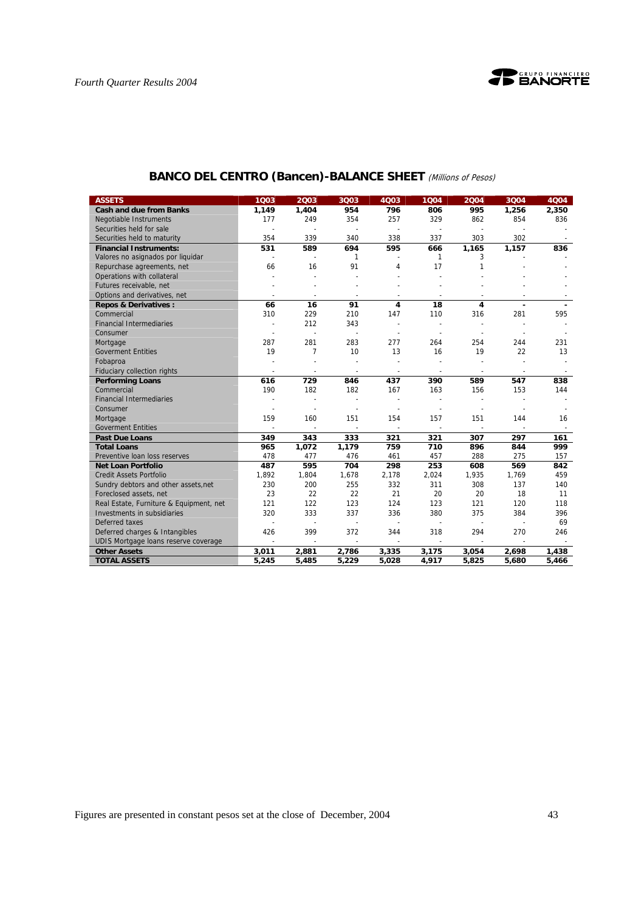## BANCO DEL CENTRO (Bancen)-BALANCE SHEET *(Millions of Pesos)*

| ASSETS | 1Q03 | 2Q03 | 3Q03 | 4Q03 | 1Q04 | 2Q04 | 3Q04 | 4Q04 |
|---|---|---|---|---|---|---|---|---|
| **Cash and due from Banks** | **1,149** | **1,404** | **954** | **796** | **806** | **995** | **1,256** | **2,350** |
| Negotiable Instruments | 177 | 249 | 354 | 257 | 329 | 862 | 854 | 836 |
| Securities held for sale | - | - | - | - | - | - | - | - |
| Securities held to maturity | 354 | 339 | 340 | 338 | 337 | 303 | 302 | - |
| **Financial Instruments:** | **531** | **589** | **694** | **595** | **666** | **1,165** | **1,157** | **836** |
| Valores no asignados por liquidar | - | - | 1 | - | 1 | 3 | - | - |
| Repurchase agreements, net | 66 | 16 | 91 | 4 | 17 | 1 | - | - |
| Operations with collateral | - | - | - | - | - | - | - | - |
| Futures receivable, net | - | - | - | - | - | - | - | - |
| Options and derivatives, net | - | - | - | - | - | - | - | - |
| **Repos & Derivatives :** | **66** | **16** | **91** | **4** | **18** | **4** | **-** | **-** |
| Commercial | 310 | 229 | 210 | 147 | 110 | 316 | 281 | 595 |
| Financial Intermediaries | - | 212 | 343 | - | - | - | - | - |
| Consumer | - | - | - | - | - | - | - | - |
| Mortgage | 287 | 281 | 283 | 277 | 264 | 254 | 244 | 231 |
| Goverment Entities | 19 | 7 | 10 | 13 | 16 | 19 | 22 | 13 |
| Fobaproa | - | - | - | - | - | - | - | - |
| Fiduciary collection rights | - | - | - | - | - | - | - | - |
| **Performing Loans** | **616** | **729** | **846** | **437** | **390** | **589** | **547** | **838** |
| Commercial | 190 | 182 | 182 | 167 | 163 | 156 | 153 | 144 |
| Financial Intermediaries | - | - | - | - | - | - | - | - |
| Consumer | - | - | - | - | - | - | - | - |
| Mortgage | 159 | 160 | 151 | 154 | 157 | 151 | 144 | 16 |
| Goverment Entities | - | - | - | - | - | - | - | - |
| **Past Due Loans** | **349** | **343** | **333** | **321** | **321** | **307** | **297** | **161** |
| **Total Loans** | **965** | **1,072** | **1,179** | **759** | **710** | **896** | **844** | **999** |
| Preventive loan loss reserves | 478 | 477 | 476 | 461 | 457 | 288 | 275 | 157 |
| **Net Loan Portfolio** | **487** | **595** | **704** | **298** | **253** | **608** | **569** | **842** |
| Credit Assets Portfolio | 1,892 | 1,804 | 1,678 | 2,178 | 2,024 | 1,935 | 1,769 | 459 |
| Sundry debtors and other assets,net | 230 | 200 | 255 | 332 | 311 | 308 | 137 | 140 |
| Foreclosed assets, net | 23 | 22 | 22 | 21 | 20 | 20 | 18 | 11 |
| Real Estate, Furniture & Equipment, net | 121 | 122 | 123 | 124 | 123 | 121 | 120 | 118 |
| Investments in subsidiaries | 320 | 333 | 337 | 336 | 380 | 375 | 384 | 396 |
| Deferred taxes | - | - | - | - | - | - | - | 69 |
| Deferred charges & Intangibles | 426 | 399 | 372 | 344 | 318 | 294 | 270 | 246 |
| UDIS Mortgage loans reserve coverage | - | - | - | - | - | - | - | - |
| **Other Assets** | **3,011** | **2,881** | **2,786** | **3,335** | **3,175** | **3,054** | **2,698** | **1,438** |
| **TOTAL ASSETS** | **5,245** | **5,485** | **5,229** | **5,028** | **4,917** | **5,825** | **5,680** | **5,466** |

Figures are presented in constant pesos set at the close of December, 2004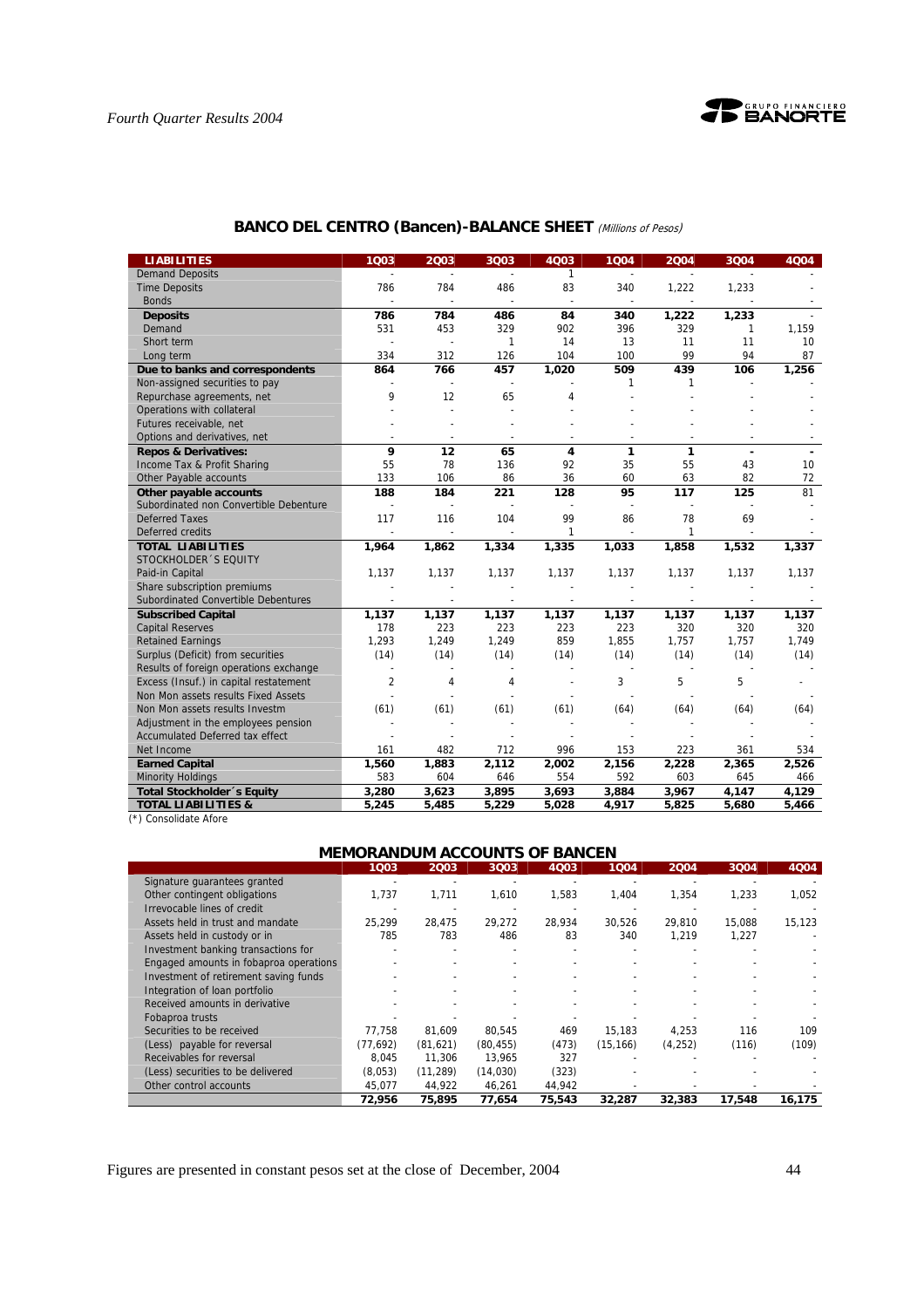## BANCO DEL CENTRO (Bancen)-BALANCE SHEET *(Millions of Pesos)*

| LIABILITIES | 1Q03 | 2Q03 | 3Q03 | 4Q03 | 1Q04 | 2Q04 | 3Q04 | 4Q04 |
|---|---|---|---|---|---|---|---|---|
| Demand Deposits | - | - | - | 1 | - | - | - | - |
| Time Deposits | 786 | 784 | 486 | 83 | 340 | 1,222 | 1,233 | - |
| Bonds | - | - | - | - | - | - | - | - |
| **Deposits** | **786** | **784** | **486** | **84** | **340** | **1,222** | **1,233** | - |
| Demand | 531 | 453 | 329 | 902 | 396 | 329 | 1 | 1,159 |
| Short term | - | - | 1 | 14 | 13 | 11 | 11 | 10 |
| Long term | 334 | 312 | 126 | 104 | 100 | 99 | 94 | 87 |
| **Due to banks and correspondents** | **864** | **766** | **457** | **1,020** | **509** | **439** | **106** | **1,256** |
| Non-assigned securities to pay | - | - | - | - | 1 | 1 | - | - |
| Repurchase agreements, net | 9 | 12 | 65 | 4 | - | - | - | - |
| Operations with collateral | - | - | - | - | - | - | - | - |
| Futures receivable, net | - | - | - | - | - | - | - | - |
| Options and derivatives, net | - | - | - | - | - | - | - | - |
| **Repos & Derivatives:** | **9** | **12** | **65** | **4** | **1** | **1** | **-** | **-** |
| Income Tax & Profit Sharing | 55 | 78 | 136 | 92 | 35 | 55 | 43 | 10 |
| Other Payable accounts | 133 | 106 | 86 | 36 | 60 | 63 | 82 | 72 |
| **Other payable accounts** | **188** | **184** | **221** | **128** | **95** | **117** | **125** | **81** |
| Subordinated non Convertible Debenture | - | - | - | - | - | - | - | - |
| Deferred Taxes | 117 | 116 | 104 | 99 | 86 | 78 | 69 | - |
| Deferred credits | - | - | - | 1 | - | 1 | - | - |
| **TOTAL LIABILITIES** | **1,964** | **1,862** | **1,334** | **1,335** | **1,033** | **1,858** | **1,532** | **1,337** |
| STOCKHOLDER´S EQUITY | | | | | | | | |
| Paid-in Capital | 1,137 | 1,137 | 1,137 | 1,137 | 1,137 | 1,137 | 1,137 | 1,137 |
| Share subscription premiums | - | - | - | - | - | - | - | - |
| Subordinated Convertible Debentures | - | - | - | - | - | - | - | - |
| **Subscribed Capital** | **1,137** | **1,137** | **1,137** | **1,137** | **1,137** | **1,137** | **1,137** | **1,137** |
| Capital Reserves | 178 | 223 | 223 | 223 | 223 | 320 | 320 | 320 |
| Retained Earnings | 1,293 | 1,249 | 1,249 | 859 | 1,855 | 1,757 | 1,757 | 1,749 |
| Surplus (Deficit) from securities | (14) | (14) | (14) | (14) | (14) | (14) | (14) | (14) |
| Results of foreign operations exchange | - | - | - | - | - | - | - | - |
| Excess (Insuf.) in capital restatement | 2 | 4 | 4 | - | 3 | 5 | 5 | - |
| Non Mon assets results Fixed Assets | - | - | - | - | - | - | - | - |
| Non Mon assets results Investm | (61) | (61) | (61) | (61) | (64) | (64) | (64) | (64) |
| Adjustment in the employees pension | - | - | - | - | - | - | - | - |
| Accumulated Deferred tax effect | - | - | - | - | - | - | - | - |
| Net Income | 161 | 482 | 712 | 996 | 153 | 223 | 361 | 534 |
| **Earned Capital** | **1,560** | **1,883** | **2,112** | **2,002** | **2,156** | **2,228** | **2,365** | **2,526** |
| Minority Holdings | 583 | 604 | 646 | 554 | 592 | 603 | 645 | 466 |
| **Total Stockholder´s Equity** | **3,280** | **3,623** | **3,895** | **3,693** | **3,884** | **3,967** | **4,147** | **4,129** |
| **TOTAL LIABILITIES &** | **5,245** | **5,485** | **5,229** | **5,028** | **4,917** | **5,825** | **5,680** | **5,466** |

(*) Consolidate Afore

## MEMORANDUM ACCOUNTS OF BANCEN

| | 1Q03 | 2Q03 | 3Q03 | 4Q03 | 1Q04 | 2Q04 | 3Q04 | 4Q04 |
|---|---|---|---|---|---|---|---|---|
| Signature guarantees granted | - | - | - | - | - | - | - | - |
| Other contingent obligations | 1,737 | 1,711 | 1,610 | 1,583 | 1,404 | 1,354 | 1,233 | 1,052 |
| Irrevocable lines of credit | - | - | - | - | - | - | - | - |
| Assets held in trust and mandate | 25,299 | 28,475 | 29,272 | 28,934 | 30,526 | 29,810 | 15,088 | 15,123 |
| Assets held in custody or in | 785 | 783 | 486 | 83 | 340 | 1,219 | 1,227 | - |
| Investment banking transactions for | - | - | - | - | - | - | - | - |
| Engaged amounts in fobaproa operations | - | - | - | - | - | - | - | - |
| Investment of retirement saving funds | - | - | - | - | - | - | - | - |
| Integration of loan portfolio | - | - | - | - | - | - | - | - |
| Received amounts in derivative | - | - | - | - | - | - | - | - |
| Fobaproa trusts | - | - | - | - | - | - | - | - |
| Securities to be received | 77,758 | 81,609 | 80,545 | 469 | 15,183 | 4,253 | 116 | 109 |
| (Less) payable for reversal | (77,692) | (81,621) | (80,455) | (473) | (15,166) | (4,252) | (116) | (109) |
| Receivables for reversal | 8,045 | 11,306 | 13,965 | 327 | - | - | - | - |
| (Less) securities to be delivered | (8,053) | (11,289) | (14,030) | (323) | - | - | - | - |
| Other control accounts | 45,077 | 44,922 | 46,261 | 44,942 | - | - | - | - |
| | **72,956** | **75,895** | **77,654** | **75,543** | **32,287** | **32,383** | **17,548** | **16,175** |

Figures are presented in constant pesos set at the close of December, 2004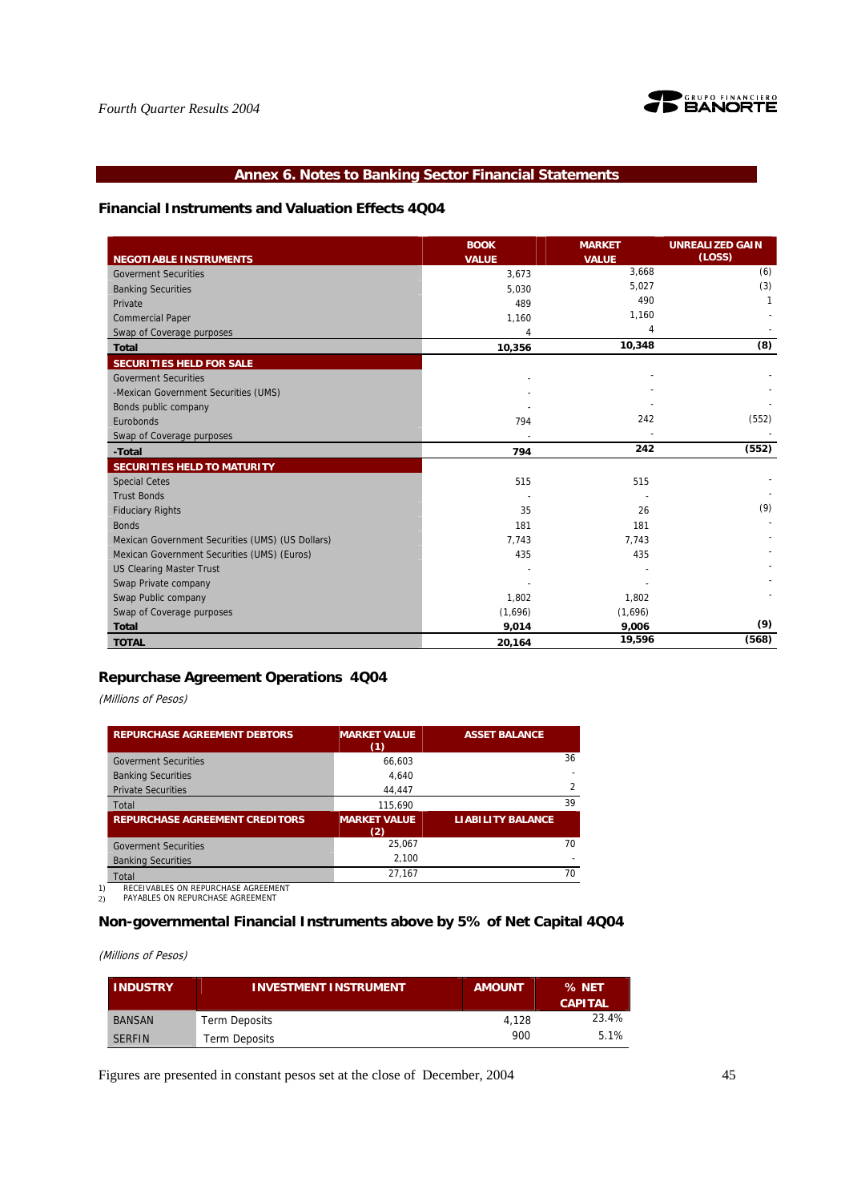## Annex 6. Notes to Banking Sector Financial Statements

### Financial Instruments and Valuation Effects 4Q04

| NEGOTIABLE INSTRUMENTS | BOOK VALUE | MARKET VALUE | UNREALIZED GAIN (LOSS) |
|---|---|---|---|
| Goverment Securities | 3,673 | 3,668 | (6) |
| Banking Securities | 5,030 | 5,027 | (3) |
| Private | 489 | 490 | 1 |
| Commercial Paper | 1,160 | 1,160 | - |
| Swap of Coverage purposes | 4 | 4 | - |
| **Total** | **10,356** | **10,348** | **(8)** |
| **SECURITIES HELD FOR SALE** | | | |
| Goverment Securities | - | - | - |
| -Mexican Government Securities (UMS) | - | - | - |
| Bonds public company | - | - | - |
| Eurobonds | 794 | 242 | (552) |
| Swap of Coverage purposes | - | - | - |
| **-Total** | **794** | **242** | **(552)** |
| **SECURITIES HELD TO MATURITY** | | | |
| Special Cetes | 515 | 515 | - |
| Trust Bonds | - | - | - |
| Fiduciary Rights | 35 | 26 | (9) |
| Bonds | 181 | 181 | - |
| Mexican Government Securities (UMS) (US Dollars) | 7,743 | 7,743 | - |
| Mexican Government Securities (UMS) (Euros) | 435 | 435 | - |
| US Clearing Master Trust | - | - | - |
| Swap Private company | - | - | - |
| Swap Public company | 1,802 | 1,802 | - |
| Swap of Coverage purposes | (1,696) | (1,696) | |
| **Total** | **9,014** | **9,006** | **(9)** |
| **TOTAL** | **20,164** | **19,596** | **(568)** |

### Repurchase Agreement Operations 4Q04

*(Millions of Pesos)*

| REPURCHASE AGREEMENT DEBTORS | MARKET VALUE (1) | ASSET BALANCE |
|---|---|---|
| Goverment Securities | 66,603 | 36 |
| Banking Securities | 4,640 | - |
| Private Securities | 44,447 | 2 |
| Total | 115,690 | 39 |
| **REPURCHASE AGREEMENT CREDITORS** | **MARKET VALUE (2)** | **LIABILITY BALANCE** |
| Goverment Securities | 25,067 | 70 |
| Banking Securities | 2,100 | - |
| Total | 27,167 | 70 |

1) RECEIVABLES ON REPURCHASE AGREEMENT
2) PAYABLES ON REPURCHASE AGREEMENT

### Non-governmental Financial Instruments above by 5% of Net Capital 4Q04

*(Millions of Pesos)*

| INDUSTRY | INVESTMENT INSTRUMENT | AMOUNT | % NET CAPITAL |
|---|---|---|---|
| BANSAN | Term Deposits | 4,128 | 23.4% |
| SERFIN | Term Deposits | 900 | 5.1% |

Figures are presented in constant pesos set at the close of December, 2004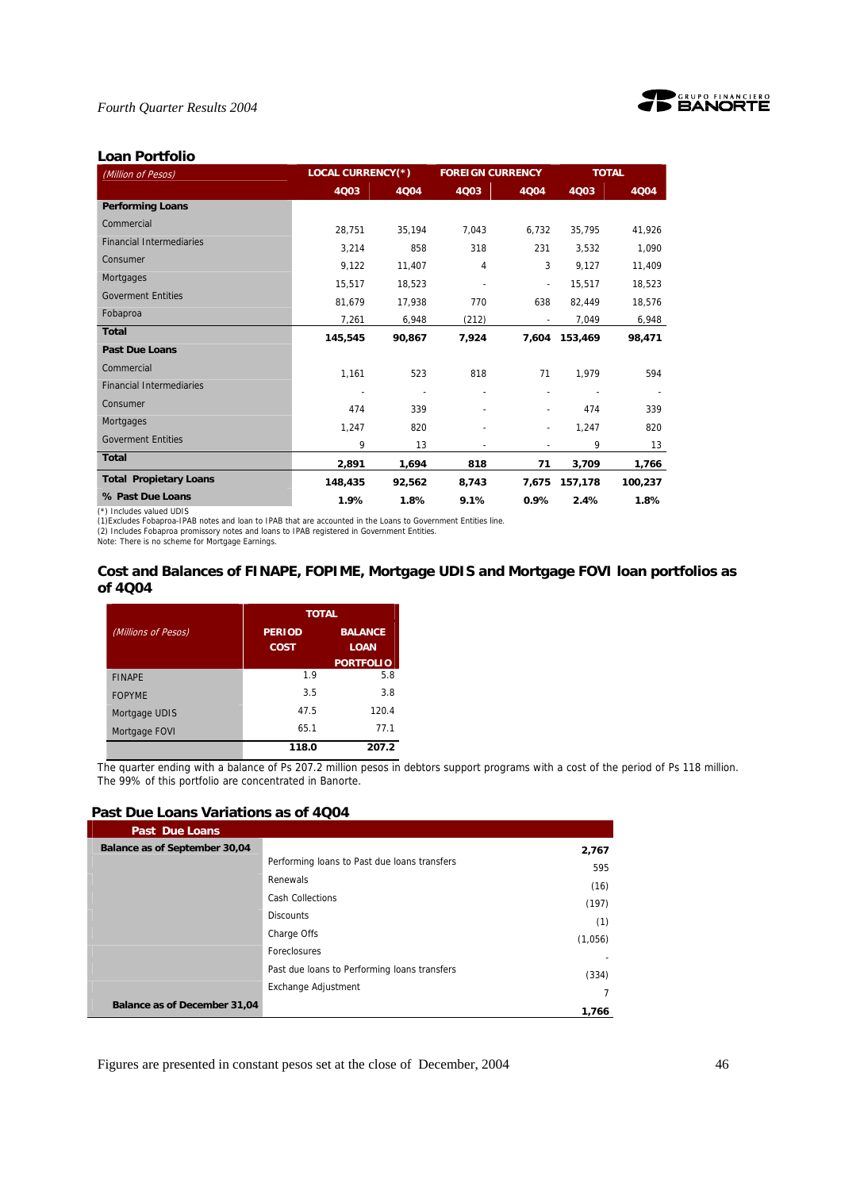## Loan Portfolio

| *(Million of Pesos)* | LOCAL CURRENCY(*) | | FOREIGN CURRENCY | | TOTAL | |
|---|---|---|---|---|---|---|
| | 4Q03 | 4Q04 | 4Q03 | 4Q04 | 4Q03 | 4Q04 |
| **Performing Loans** | | | | | | |
| Commercial | 28,751 | 35,194 | 7,043 | 6,732 | 35,795 | 41,926 |
| Financial Intermediaries | 3,214 | 858 | 318 | 231 | 3,532 | 1,090 |
| Consumer | 9,122 | 11,407 | 4 | 3 | 9,127 | 11,409 |
| Mortgages | 15,517 | 18,523 | - | - | 15,517 | 18,523 |
| Goverment Entities | 81,679 | 17,938 | 770 | 638 | 82,449 | 18,576 |
| Fobaproa | 7,261 | 6,948 | (212) | - | 7,049 | 6,948 |
| **Total** | **145,545** | **90,867** | **7,924** | **7,604** | **153,469** | **98,471** |
| **Past Due Loans** | | | | | | |
| Commercial | 1,161 | 523 | 818 | 71 | 1,979 | 594 |
| Financial Intermediaries | - | - | - | - | - | - |
| Consumer | 474 | 339 | - | - | 474 | 339 |
| Mortgages | 1,247 | 820 | - | - | 1,247 | 820 |
| Goverment Entities | 9 | 13 | - | - | 9 | 13 |
| **Total** | **2,891** | **1,694** | **818** | **71** | **3,709** | **1,766** |
| **Total Propietary Loans** | **148,435** | **92,562** | **8,743** | **7,675** | **157,178** | **100,237** |
| **% Past Due Loans** | **1.9%** | **1.8%** | **9.1%** | **0.9%** | **2.4%** | **1.8%** |

(*) Includes valued UDIS
(1)Excludes Fobaproa-IPAB notes and loan to IPAB that are accounted in the Loans to Government Entities line.
(2) Includes Fobaproa promissory notes and loans to IPAB registered in Government Entities.
Note: There is no scheme for Mortgage Earnings.

## Cost and Balances of FINAPE, FOPIME, Mortgage UDIS and Mortgage FOVI loan portfolios as of 4Q04

| *(Millions of Pesos)* | TOTAL | |
|---|---|---|
| | PERIOD COST | BALANCE LOAN PORTFOLIO |
| FINAPE | 1.9 | 5.8 |
| FOPYME | 3.5 | 3.8 |
| Mortgage UDIS | 47.5 | 120.4 |
| Mortgage FOVI | 65.1 | 77.1 |
| | **118.0** | **207.2** |

The quarter ending with a balance of Ps 207.2 million pesos in debtors support programs with a cost of the period of Ps 118 million. The 99% of this portfolio are concentrated in Banorte.

## Past Due Loans Variations as of 4Q04

| Past Due Loans | | |
|---|---|---|
| **Balance as of September 30,04** | | **2,767** |
| | Performing loans to Past due loans transfers | 595 |
| | Renewals | (16) |
| | Cash Collections | (197) |
| | Discounts | (1) |
| | Charge Offs | (1,056) |
| | Foreclosures | - |
| | Past due loans to Performing loans transfers | (334) |
| | Exchange Adjustment | 7 |
| **Balance as of December 31,04** | | **1,766** |

Figures are presented in constant pesos set at the close of December, 2004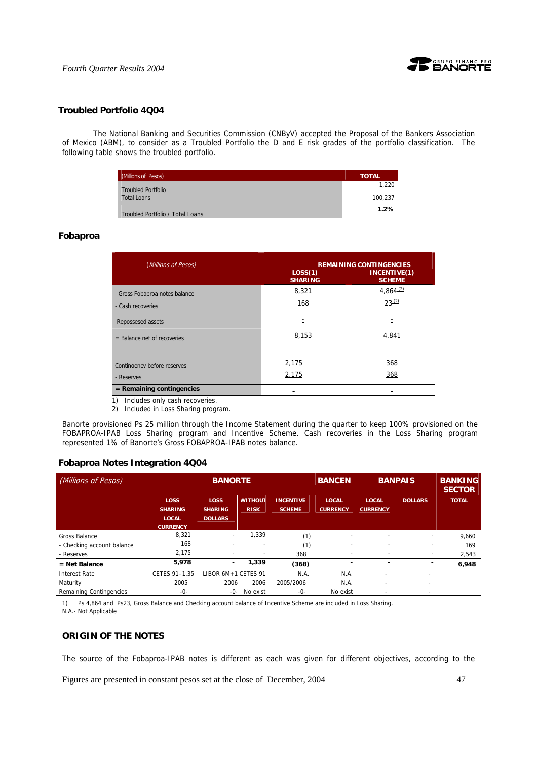## Troubled Portfolio 4Q04

The National Banking and Securities Commission (CNByV) accepted the Proposal of the Bankers Association of Mexico (ABM), to consider as a Troubled Portfolio the D and E risk grades of the portfolio classification. The following table shows the troubled portfolio.

| (Millions of Pesos) | TOTAL |
|---|---|
| Troubled Portfolio | 1,220 |
| Total Loans | 100,237 |
| Troubled Portfolio / Total Loans | **1.2%** |

## Fobaproa

| *(Millions of Pesos)* | REMAINING CONTINGENCIES | |
|---|---|---|
| | LOSS(1) SHARING | INCENTIVE(1) SCHEME |
| Gross Fobaproa notes balance | 8,321 | 4,864 (2) |
| - Cash recoveries | 168 | 23 (2) |
| Repossessed assets | - | - |
| = Balance net of recoveries | 8,153 | 4,841 |
| Contingency before reserves | 2,175 | 368 |
| - Reserves | 2,175 | 368 |
| **= Remaining contingencies** | **-** | **-** |

1) Includes only cash recoveries.
2) Included in Loss Sharing program.

Banorte provisioned Ps 25 million through the Income Statement during the quarter to keep 100% provisioned on the FOBAPROA-IPAB Loss Sharing program and Incentive Scheme. Cash recoveries in the Loss Sharing program represented 1% of Banorte's Gross FOBAPROA-IPAB notes balance.

## Fobaproa Notes Integration 4Q04

| *(Millions of Pesos)* | BANORTE | | | | BANCEN | BANPAIS | | BANKING SECTOR |
|---|---|---|---|---|---|---|---|---|
| | LOSS SHARING LOCAL CURRENCY | LOSS SHARING DOLLARS | WITHOUT RISK | INCENTIVE SCHEME | LOCAL CURRENCY | LOCAL CURRENCY | DOLLARS | TOTAL |
| Gross Balance | 8,321 | - | 1,339 | (1) | - | - | - | 9,660 |
| - Checking account balance | 168 | - | - | (1) | - | - | - | 169 |
| - Reserves | 2,175 | - | - | 368 | - | - | - | 2,543 |
| **= Net Balance** | **5,978** | **-** | **1,339** | **(368)** | **-** | **-** | **-** | **6,948** |
| Interest Rate | CETES 91-1.35 | LIBOR 6M+1 | CETES 91 | N.A. | N.A. | - | - | |
| Maturity | 2005 | 2006 | 2006 | 2005/2006 | N.A. | - | - | |
| Remaining Contingencies | -0- | -0- | No exist | -0- | No exist | - | - | |

1) Ps 4,864 and Ps23, Gross Balance and Checking account balance of Incentive Scheme are included in Loss Sharing.
N.A.- Not Applicable

**ORIGIN OF THE NOTES**

The source of the Fobaproa-IPAB notes is different as each was given for different objectives, according to the

Figures are presented in constant pesos set at the close of December, 2004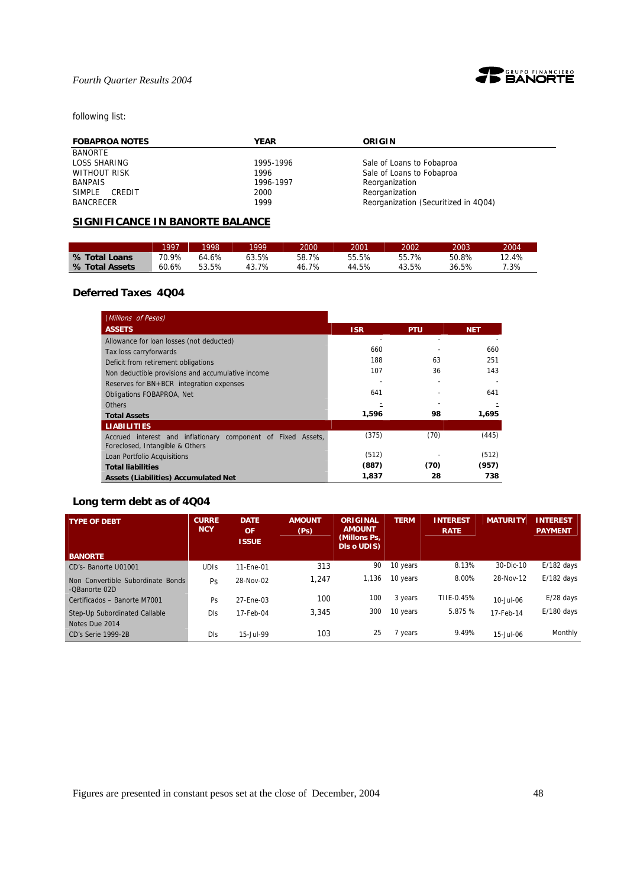following list:

| FOBAPROA NOTES | YEAR | ORIGIN |
|---|---|---|
| BANORTE | | |
| LOSS SHARING | 1995-1996 | Sale of Loans to Fobaproa |
| WITHOUT RISK | 1996 | Sale of Loans to Fobaproa |
| BANPAIS | 1996-1997 | Reorganization |
| SIMPLE CREDIT | 2000 | Reorganization |
| BANCRECER | 1999 | Reorganization (Securitized in 4Q04) |

## SIGNIFICANCE IN BANORTE BALANCE

| | 1997 | 1998 | 1999 | 2000 | 2001 | 2002 | 2003 | 2004 |
|---|---|---|---|---|---|---|---|---|
| **% Total Loans** | 70.9% | 64.6% | 63.5% | 58.7% | 55.5% | 55.7% | 50.8% | 12.4% |
| **% Total Assets** | 60.6% | 53.5% | 43.7% | 46.7% | 44.5% | 43.5% | 36.5% | 7.3% |

## Deferred Taxes 4Q04

| *(Millions of Pesos)* | | | |
|---|---|---|---|
| **ASSETS** | **ISR** | **PTU** | **NET** |
| Allowance for loan losses (not deducted) | - | - | - |
| Tax loss carryforwards | 660 | - | 660 |
| Deficit from retirement obligations | 188 | 63 | 251 |
| Non deductible provisions and accumulative income | 107 | 36 | 143 |
| Reserves for BN+BCR integration expenses | - | - | - |
| Obligations FOBAPROA, Net | 641 | - | 641 |
| Others | - | - | - |
| **Total Assets** | **1,596** | **98** | **1,695** |
| **LIABILITIES** | | | |
| Accrued interest and inflationary component of Fixed Assets, Foreclosed, Intangible & Others | (375) | (70) | (445) |
| Loan Portfolio Acquisitions | (512) | - | (512) |
| **Total liabilities** | **(887)** | **(70)** | **(957)** |
| **Assets (Liabilities) Accumulated Net** | **1,837** | **28** | **738** |

## Long term debt as of 4Q04

| TYPE OF DEBT | CURRENCY | DATE OF ISSUE | AMOUNT (Ps) | ORIGINAL AMOUNT (Millons Ps, Dls o UDIS) | TERM | INTEREST RATE | MATURITY | INTEREST PAYMENT |
|---|---|---|---|---|---|---|---|---|
| **BANORTE** | | | | | | | | |
| CD's- Banorte U01001 | UDIs | 11-Ene-01 | 313 | 90 | 10 years | 8.13% | 30-Dic-10 | E/182 days |
| Non Convertible Subordinate Bonds -QBanorte 02D | Ps | 28-Nov-02 | 1,247 | 1,136 | 10 years | 8.00% | 28-Nov-12 | E/182 days |
| Certificados – Banorte M7001 | Ps | 27-Ene-03 | 100 | 100 | 3 years | TIIE-0.45% | 10-Jul-06 | E/28 days |
| Step-Up Subordinated Callable Notes Due 2014 | Dls | 17-Feb-04 | 3,345 | 300 | 10 years | 5.875 % | 17-Feb-14 | E/180 days |
| CD's Serie 1999-2B | Dls | 15-Jul-99 | 103 | 25 | 7 years | 9.49% | 15-Jul-06 | Monthly |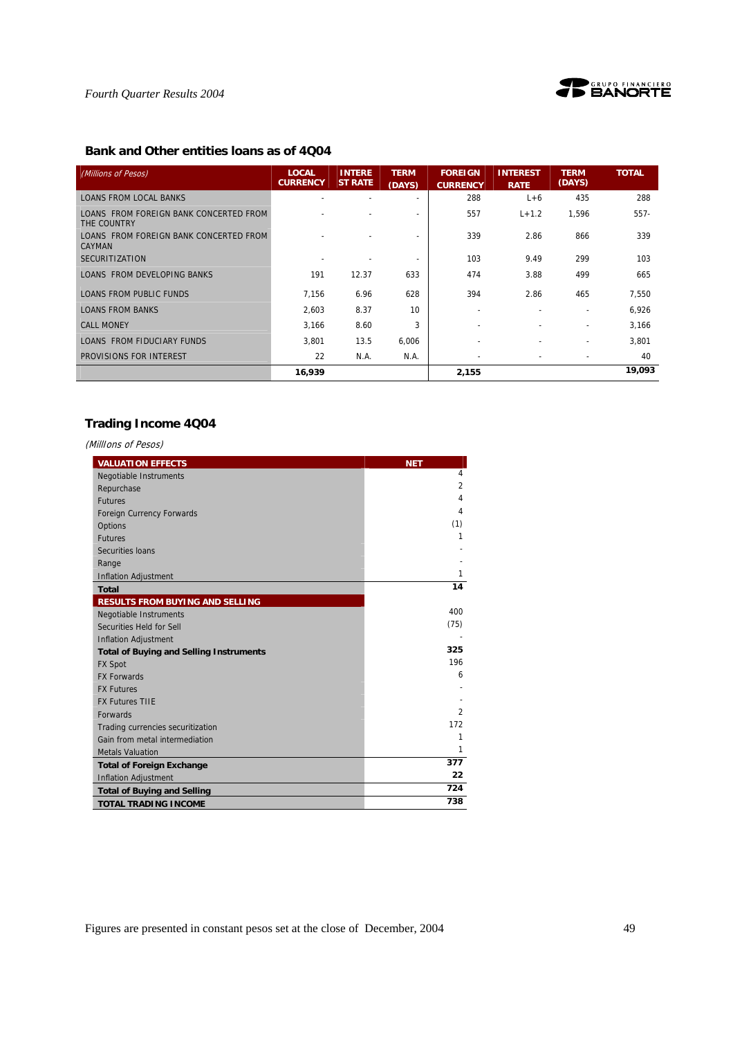## Bank and Other entities loans as of 4Q04

| *(Millions of Pesos)* | LOCAL CURRENCY | INTEREST RATE | TERM (DAYS) | FOREIGN CURRENCY | INTEREST RATE | TERM (DAYS) | TOTAL |
|---|---|---|---|---|---|---|---|
| LOANS FROM LOCAL BANKS | - | - | - | 288 | L+6 | 435 | 288 |
| LOANS FROM FOREIGN BANK CONCERTED FROM THE COUNTRY | - | - | - | 557 | L+1.2 | 1,596 | 557- |
| LOANS FROM FOREIGN BANK CONCERTED FROM CAYMAN | - | - | - | 339 | 2.86 | 866 | 339 |
| SECURITIZATION | - | - | - | 103 | 9.49 | 299 | 103 |
| LOANS FROM DEVELOPING BANKS | 191 | 12.37 | 633 | 474 | 3.88 | 499 | 665 |
| LOANS FROM PUBLIC FUNDS | 7,156 | 6.96 | 628 | 394 | 2.86 | 465 | 7,550 |
| LOANS FROM BANKS | 2,603 | 8.37 | 10 | - | - | - | 6,926 |
| CALL MONEY | 3,166 | 8.60 | 3 | - | - | - | 3,166 |
| LOANS FROM FIDUCIARY FUNDS | 3,801 | 13.5 | 6,006 | - | - | - | 3,801 |
| PROVISIONS FOR INTEREST | 22 | N.A. | N.A. | - | - | - | 40 |
| | **16,939** | | | **2,155** | | | **19,093** |

## Trading Income 4Q04

*(Millions of Pesos)*

| VALUATION EFFECTS | NET |
|---|---|
| Negotiable Instruments | 4 |
| Repurchase | 2 |
| Futures | 4 |
| Foreign Currency Forwards | 4 |
| Options | (1) |
| Futures | 1 |
| Securities loans | - |
| Range | - |
| Inflation Adjustment | 1 |
| **Total** | **14** |
| **RESULTS FROM BUYING AND SELLING** | |
| Negotiable Instruments | 400 |
| Securities Held for Sell | (75) |
| Inflation Adjustment | - |
| **Total of Buying and Selling Instruments** | **325** |
| FX Spot | 196 |
| FX Forwards | 6 |
| FX Futures | - |
| FX Futures TIIE | - |
| Forwards | 2 |
| Trading currencies securitization | 172 |
| Gain from metal intermediation | 1 |
| Metals Valuation | 1 |
| **Total of Foreign Exchange** | **377** |
| Inflation Adjustment | **22** |
| **Total of Buying and Selling** | **724** |
| **TOTAL TRADING INCOME** | **738** |

Figures are presented in constant pesos set at the close of December, 2004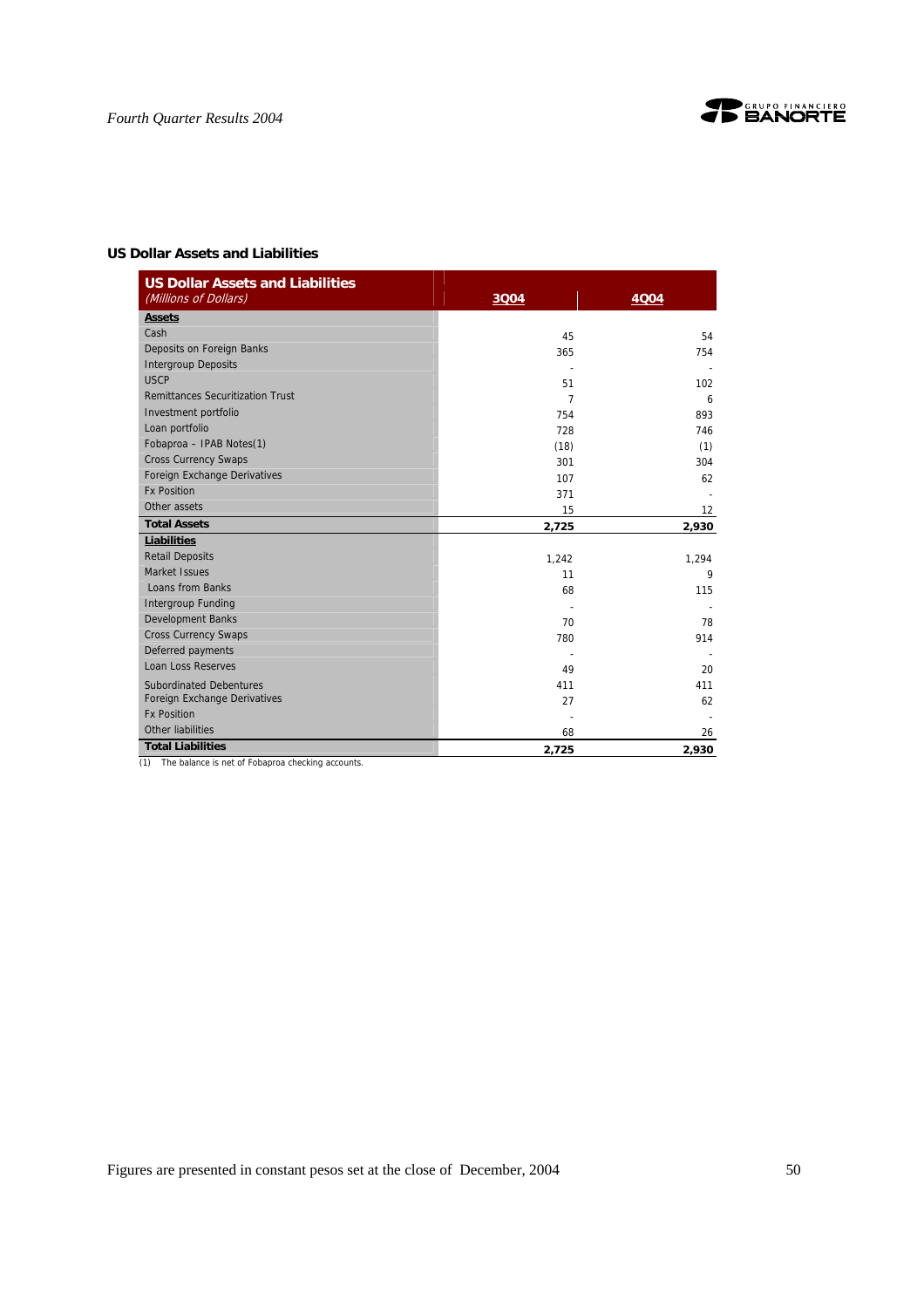**US Dollar Assets and Liabilities**

| US Dollar Assets and Liabilities *(Millions of Dollars)* | 3Q04 | 4Q04 |
|---|---|---|
| **Assets** | | |
| Cash | 45 | 54 |
| Deposits on Foreign Banks | 365 | 754 |
| Intergroup Deposits | - | - |
| USCP | 51 | 102 |
| Remittances Securitization Trust | 7 | 6 |
| Investment portfolio | 754 | 893 |
| Loan portfolio | 728 | 746 |
| Fobaproa – IPAB Notes(1) | (18) | (1) |
| Cross Currency Swaps | 301 | 304 |
| Foreign Exchange Derivatives | 107 | 62 |
| Fx Position | 371 | - |
| Other assets | 15 | 12 |
| **Total Assets** | **2,725** | **2,930** |
| **Liabilities** | | |
| Retail Deposits | 1,242 | 1,294 |
| Market Issues | 11 | 9 |
| Loans from Banks | 68 | 115 |
| Intergroup Funding | - | - |
| Development Banks | 70 | 78 |
| Cross Currency Swaps | 780 | 914 |
| Deferred payments | - | - |
| Loan Loss Reserves | 49 | 20 |
| Subordinated Debentures | 411 | 411 |
| Foreign Exchange Derivatives | 27 | 62 |
| Fx Position | - | - |
| Other liabilities | 68 | 26 |
| **Total Liabilities** | **2,725** | **2,930** |

(1) The balance is net of Fobaproa checking accounts.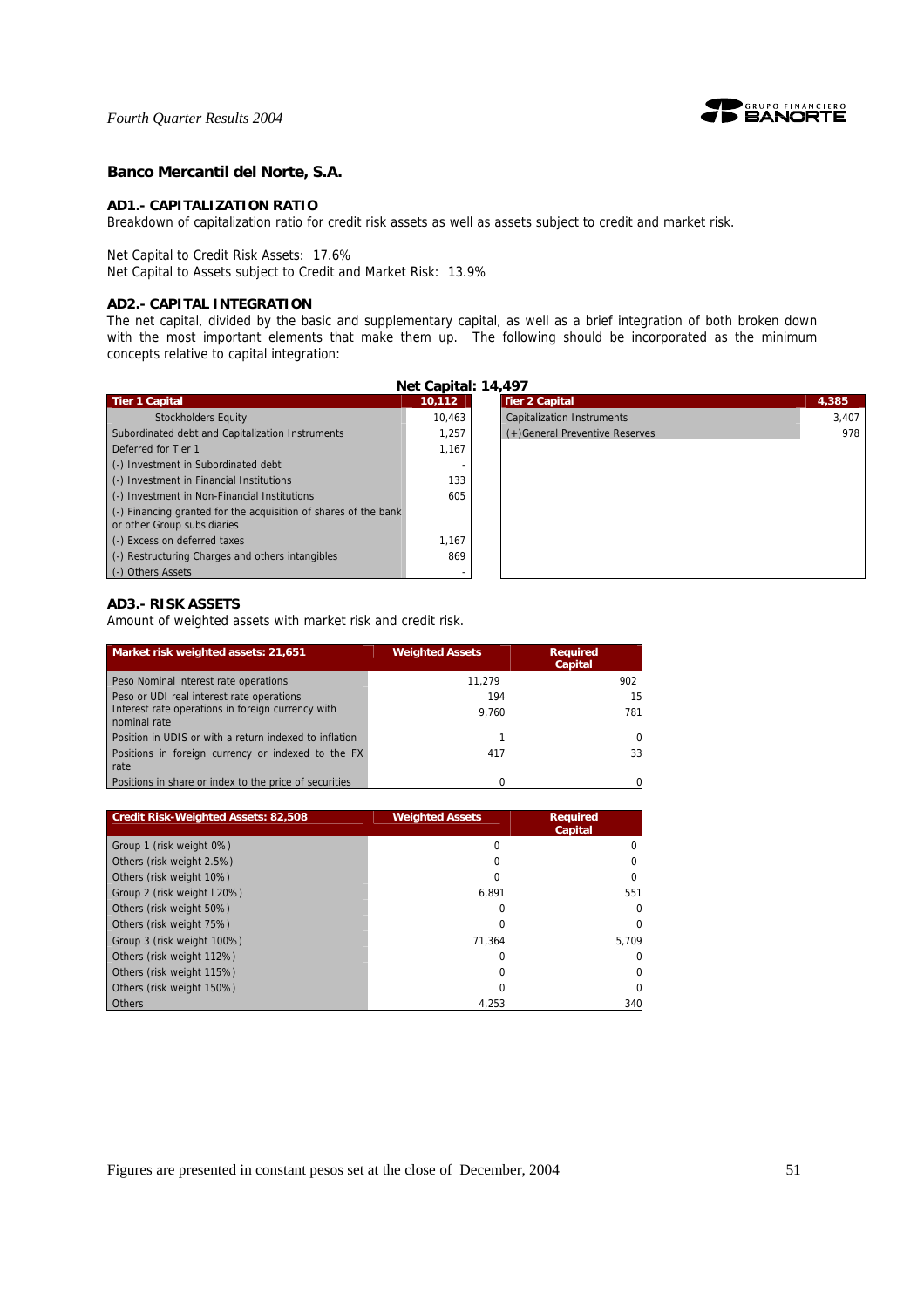## Banco Mercantil del Norte, S.A.

### AD1.- CAPITALIZATION RATIO

Breakdown of capitalization ratio for credit risk assets as well as assets subject to credit and market risk.

Net Capital to Credit Risk Assets: 17.6%
Net Capital to Assets subject to Credit and Market Risk: 13.9%

### AD2.- CAPITAL INTEGRATION

The net capital, divided by the basic and supplementary capital, as well as a brief integration of both broken down with the most important elements that make them up. The following should be incorporated as the minimum concepts relative to capital integration:

**Net Capital: 14,497**

| Tier 1 Capital | 10,112 |
|---|---|
| Stockholders Equity | 10,463 |
| Subordinated debt and Capitalization Instruments | 1,257 |
| Deferred for Tier 1 | 1,167 |
| (-) Investment in Subordinated debt | - |
| (-) Investment in Financial Institutions | 133 |
| (-) Investment in Non-Financial Institutions | 605 |
| (-) Financing granted for the acquisition of shares of the bank or other Group subsidiaries | |
| (-) Excess on deferred taxes | 1,167 |
| (-) Restructuring Charges and others intangibles | 869 |
| (-) Others Assets | - |

| Tier 2 Capital | 4,385 |
|---|---|
| Capitalization Instruments | 3,407 |
| (+)General Preventive Reserves | 978 |

### AD3.- RISK ASSETS

Amount of weighted assets with market risk and credit risk.

| Market risk weighted assets: 21,651 | Weighted Assets | Required Capital |
|---|---|---|
| Peso Nominal interest rate operations | 11,279 | 902 |
| Peso or UDI real interest rate operations | 194 | 15 |
| Interest rate operations in foreign currency with nominal rate | 9,760 | 781 |
| Position in UDIS or with a return indexed to inflation | 1 | 0 |
| Positions in foreign currency or indexed to the FX rate | 417 | 33 |
| Positions in share or index to the price of securities | 0 | 0 |

| Credit Risk-Weighted Assets: 82,508 | Weighted Assets | Required Capital |
|---|---|---|
| Group 1 (risk weight 0%) | 0 | 0 |
| Others (risk weight 2.5%) | 0 | 0 |
| Others (risk weight 10%) | 0 | 0 |
| Group 2 (risk weight l 20%) | 6,891 | 551 |
| Others (risk weight 50%) | 0 | 0 |
| Others (risk weight 75%) | 0 | 0 |
| Group 3 (risk weight 100%) | 71,364 | 5,709 |
| Others (risk weight 112%) | 0 | 0 |
| Others (risk weight 115%) | 0 | 0 |
| Others (risk weight 150%) | 0 | 0 |
| Others | 4,253 | 340 |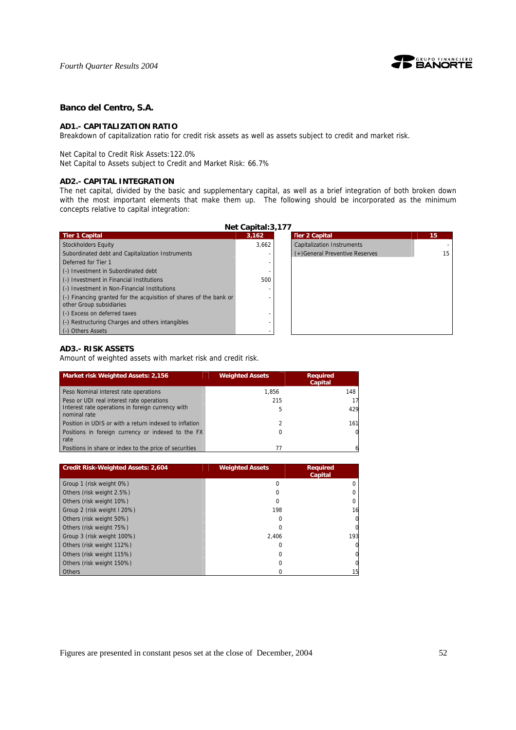## Banco del Centro, S.A.

### AD1.- CAPITALIZATION RATIO

Breakdown of capitalization ratio for credit risk assets as well as assets subject to credit and market risk.

Net Capital to Credit Risk Assets:122.0%

Net Capital to Assets subject to Credit and Market Risk: 66.7%

### AD2.- CAPITAL INTEGRATION

The net capital, divided by the basic and supplementary capital, as well as a brief integration of both broken down with the most important elements that make them up. The following should be incorporated as the minimum concepts relative to capital integration:

**Net Capital:3,177**

| Tier 1 Capital | 3,162 |
|---|---|
| Stockholders Equity | 3,662 |
| Subordinated debt and Capitalization Instruments | - |
| Deferred for Tier 1 | - |
| (-) Investment in Subordinated debt | - |
| (-) Investment in Financial Institutions | 500 |
| (-) Investment in Non-Financial Institutions | - |
| (-) Financing granted for the acquisition of shares of the bank or other Group subsidiaries | - |
| (-) Excess on deferred taxes | - |
| (-) Restructuring Charges and others intangibles | - |
| (-) Others Assets | - |

| Tier 2 Capital | 15 |
|---|---|
| Capitalization Instruments | - |
| (+)General Preventive Reserves | 15 |

### AD3.- RISK ASSETS

Amount of weighted assets with market risk and credit risk.

| Market risk Weighted Assets: 2,156 | Weighted Assets | Required Capital |
|---|---|---|
| Peso Nominal interest rate operations | 1,856 | 148 |
| Peso or UDI real interest rate operations | 215 | 17 |
| Interest rate operations in foreign currency with nominal rate | 5 | 429 |
| Position in UDIS or with a return indexed to inflation | 2 | 161 |
| Positions in foreign currency or indexed to the FX rate | 0 | 0 |
| Positions in share or index to the price of securities | 77 | 6 |

| Credit Risk-Weighted Assets: 2,604 | Weighted Assets | Required Capital |
|---|---|---|
| Group 1 (risk weight 0%) | 0 | 0 |
| Others (risk weight 2.5%) | 0 | 0 |
| Others (risk weight 10%) | 0 | 0 |
| Group 2 (risk weight l 20%) | 198 | 16 |
| Others (risk weight 50%) | 0 | 0 |
| Others (risk weight 75%) | 0 | 0 |
| Group 3 (risk weight 100%) | 2,406 | 193 |
| Others (risk weight 112%) | 0 | 0 |
| Others (risk weight 115%) | 0 | 0 |
| Others (risk weight 150%) | 0 | 0 |
| Others | 0 | 15 |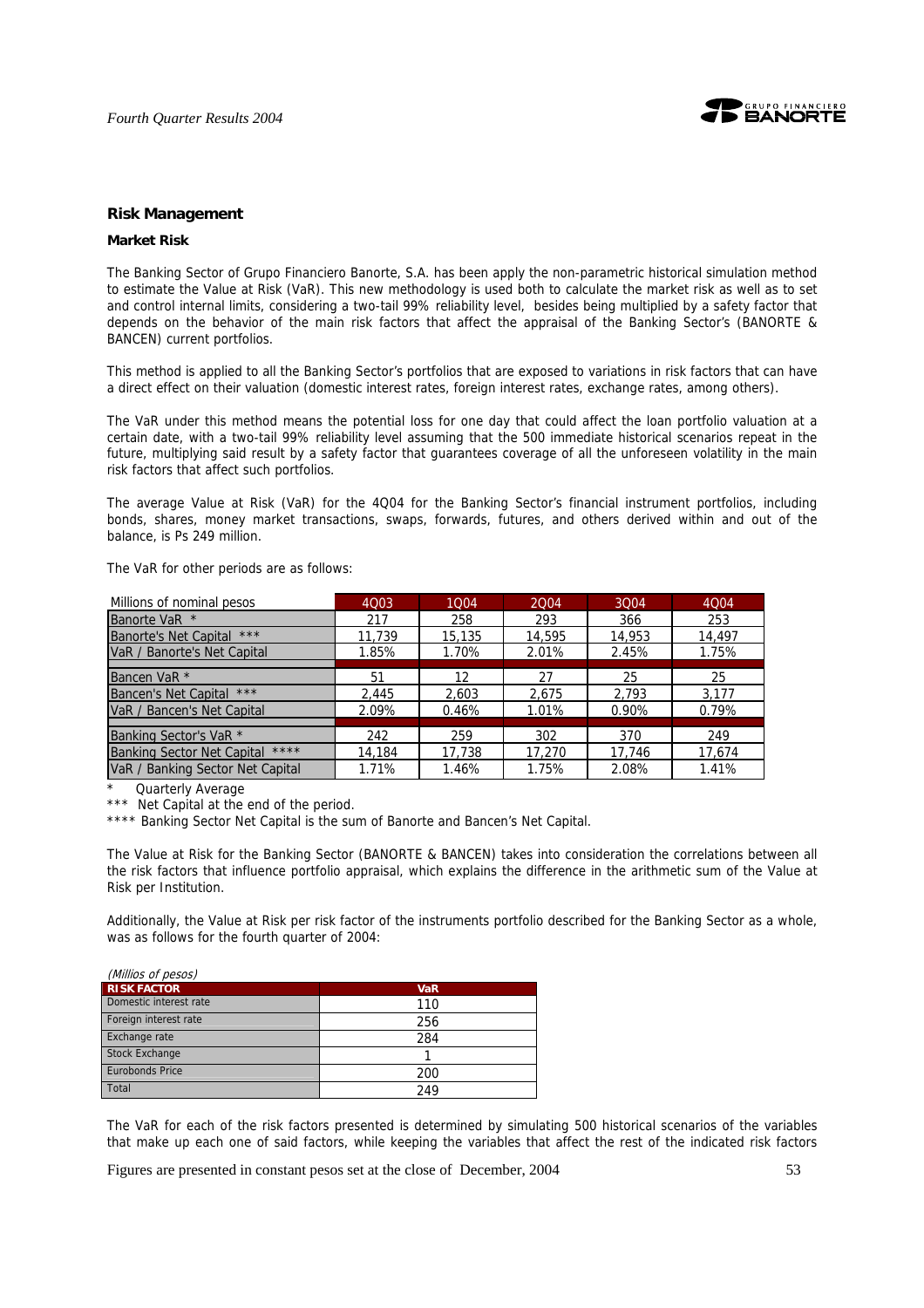## Risk Management

### Market Risk

The Banking Sector of Grupo Financiero Banorte, S.A. has been apply the non-parametric historical simulation method to estimate the Value at Risk (VaR). This new methodology is used both to calculate the market risk as well as to set and control internal limits, considering a two-tail 99% reliability level, besides being multiplied by a safety factor that depends on the behavior of the main risk factors that affect the appraisal of the Banking Sector's (BANORTE & BANCEN) current portfolios.

This method is applied to all the Banking Sector's portfolios that are exposed to variations in risk factors that can have a direct effect on their valuation (domestic interest rates, foreign interest rates, exchange rates, among others).

The VaR under this method means the potential loss for one day that could affect the loan portfolio valuation at a certain date, with a two-tail 99% reliability level assuming that the 500 immediate historical scenarios repeat in the future, multiplying said result by a safety factor that guarantees coverage of all the unforeseen volatility in the main risk factors that affect such portfolios.

The average Value at Risk (VaR) for the 4Q04 for the Banking Sector's financial instrument portfolios, including bonds, shares, money market transactions, swaps, forwards, futures, and others derived within and out of the balance, is Ps 249 million.

The VaR for other periods are as follows:

| Millions of nominal pesos | 4Q03 | 1Q04 | 2Q04 | 3Q04 | 4Q04 |
|---|---|---|---|---|---|
| Banorte VaR * | 217 | 258 | 293 | 366 | 253 |
| Banorte's Net Capital *** | 11,739 | 15,135 | 14,595 | 14,953 | 14,497 |
| VaR / Banorte's Net Capital | 1.85% | 1.70% | 2.01% | 2.45% | 1.75% |
| Bancen VaR * | 51 | 12 | 27 | 25 | 25 |
| Bancen's Net Capital *** | 2,445 | 2,603 | 2,675 | 2,793 | 3,177 |
| VaR / Bancen's Net Capital | 2.09% | 0.46% | 1.01% | 0.90% | 0.79% |
| Banking Sector's VaR * | 242 | 259 | 302 | 370 | 249 |
| Banking Sector Net Capital **** | 14,184 | 17,738 | 17,270 | 17,746 | 17,674 |
| VaR / Banking Sector Net Capital | 1.71% | 1.46% | 1.75% | 2.08% | 1.41% |

\* Quarterly Average

\*** Net Capital at the end of the period.

\**** Banking Sector Net Capital is the sum of Banorte and Bancen's Net Capital.

The Value at Risk for the Banking Sector (BANORTE & BANCEN) takes into consideration the correlations between all the risk factors that influence portfolio appraisal, which explains the difference in the arithmetic sum of the Value at Risk per Institution.

Additionally, the Value at Risk per risk factor of the instruments portfolio described for the Banking Sector as a whole, was as follows for the fourth quarter of 2004:

*(Millios of pesos)*

| RISK FACTOR | VaR |
|---|---|
| Domestic interest rate | 110 |
| Foreign interest rate | 256 |
| Exchange rate | 284 |
| Stock Exchange | 1 |
| Eurobonds Price | 200 |
| Total | 249 |

The VaR for each of the risk factors presented is determined by simulating 500 historical scenarios of the variables that make up each one of said factors, while keeping the variables that affect the rest of the indicated risk factors

Figures are presented in constant pesos set at the close of December, 2004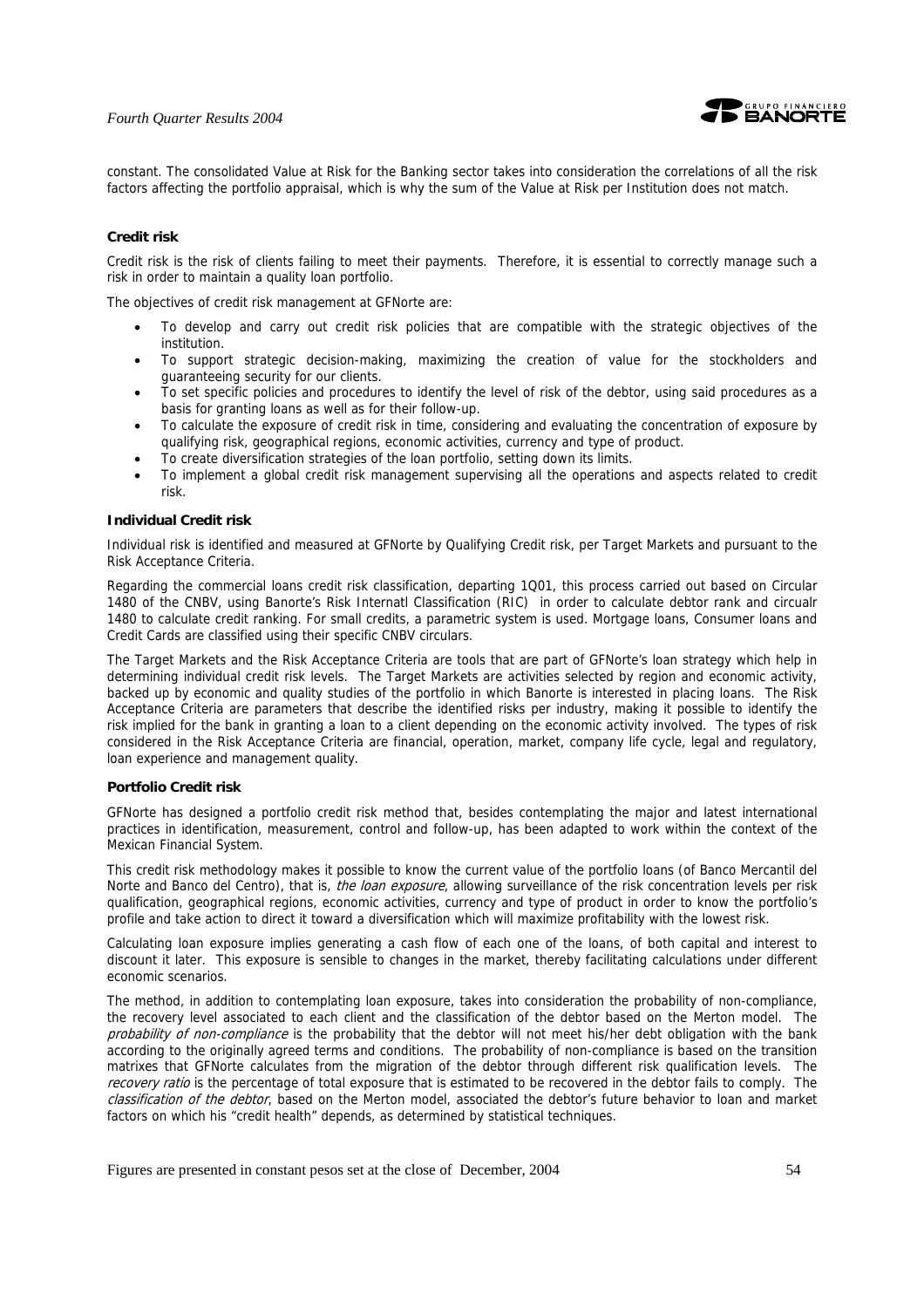constant. The consolidated Value at Risk for the Banking sector takes into consideration the correlations of all the risk factors affecting the portfolio appraisal, which is why the sum of the Value at Risk per Institution does not match.

**Credit risk**

Credit risk is the risk of clients failing to meet their payments. Therefore, it is essential to correctly manage such a risk in order to maintain a quality loan portfolio.

The objectives of credit risk management at GFNorte are:

- To develop and carry out credit risk policies that are compatible with the strategic objectives of the institution.
- To support strategic decision-making, maximizing the creation of value for the stockholders and guaranteeing security for our clients.
- To set specific policies and procedures to identify the level of risk of the debtor, using said procedures as a basis for granting loans as well as for their follow-up.
- To calculate the exposure of credit risk in time, considering and evaluating the concentration of exposure by qualifying risk, geographical regions, economic activities, currency and type of product.
- To create diversification strategies of the loan portfolio, setting down its limits.
- To implement a global credit risk management supervising all the operations and aspects related to credit risk.

**Individual Credit risk**

Individual risk is identified and measured at GFNorte by Qualifying Credit risk, per Target Markets and pursuant to the Risk Acceptance Criteria.

Regarding the commercial loans credit risk classification, departing 1Q01, this process carried out based on Circular 1480 of the CNBV, using Banorte's Risk Internatl Classification (RIC) in order to calculate debtor rank and circualr 1480 to calculate credit ranking. For small credits, a parametric system is used. Mortgage loans, Consumer loans and Credit Cards are classified using their specific CNBV circulars.

The Target Markets and the Risk Acceptance Criteria are tools that are part of GFNorte's loan strategy which help in determining individual credit risk levels. The Target Markets are activities selected by region and economic activity, backed up by economic and quality studies of the portfolio in which Banorte is interested in placing loans. The Risk Acceptance Criteria are parameters that describe the identified risks per industry, making it possible to identify the risk implied for the bank in granting a loan to a client depending on the economic activity involved. The types of risk considered in the Risk Acceptance Criteria are financial, operation, market, company life cycle, legal and regulatory, loan experience and management quality.

**Portfolio Credit risk**

GFNorte has designed a portfolio credit risk method that, besides contemplating the major and latest international practices in identification, measurement, control and follow-up, has been adapted to work within the context of the Mexican Financial System.

This credit risk methodology makes it possible to know the current value of the portfolio loans (of Banco Mercantil del Norte and Banco del Centro), that is, *the loan exposure*, allowing surveillance of the risk concentration levels per risk qualification, geographical regions, economic activities, currency and type of product in order to know the portfolio's profile and take action to direct it toward a diversification which will maximize profitability with the lowest risk.

Calculating loan exposure implies generating a cash flow of each one of the loans, of both capital and interest to discount it later. This exposure is sensible to changes in the market, thereby facilitating calculations under different economic scenarios.

The method, in addition to contemplating loan exposure, takes into consideration the probability of non-compliance, the recovery level associated to each client and the classification of the debtor based on the Merton model. The *probability of non-compliance* is the probability that the debtor will not meet his/her debt obligation with the bank according to the originally agreed terms and conditions. The probability of non-compliance is based on the transition matrixes that GFNorte calculates from the migration of the debtor through different risk qualification levels. The *recovery ratio* is the percentage of total exposure that is estimated to be recovered in the debtor fails to comply. The *classification of the debtor*, based on the Merton model, associated the debtor's future behavior to loan and market factors on which his "credit health" depends, as determined by statistical techniques.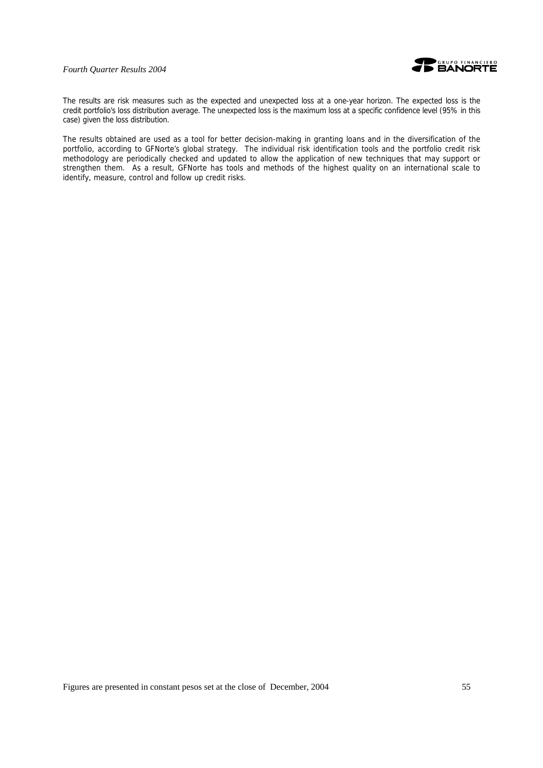The results are risk measures such as the expected and unexpected loss at a one-year horizon. The expected loss is the credit portfolio's loss distribution average. The unexpected loss is the maximum loss at a specific confidence level (95% in this case) given the loss distribution.

The results obtained are used as a tool for better decision-making in granting loans and in the diversification of the portfolio, according to GFNorte's global strategy. The individual risk identification tools and the portfolio credit risk methodology are periodically checked and updated to allow the application of new techniques that may support or strengthen them. As a result, GFNorte has tools and methods of the highest quality on an international scale to identify, measure, control and follow up credit risks.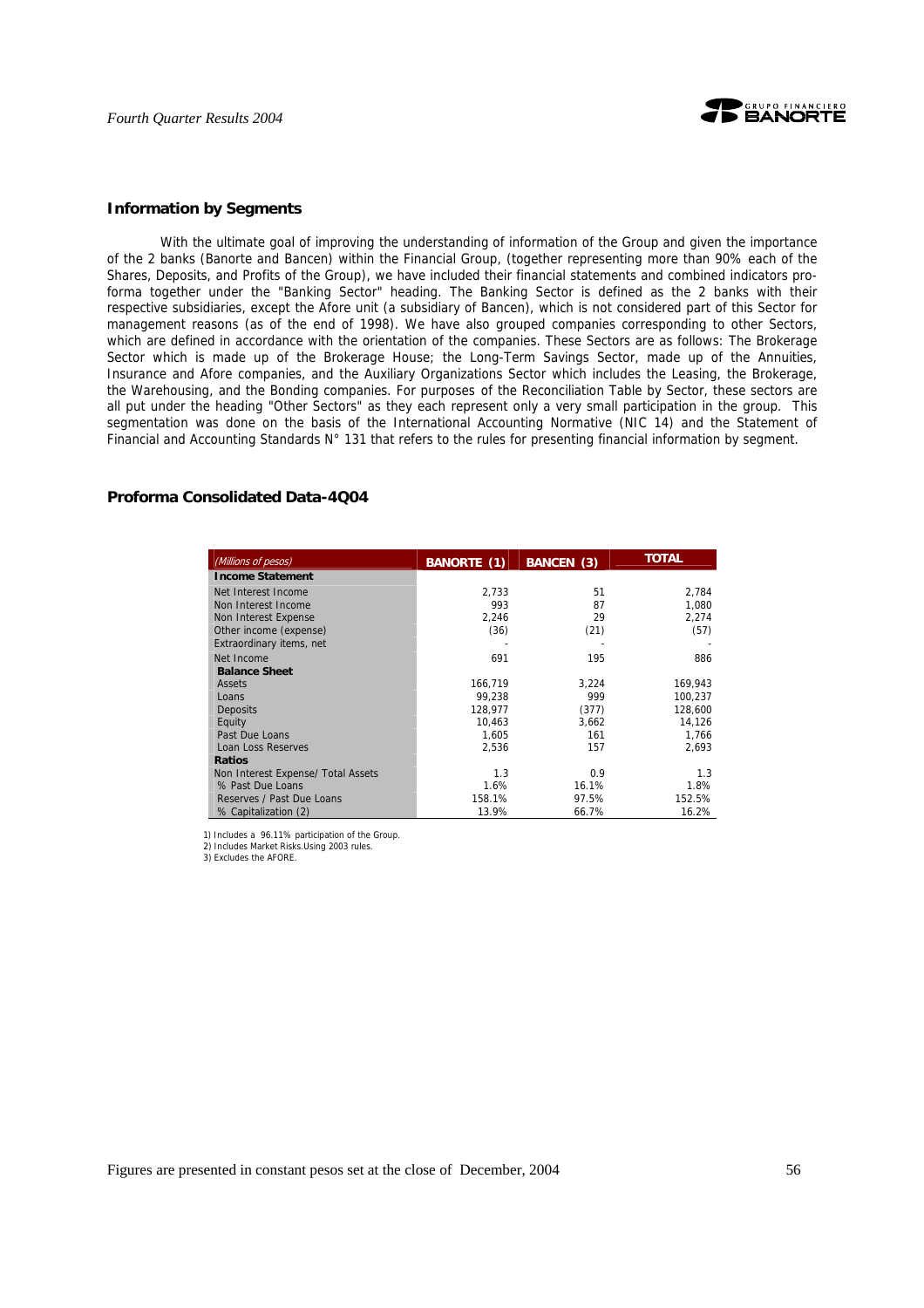## Information by Segments

With the ultimate goal of improving the understanding of information of the Group and given the importance of the 2 banks (Banorte and Bancen) within the Financial Group, (together representing more than 90% each of the Shares, Deposits, and Profits of the Group), we have included their financial statements and combined indicators pro-forma together under the "Banking Sector" heading. The Banking Sector is defined as the 2 banks with their respective subsidiaries, except the Afore unit (a subsidiary of Bancen), which is not considered part of this Sector for management reasons (as of the end of 1998). We have also grouped companies corresponding to other Sectors, which are defined in accordance with the orientation of the companies. These Sectors are as follows: The Brokerage Sector which is made up of the Brokerage House; the Long-Term Savings Sector, made up of the Annuities, Insurance and Afore companies, and the Auxiliary Organizations Sector which includes the Leasing, the Brokerage, the Warehousing, and the Bonding companies. For purposes of the Reconciliation Table by Sector, these sectors are all put under the heading "Other Sectors" as they each represent only a very small participation in the group. This segmentation was done on the basis of the International Accounting Normative (NIC 14) and the Statement of Financial and Accounting Standards N° 131 that refers to the rules for presenting financial information by segment.

## Proforma Consolidated Data-4Q04

| *(Millions of pesos)* | BANORTE (1) | BANCEN (3) | TOTAL |
|---|---|---|---|
| **Income Statement** | | | |
| Net Interest Income | 2,733 | 51 | 2,784 |
| Non Interest Income | 993 | 87 | 1,080 |
| Non Interest Expense | 2,246 | 29 | 2,274 |
| Other income (expense) | (36) | (21) | (57) |
| Extraordinary items, net | - | - | - |
| Net Income | 691 | 195 | 886 |
| **Balance Sheet** | | | |
| Assets | 166,719 | 3,224 | 169,943 |
| Loans | 99,238 | 999 | 100,237 |
| Deposits | 128,977 | (377) | 128,600 |
| Equity | 10,463 | 3,662 | 14,126 |
| Past Due Loans | 1,605 | 161 | 1,766 |
| Loan Loss Reserves | 2,536 | 157 | 2,693 |
| **Ratios** | | | |
| Non Interest Expense/ Total Assets | 1.3 | 0.9 | 1.3 |
| % Past Due Loans | 1.6% | 16.1% | 1.8% |
| Reserves / Past Due Loans | 158.1% | 97.5% | 152.5% |
| % Capitalization (2) | 13.9% | 66.7% | 16.2% |

1) Includes a 96.11% participation of the Group.
2) Includes Market Risks.Using 2003 rules.
3) Excludes the AFORE.

Figures are presented in constant pesos set at the close of December, 2004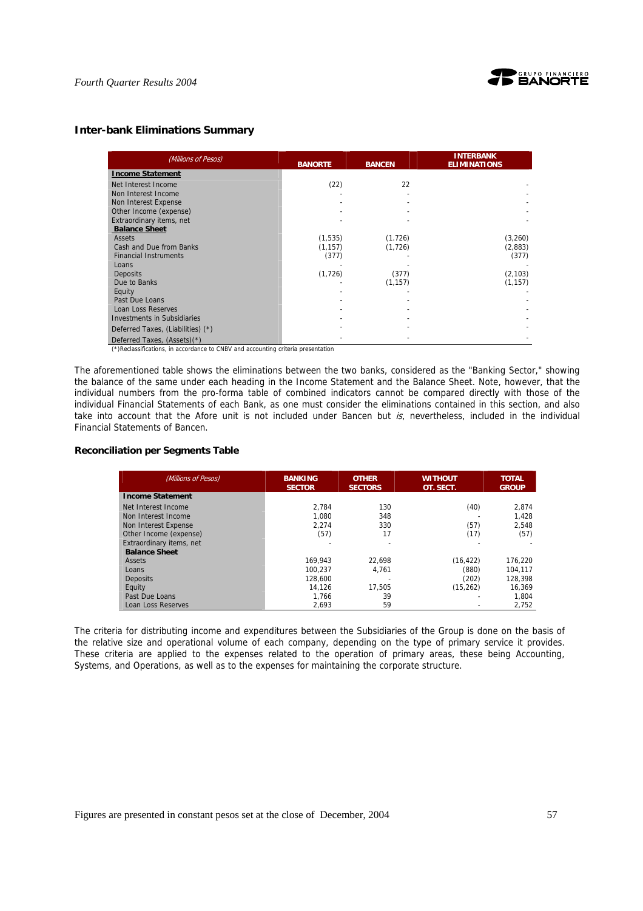### Inter-bank Eliminations Summary

| (Millions of Pesos) | BANORTE | BANCEN | INTERBANK ELIMINATIONS |
|---|---|---|---|
| **Income Statement** | | | |
| Net Interest Income | (22) | 22 | - |
| Non Interest Income | - | - | - |
| Non Interest Expense | - | - | - |
| Other Income (expense) | - | - | - |
| Extraordinary items, net | - | - | - |
| **Balance Sheet** | | | |
| Assets | (1,535) | (1.726) | (3,260) |
| Cash and Due from Banks | (1,157) | (1,726) | (2,883) |
| Financial Instruments | (377) | - | (377) |
| Loans | - | - | - |
| Deposits | (1,726) | (377) | (2,103) |
| Due to Banks | - | (1,157) | (1,157) |
| Equity | - | - | - |
| Past Due Loans | - | - | - |
| Loan Loss Reserves | - | - | - |
| Investments in Subsidiaries | - | - | - |
| Deferred Taxes, (Liabilities) (*) | - | - | - |
| Deferred Taxes, (Assets)(*) | - | - | - |

(*)Reclassifications, in accordance to CNBV and accounting criteria presentation

The aforementioned table shows the eliminations between the two banks, considered as the "Banking Sector," showing the balance of the same under each heading in the Income Statement and the Balance Sheet. Note, however, that the individual numbers from the pro-forma table of combined indicators cannot be compared directly with those of the individual Financial Statements of each Bank, as one must consider the eliminations contained in this section, and also take into account that the Afore unit is not included under Bancen but *is*, nevertheless, included in the individual Financial Statements of Bancen.

### Reconciliation per Segments Table

| (Millions of Pesos) | BANKING SECTOR | OTHER SECTORS | WITHOUT OT. SECT. | TOTAL GROUP |
|---|---|---|---|---|
| **Income Statement** | | | | |
| Net Interest Income | 2,784 | 130 | (40) | 2,874 |
| Non Interest Income | 1,080 | 348 | - | 1,428 |
| Non Interest Expense | 2,274 | 330 | (57) | 2,548 |
| Other Income (expense) | (57) | 17 | (17) | (57) |
| Extraordinary items, net | - | - | - | - |
| **Balance Sheet** | | | | |
| Assets | 169,943 | 22,698 | (16,422) | 176,220 |
| Loans | 100,237 | 4,761 | (880) | 104,117 |
| Deposits | 128,600 | - | (202) | 128,398 |
| Equity | 14,126 | 17,505 | (15,262) | 16,369 |
| Past Due Loans | 1,766 | 39 | - | 1,804 |
| Loan Loss Reserves | 2,693 | 59 | - | 2,752 |

The criteria for distributing income and expenditures between the Subsidiaries of the Group is done on the basis of the relative size and operational volume of each company, depending on the type of primary service it provides. These criteria are applied to the expenses related to the operation of primary areas, these being Accounting, Systems, and Operations, as well as to the expenses for maintaining the corporate structure.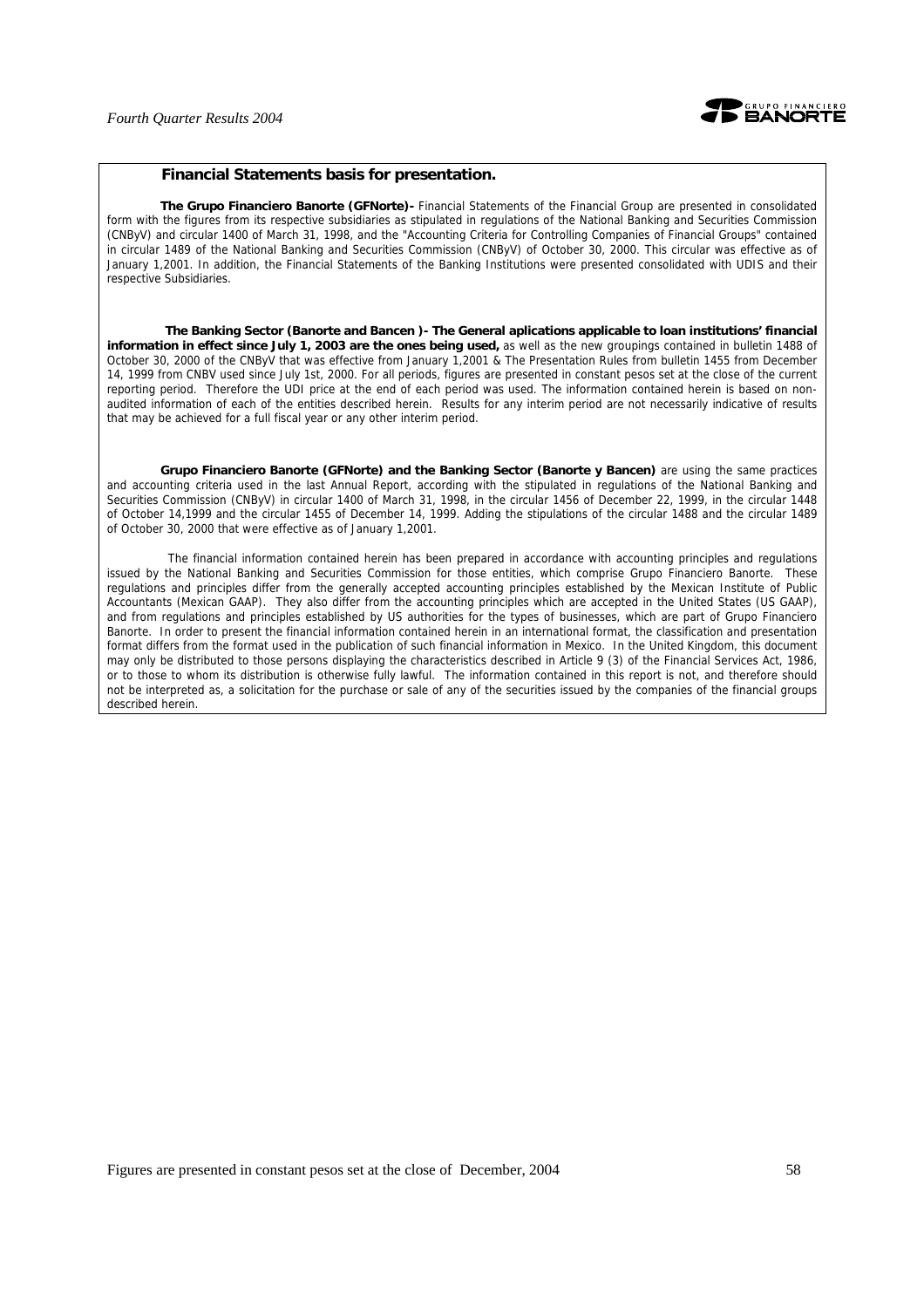## Financial Statements basis for presentation.

**The Grupo Financiero Banorte (GFNorte)-** Financial Statements of the Financial Group are presented in consolidated form with the figures from its respective subsidiaries as stipulated in regulations of the National Banking and Securities Commission (CNByV) and circular 1400 of March 31, 1998, and the "Accounting Criteria for Controlling Companies of Financial Groups" contained in circular 1489 of the National Banking and Securities Commission (CNByV) of October 30, 2000. This circular was effective as of January 1,2001. In addition, the Financial Statements of the Banking Institutions were presented consolidated with UDIS and their respective Subsidiaries.

**The Banking Sector (Banorte and Bancen )- The General aplications applicable to loan institutions' financial information in effect since July 1, 2003 are the ones being used,** as well as the new groupings contained in bulletin 1488 of October 30, 2000 of the CNByV that was effective from January 1,2001 & The Presentation Rules from bulletin 1455 from December 14, 1999 from CNBV used since July 1st, 2000. For all periods, figures are presented in constant pesos set at the close of the current reporting period. Therefore the UDI price at the end of each period was used. The information contained herein is based on non-audited information of each of the entities described herein. Results for any interim period are not necessarily indicative of results that may be achieved for a full fiscal year or any other interim period.

**Grupo Financiero Banorte (GFNorte) and the Banking Sector (Banorte y Bancen)** are using the same practices and accounting criteria used in the last Annual Report, according with the stipulated in regulations of the National Banking and Securities Commission (CNByV) in circular 1400 of March 31, 1998, in the circular 1456 of December 22, 1999, in the circular 1448 of October 14,1999 and the circular 1455 of December 14, 1999. Adding the stipulations of the circular 1488 and the circular 1489 of October 30, 2000 that were effective as of January 1,2001.

The financial information contained herein has been prepared in accordance with accounting principles and regulations issued by the National Banking and Securities Commission for those entities, which comprise Grupo Financiero Banorte. These regulations and principles differ from the generally accepted accounting principles established by the Mexican Institute of Public Accountants (Mexican GAAP). They also differ from the accounting principles which are accepted in the United States (US GAAP), and from regulations and principles established by US authorities for the types of businesses, which are part of Grupo Financiero Banorte. In order to present the financial information contained herein in an international format, the classification and presentation format differs from the format used in the publication of such financial information in Mexico. In the United Kingdom, this document may only be distributed to those persons displaying the characteristics described in Article 9 (3) of the Financial Services Act, 1986, or to those to whom its distribution is otherwise fully lawful. The information contained in this report is not, and therefore should not be interpreted as, a solicitation for the purchase or sale of any of the securities issued by the companies of the financial groups described herein.